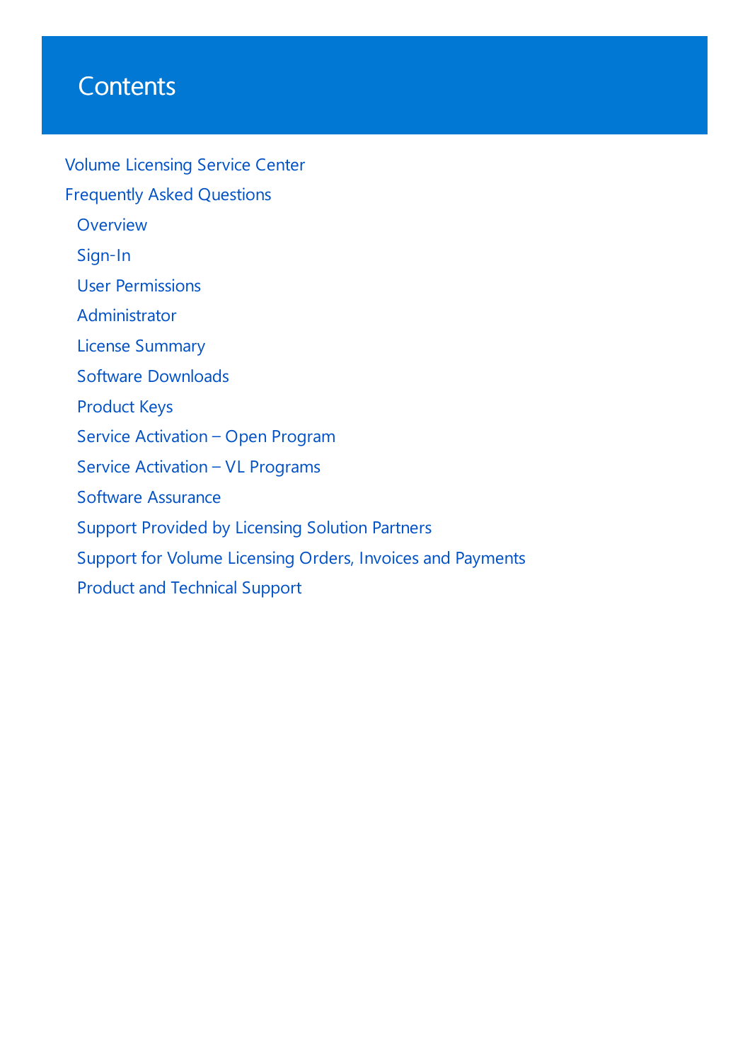# Contents

- Volume Licensing Service Center
- Frequently Asked Questions
  - Overview
  - Sign-In
  - User Permissions
  - Administrator
  - License Summary
  - Software Downloads
  - Product Keys
  - Service Activation – Open Program
  - Service Activation – VL Programs
  - Software Assurance
  - Support Provided by Licensing Solution Partners
  - Support for Volume Licensing Orders, Invoices and Payments
  - Product and Technical Support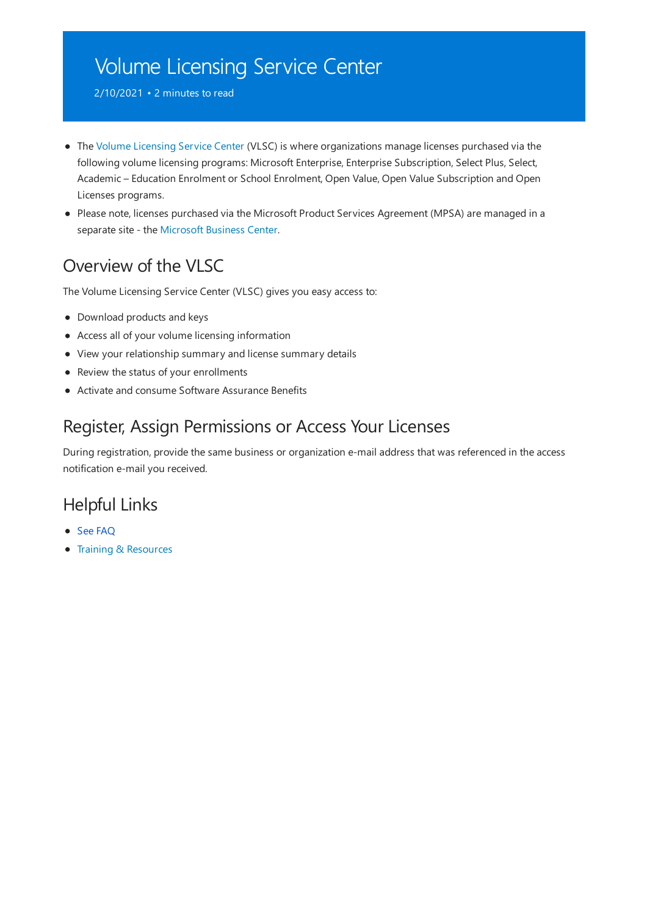# Volume Licensing Service Center

2/10/2021 • 2 minutes to read

- The Volume Licensing Service Center (VLSC) is where organizations manage licenses purchased via the following volume licensing programs: Microsoft Enterprise, Enterprise Subscription, Select Plus, Select, Academic – Education Enrolment or School Enrolment, Open Value, Open Value Subscription and Open Licenses programs.
- Please note, licenses purchased via the Microsoft Product Services Agreement (MPSA) are managed in a separate site - the Microsoft Business Center.

## Overview of the VLSC

The Volume Licensing Service Center (VLSC) gives you easy access to:

- Download products and keys
- Access all of your volume licensing information
- View your relationship summary and license summary details
- Review the status of your enrollments
- Activate and consume Software Assurance Benefits

## Register, Assign Permissions or Access Your Licenses

During registration, provide the same business or organization e-mail address that was referenced in the access notification e-mail you received.

## Helpful Links

- See FAQ
- Training & Resources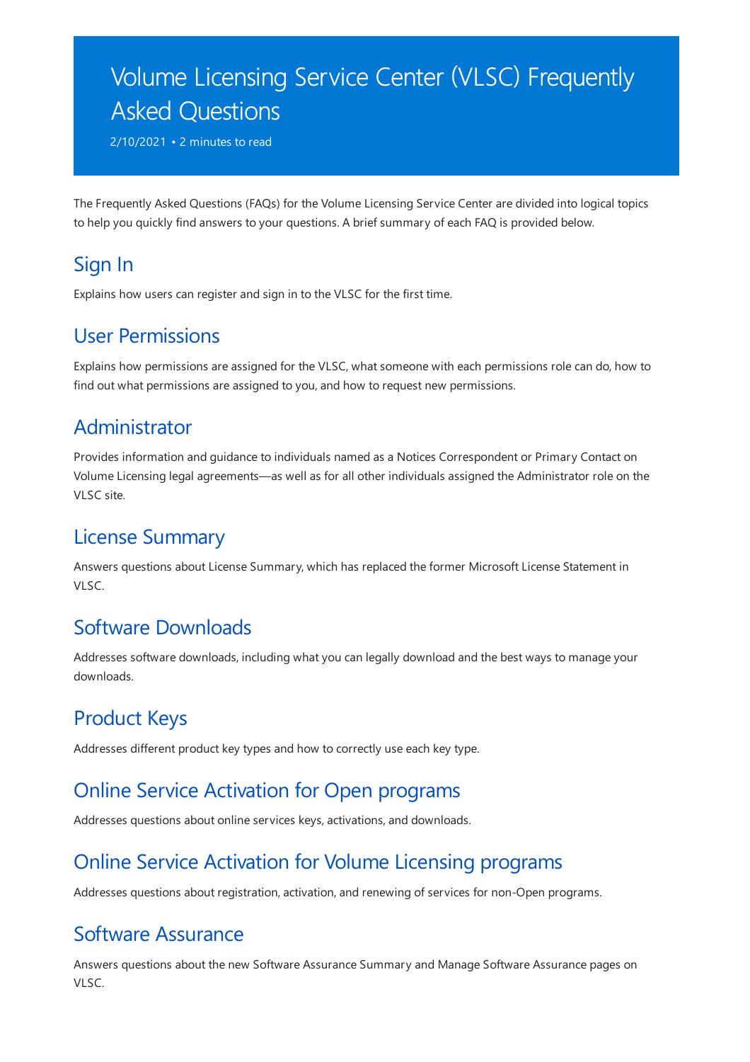# Volume Licensing Service Center (VLSC) Frequently Asked Questions

2/10/2021 • 2 minutes to read

The Frequently Asked Questions (FAQs) for the Volume Licensing Service Center are divided into logical topics to help you quickly find answers to your questions. A brief summary of each FAQ is provided below.

## Sign In

Explains how users can register and sign in to the VLSC for the first time.

## User Permissions

Explains how permissions are assigned for the VLSC, what someone with each permissions role can do, how to find out what permissions are assigned to you, and how to request new permissions.

## Administrator

Provides information and guidance to individuals named as a Notices Correspondent or Primary Contact on Volume Licensing legal agreements—as well as for all other individuals assigned the Administrator role on the VLSC site.

## License Summary

Answers questions about License Summary, which has replaced the former Microsoft License Statement in VLSC.

## Software Downloads

Addresses software downloads, including what you can legally download and the best ways to manage your downloads.

## Product Keys

Addresses different product key types and how to correctly use each key type.

## Online Service Activation for Open programs

Addresses questions about online services keys, activations, and downloads.

## Online Service Activation for Volume Licensing programs

Addresses questions about registration, activation, and renewing of services for non-Open programs.

## Software Assurance

Answers questions about the new Software Assurance Summary and Manage Software Assurance pages on VLSC.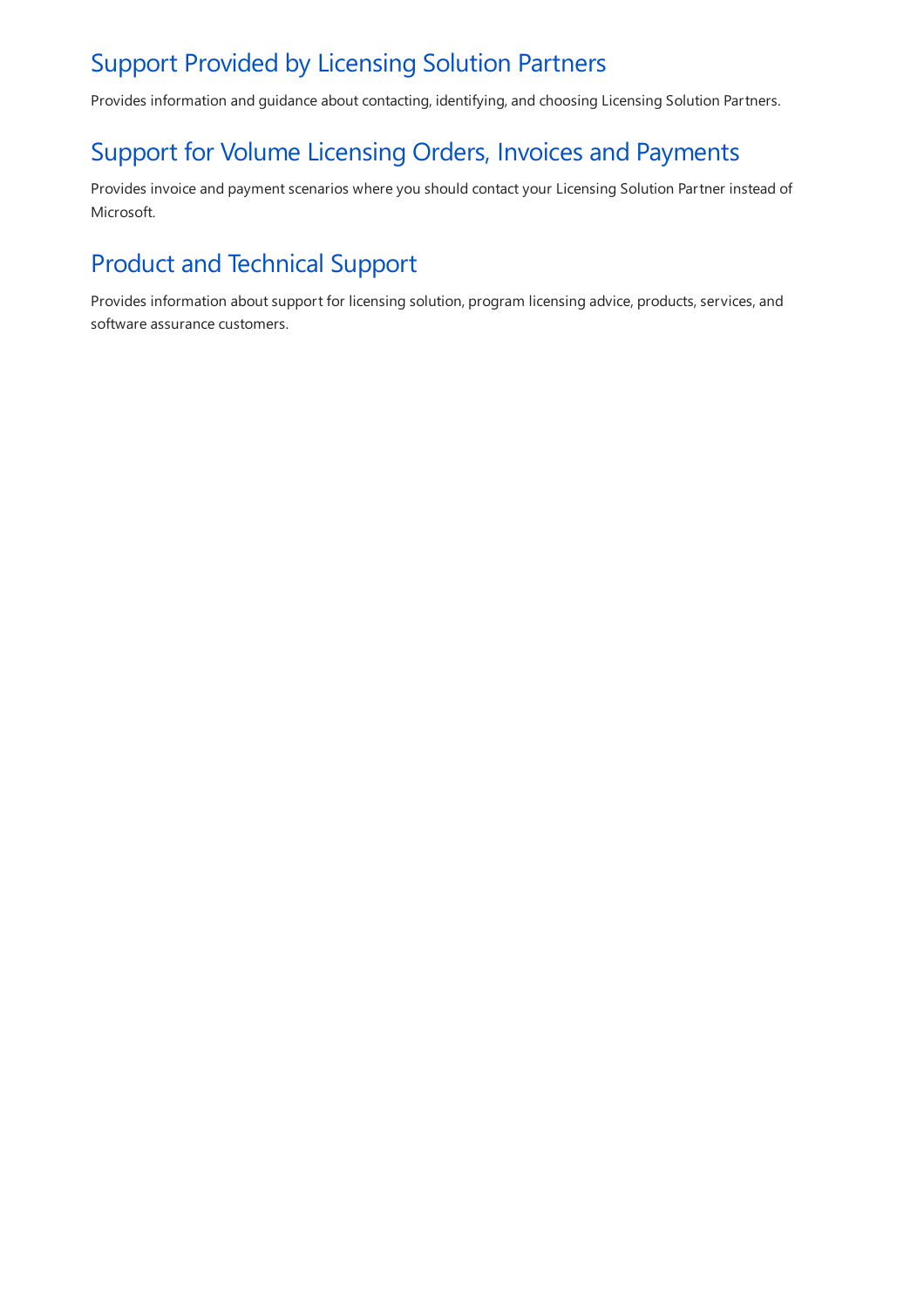## Support Provided by Licensing Solution Partners

Provides information and guidance about contacting, identifying, and choosing Licensing Solution Partners.

## Support for Volume Licensing Orders, Invoices and Payments

Provides invoice and payment scenarios where you should contact your Licensing Solution Partner instead of Microsoft.

## Product and Technical Support

Provides information about support for licensing solution, program licensing advice, products, services, and software assurance customers.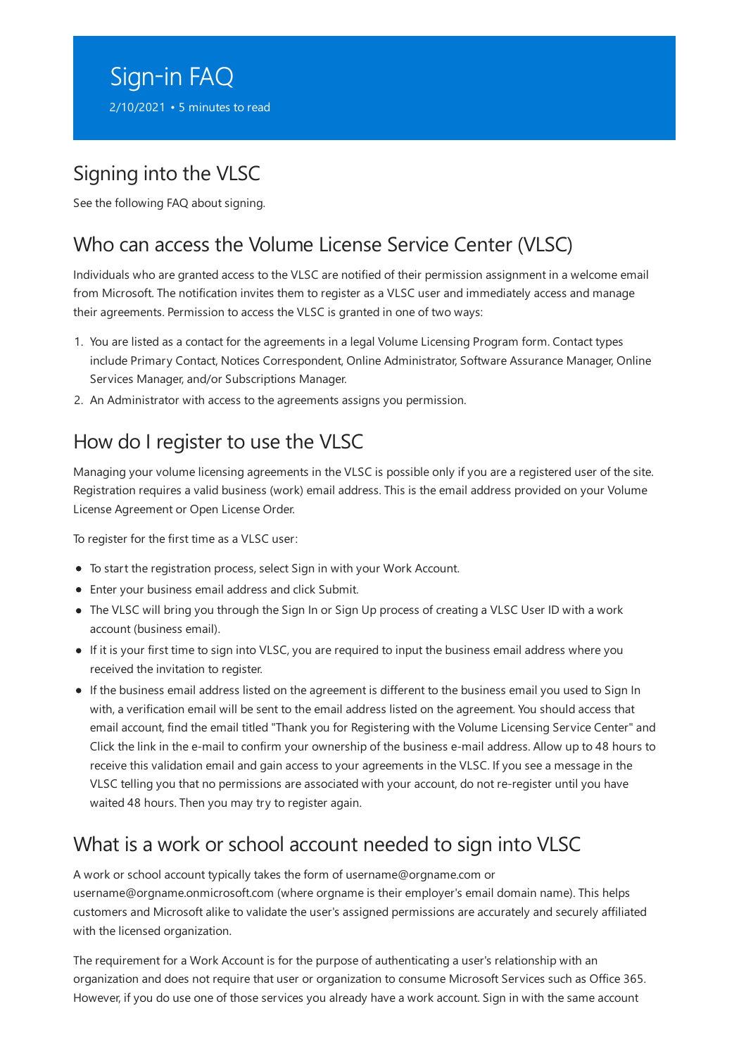# Sign-in FAQ

2/10/2021 • 5 minutes to read

## Signing into the VLSC

See the following FAQ about signing.

## Who can access the Volume License Service Center (VLSC)

Individuals who are granted access to the VLSC are notified of their permission assignment in a welcome email from Microsoft. The notification invites them to register as a VLSC user and immediately access and manage their agreements. Permission to access the VLSC is granted in one of two ways:

1. You are listed as a contact for the agreements in a legal Volume Licensing Program form. Contact types include Primary Contact, Notices Correspondent, Online Administrator, Software Assurance Manager, Online Services Manager, and/or Subscriptions Manager.
2. An Administrator with access to the agreements assigns you permission.

## How do I register to use the VLSC

Managing your volume licensing agreements in the VLSC is possible only if you are a registered user of the site. Registration requires a valid business (work) email address. This is the email address provided on your Volume License Agreement or Open License Order.

To register for the first time as a VLSC user:

- To start the registration process, select Sign in with your Work Account.
- Enter your business email address and click Submit.
- The VLSC will bring you through the Sign In or Sign Up process of creating a VLSC User ID with a work account (business email).
- If it is your first time to sign into VLSC, you are required to input the business email address where you received the invitation to register.
- If the business email address listed on the agreement is different to the business email you used to Sign In with, a verification email will be sent to the email address listed on the agreement. You should access that email account, find the email titled "Thank you for Registering with the Volume Licensing Service Center" and Click the link in the e-mail to confirm your ownership of the business e-mail address. Allow up to 48 hours to receive this validation email and gain access to your agreements in the VLSC. If you see a message in the VLSC telling you that no permissions are associated with your account, do not re-register until you have waited 48 hours. Then you may try to register again.

## What is a work or school account needed to sign into VLSC

A work or school account typically takes the form of username@orgname.com or username@orgname.onmicrosoft.com (where orgname is their employer's email domain name). This helps customers and Microsoft alike to validate the user's assigned permissions are accurately and securely affiliated with the licensed organization.

The requirement for a Work Account is for the purpose of authenticating a user's relationship with an organization and does not require that user or organization to consume Microsoft Services such as Office 365. However, if you do use one of those services you already have a work account. Sign in with the same account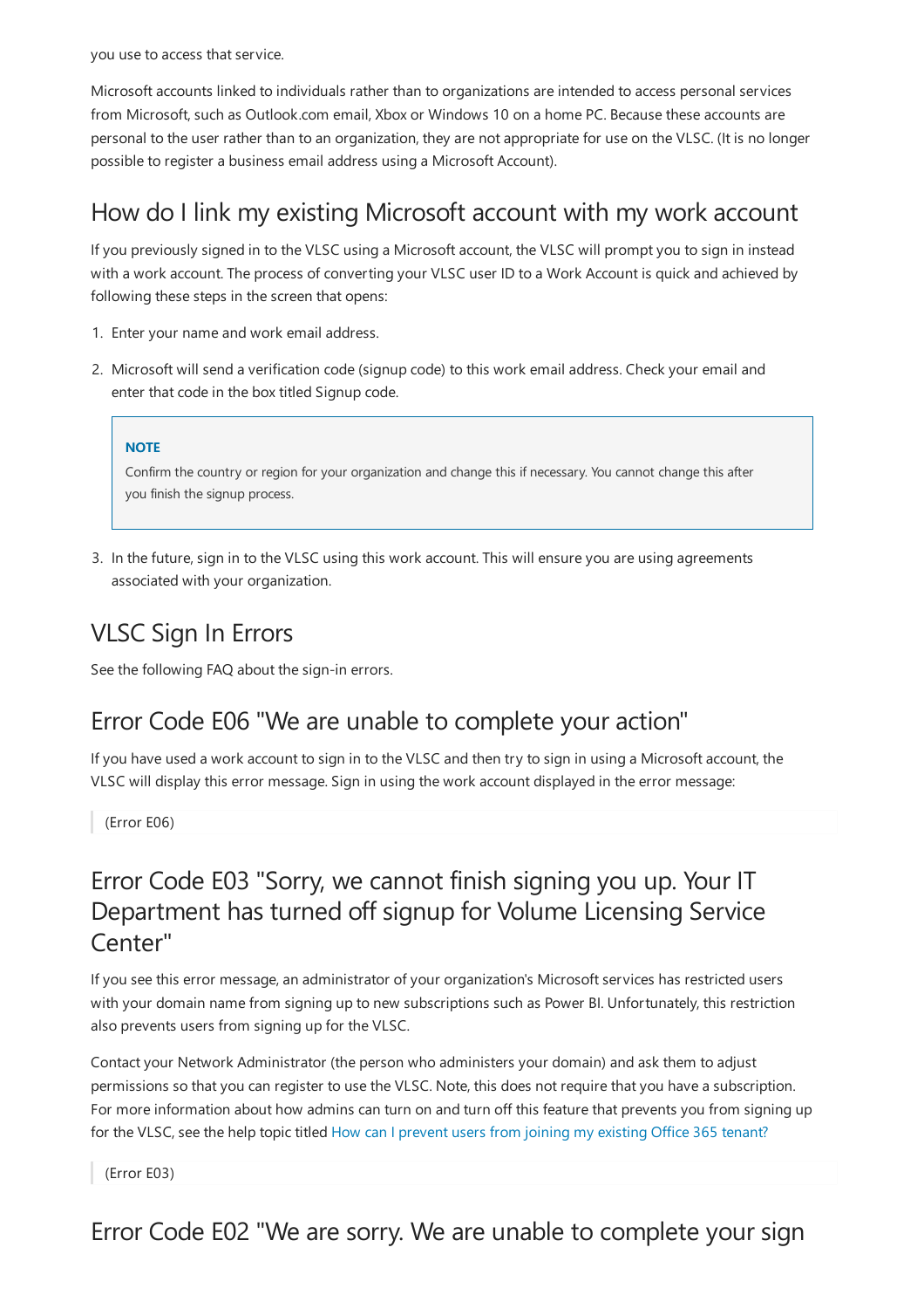you use to access that service.

Microsoft accounts linked to individuals rather than to organizations are intended to access personal services from Microsoft, such as Outlook.com email, Xbox or Windows 10 on a home PC. Because these accounts are personal to the user rather than to an organization, they are not appropriate for use on the VLSC. (It is no longer possible to register a business email address using a Microsoft Account).

## How do I link my existing Microsoft account with my work account

If you previously signed in to the VLSC using a Microsoft account, the VLSC will prompt you to sign in instead with a work account. The process of converting your VLSC user ID to a Work Account is quick and achieved by following these steps in the screen that opens:

1. Enter your name and work email address.
2. Microsoft will send a verification code (signup code) to this work email address. Check your email and enter that code in the box titled Signup code.

> **NOTE**
>
> Confirm the country or region for your organization and change this if necessary. You cannot change this after you finish the signup process.

3. In the future, sign in to the VLSC using this work account. This will ensure you are using agreements associated with your organization.

## VLSC Sign In Errors

See the following FAQ about the sign-in errors.

## Error Code E06 "We are unable to complete your action"

If you have used a work account to sign in to the VLSC and then try to sign in using a Microsoft account, the VLSC will display this error message. Sign in using the work account displayed in the error message:

> (Error E06)

## Error Code E03 "Sorry, we cannot finish signing you up. Your IT Department has turned off signup for Volume Licensing Service Center"

If you see this error message, an administrator of your organization's Microsoft services has restricted users with your domain name from signing up to new subscriptions such as Power BI. Unfortunately, this restriction also prevents users from signing up for the VLSC.

Contact your Network Administrator (the person who administers your domain) and ask them to adjust permissions so that you can register to use the VLSC. Note, this does not require that you have a subscription. For more information about how admins can turn on and turn off this feature that prevents you from signing up for the VLSC, see the help topic titled How can I prevent users from joining my existing Office 365 tenant?

> (Error E03)

## Error Code E02 "We are sorry. We are unable to complete your sign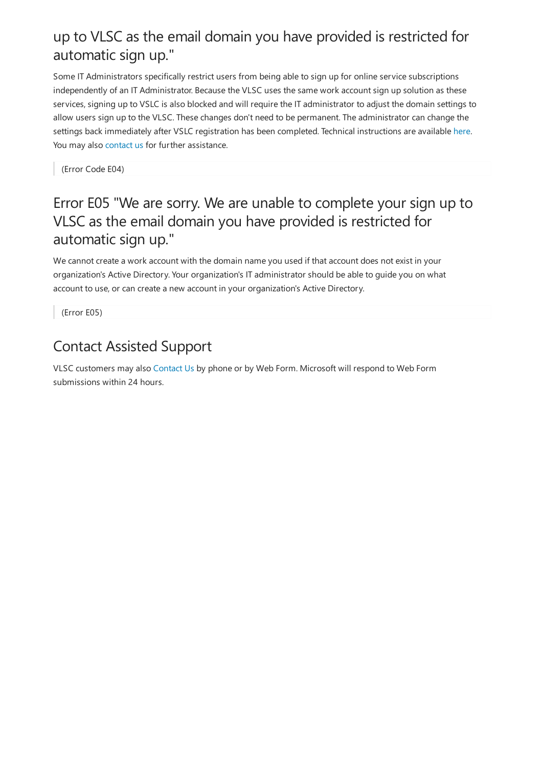## up to VLSC as the email domain you have provided is restricted for automatic sign up."

Some IT Administrators specifically restrict users from being able to sign up for online service subscriptions independently of an IT Administrator. Because the VLSC uses the same work account sign up solution as these services, signing up to VSLC is also blocked and will require the IT administrator to adjust the domain settings to allow users sign up to the VLSC. These changes don't need to be permanent. The administrator can change the settings back immediately after VSLC registration has been completed. Technical instructions are available here. You may also contact us for further assistance.

> (Error Code E04)

## Error E05 "We are sorry. We are unable to complete your sign up to VLSC as the email domain you have provided is restricted for automatic sign up."

We cannot create a work account with the domain name you used if that account does not exist in your organization's Active Directory. Your organization's IT administrator should be able to guide you on what account to use, or can create a new account in your organization's Active Directory.

> (Error E05)

## Contact Assisted Support

VLSC customers may also Contact Us by phone or by Web Form. Microsoft will respond to Web Form submissions within 24 hours.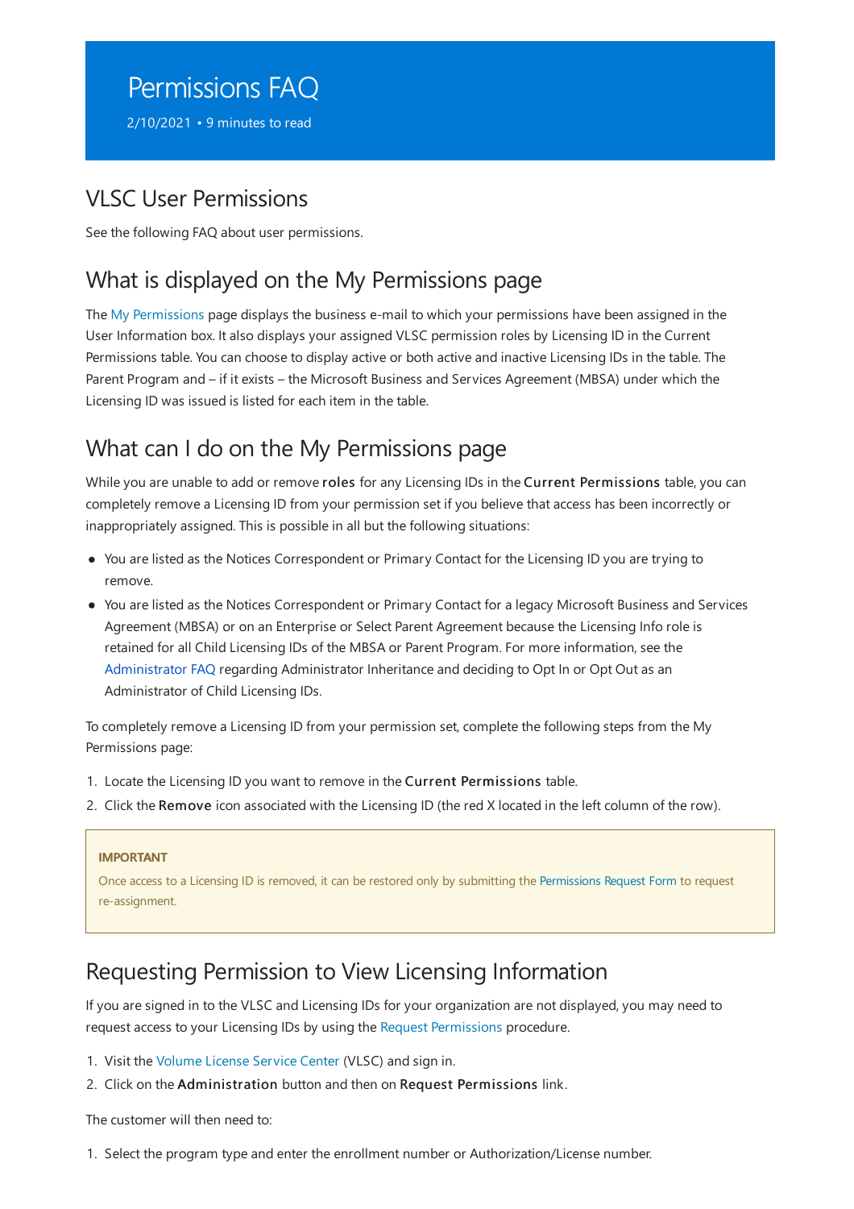# Permissions FAQ

2/10/2021 • 9 minutes to read

## VLSC User Permissions

See the following FAQ about user permissions.

## What is displayed on the My Permissions page

The My Permissions page displays the business e-mail to which your permissions have been assigned in the User Information box. It also displays your assigned VLSC permission roles by Licensing ID in the Current Permissions table. You can choose to display active or both active and inactive Licensing IDs in the table. The Parent Program and – if it exists – the Microsoft Business and Services Agreement (MBSA) under which the Licensing ID was issued is listed for each item in the table.

## What can I do on the My Permissions page

While you are unable to add or remove **roles** for any Licensing IDs in the **Current Permissions** table, you can completely remove a Licensing ID from your permission set if you believe that access has been incorrectly or inappropriately assigned. This is possible in all but the following situations:

- You are listed as the Notices Correspondent or Primary Contact for the Licensing ID you are trying to remove.
- You are listed as the Notices Correspondent or Primary Contact for a legacy Microsoft Business and Services Agreement (MBSA) or on an Enterprise or Select Parent Agreement because the Licensing Info role is retained for all Child Licensing IDs of the MBSA or Parent Program. For more information, see the Administrator FAQ regarding Administrator Inheritance and deciding to Opt In or Opt Out as an Administrator of Child Licensing IDs.

To completely remove a Licensing ID from your permission set, complete the following steps from the My Permissions page:

1. Locate the Licensing ID you want to remove in the **Current Permissions** table.
2. Click the **Remove** icon associated with the Licensing ID (the red X located in the left column of the row).

> **IMPORTANT**
>
> Once access to a Licensing ID is removed, it can be restored only by submitting the Permissions Request Form to request re-assignment.

## Requesting Permission to View Licensing Information

If you are signed in to the VLSC and Licensing IDs for your organization are not displayed, you may need to request access to your Licensing IDs by using the Request Permissions procedure.

1. Visit the Volume License Service Center (VLSC) and sign in.
2. Click on the **Administration** button and then on **Request Permissions** link.

The customer will then need to:

1. Select the program type and enter the enrollment number or Authorization/License number.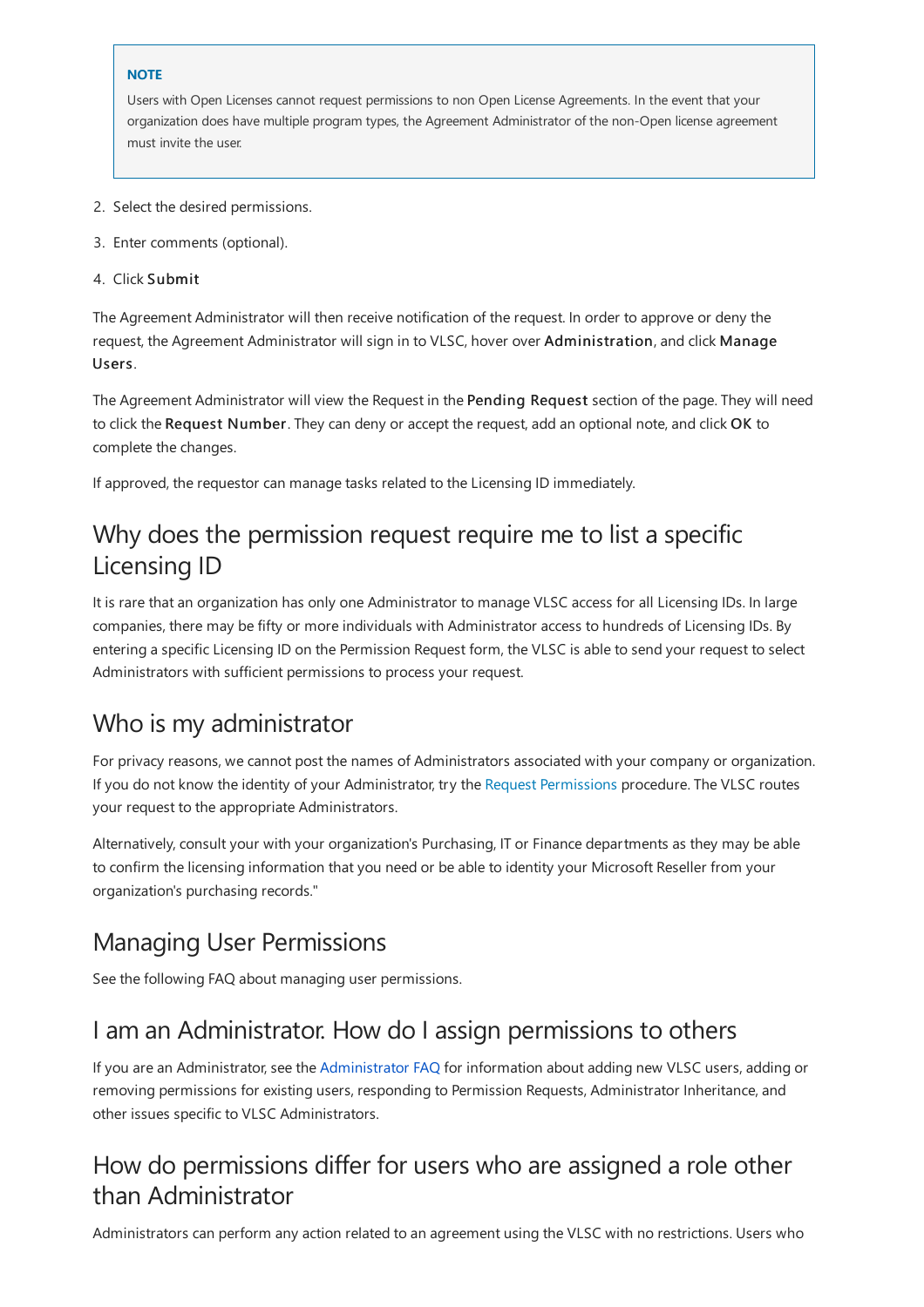> **NOTE**
>
> Users with Open Licenses cannot request permissions to non Open License Agreements. In the event that your organization does have multiple program types, the Agreement Administrator of the non-Open license agreement must invite the user.

2. Select the desired permissions.
3. Enter comments (optional).
4. Click **Submit**

The Agreement Administrator will then receive notification of the request. In order to approve or deny the request, the Agreement Administrator will sign in to VLSC, hover over **Administration**, and click **Manage Users**.

The Agreement Administrator will view the Request in the **Pending Request** section of the page. They will need to click the **Request Number**. They can deny or accept the request, add an optional note, and click **OK** to complete the changes.

If approved, the requestor can manage tasks related to the Licensing ID immediately.

## Why does the permission request require me to list a specific Licensing ID

It is rare that an organization has only one Administrator to manage VLSC access for all Licensing IDs. In large companies, there may be fifty or more individuals with Administrator access to hundreds of Licensing IDs. By entering a specific Licensing ID on the Permission Request form, the VLSC is able to send your request to select Administrators with sufficient permissions to process your request.

## Who is my administrator

For privacy reasons, we cannot post the names of Administrators associated with your company or organization. If you do not know the identity of your Administrator, try the Request Permissions procedure. The VLSC routes your request to the appropriate Administrators.

Alternatively, consult your with your organization's Purchasing, IT or Finance departments as they may be able to confirm the licensing information that you need or be able to identity your Microsoft Reseller from your organization's purchasing records."

## Managing User Permissions

See the following FAQ about managing user permissions.

## I am an Administrator. How do I assign permissions to others

If you are an Administrator, see the Administrator FAQ for information about adding new VLSC users, adding or removing permissions for existing users, responding to Permission Requests, Administrator Inheritance, and other issues specific to VLSC Administrators.

## How do permissions differ for users who are assigned a role other than Administrator

Administrators can perform any action related to an agreement using the VLSC with no restrictions. Users who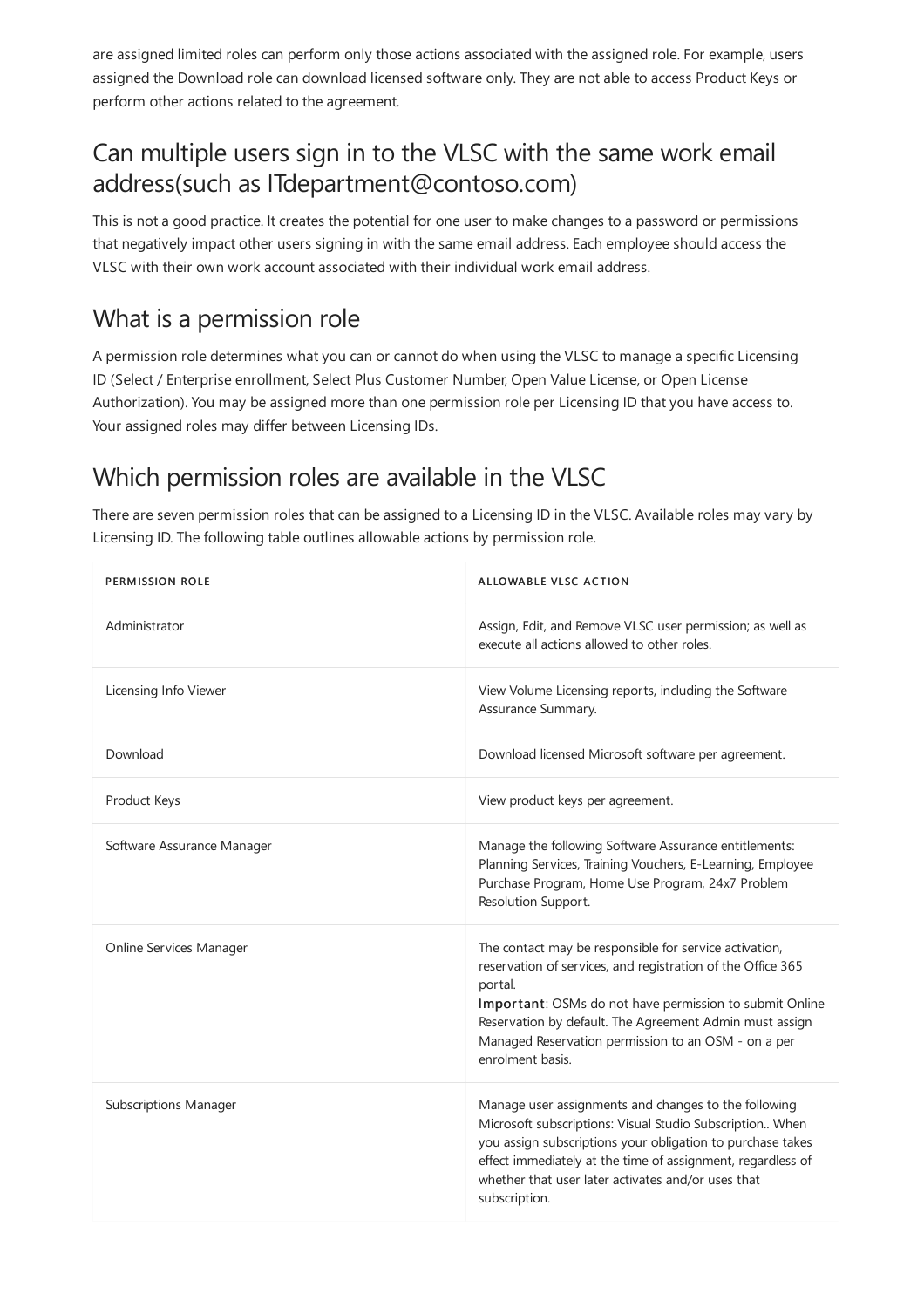are assigned limited roles can perform only those actions associated with the assigned role. For example, users assigned the Download role can download licensed software only. They are not able to access Product Keys or perform other actions related to the agreement.

## Can multiple users sign in to the VLSC with the same work email address(such as ITdepartment@contoso.com)

This is not a good practice. It creates the potential for one user to make changes to a password or permissions that negatively impact other users signing in with the same email address. Each employee should access the VLSC with their own work account associated with their individual work email address.

## What is a permission role

A permission role determines what you can or cannot do when using the VLSC to manage a specific Licensing ID (Select / Enterprise enrollment, Select Plus Customer Number, Open Value License, or Open License Authorization). You may be assigned more than one permission role per Licensing ID that you have access to. Your assigned roles may differ between Licensing IDs.

## Which permission roles are available in the VLSC

There are seven permission roles that can be assigned to a Licensing ID in the VLSC. Available roles may vary by Licensing ID. The following table outlines allowable actions by permission role.

| PERMISSION ROLE | ALLOWABLE VLSC ACTION |
| --- | --- |
| Administrator | Assign, Edit, and Remove VLSC user permission; as well as execute all actions allowed to other roles. |
| Licensing Info Viewer | View Volume Licensing reports, including the Software Assurance Summary. |
| Download | Download licensed Microsoft software per agreement. |
| Product Keys | View product keys per agreement. |
| Software Assurance Manager | Manage the following Software Assurance entitlements: Planning Services, Training Vouchers, E-Learning, Employee Purchase Program, Home Use Program, 24x7 Problem Resolution Support. |
| Online Services Manager | The contact may be responsible for service activation, reservation of services, and registration of the Office 365 portal.<br>**Important**: OSMs do not have permission to submit Online Reservation by default. The Agreement Admin must assign Managed Reservation permission to an OSM - on a per enrolment basis. |
| Subscriptions Manager | Manage user assignments and changes to the following Microsoft subscriptions: Visual Studio Subscription.. When you assign subscriptions your obligation to purchase takes effect immediately at the time of assignment, regardless of whether that user later activates and/or uses that subscription. |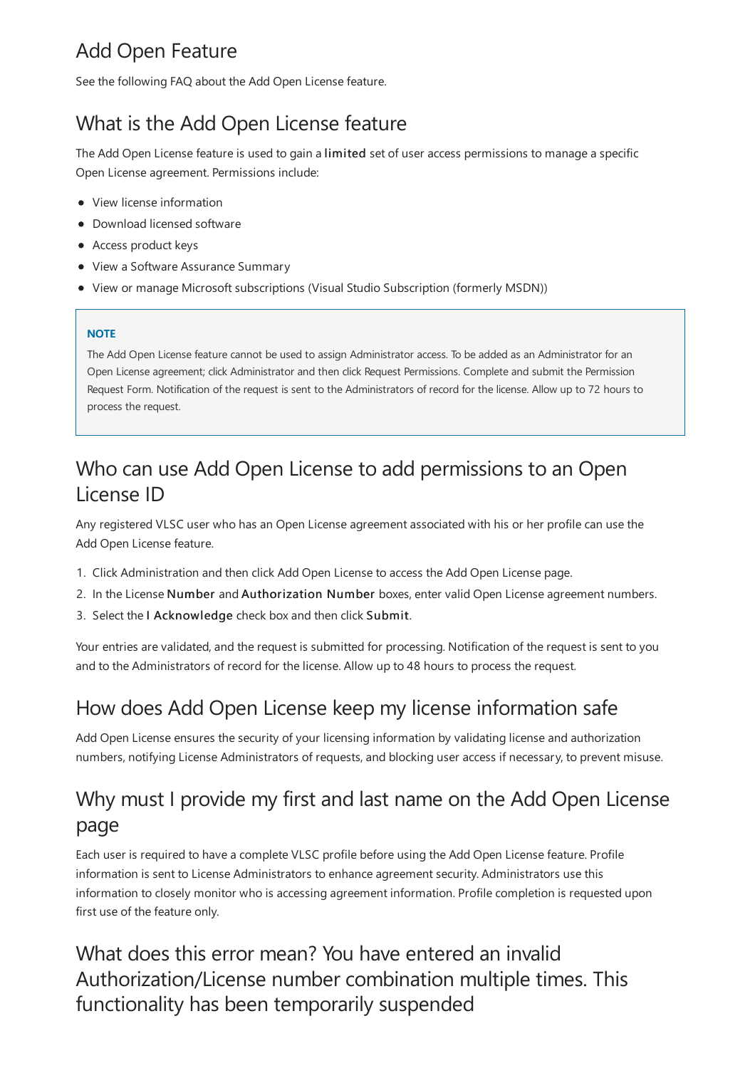## Add Open Feature

See the following FAQ about the Add Open License feature.

## What is the Add Open License feature

The Add Open License feature is used to gain a **limited** set of user access permissions to manage a specific Open License agreement. Permissions include:

- View license information
- Download licensed software
- Access product keys
- View a Software Assurance Summary
- View or manage Microsoft subscriptions (Visual Studio Subscription (formerly MSDN))

> **NOTE**
>
> The Add Open License feature cannot be used to assign Administrator access. To be added as an Administrator for an Open License agreement; click Administrator and then click Request Permissions. Complete and submit the Permission Request Form. Notification of the request is sent to the Administrators of record for the license. Allow up to 72 hours to process the request.

## Who can use Add Open License to add permissions to an Open License ID

Any registered VLSC user who has an Open License agreement associated with his or her profile can use the Add Open License feature.

1. Click Administration and then click Add Open License to access the Add Open License page.
2. In the License **Number** and **Authorization Number** boxes, enter valid Open License agreement numbers.
3. Select the **I Acknowledge** check box and then click **Submit**.

Your entries are validated, and the request is submitted for processing. Notification of the request is sent to you and to the Administrators of record for the license. Allow up to 48 hours to process the request.

## How does Add Open License keep my license information safe

Add Open License ensures the security of your licensing information by validating license and authorization numbers, notifying License Administrators of requests, and blocking user access if necessary, to prevent misuse.

## Why must I provide my first and last name on the Add Open License page

Each user is required to have a complete VLSC profile before using the Add Open License feature. Profile information is sent to License Administrators to enhance agreement security. Administrators use this information to closely monitor who is accessing agreement information. Profile completion is requested upon first use of the feature only.

## What does this error mean? You have entered an invalid Authorization/License number combination multiple times. This functionality has been temporarily suspended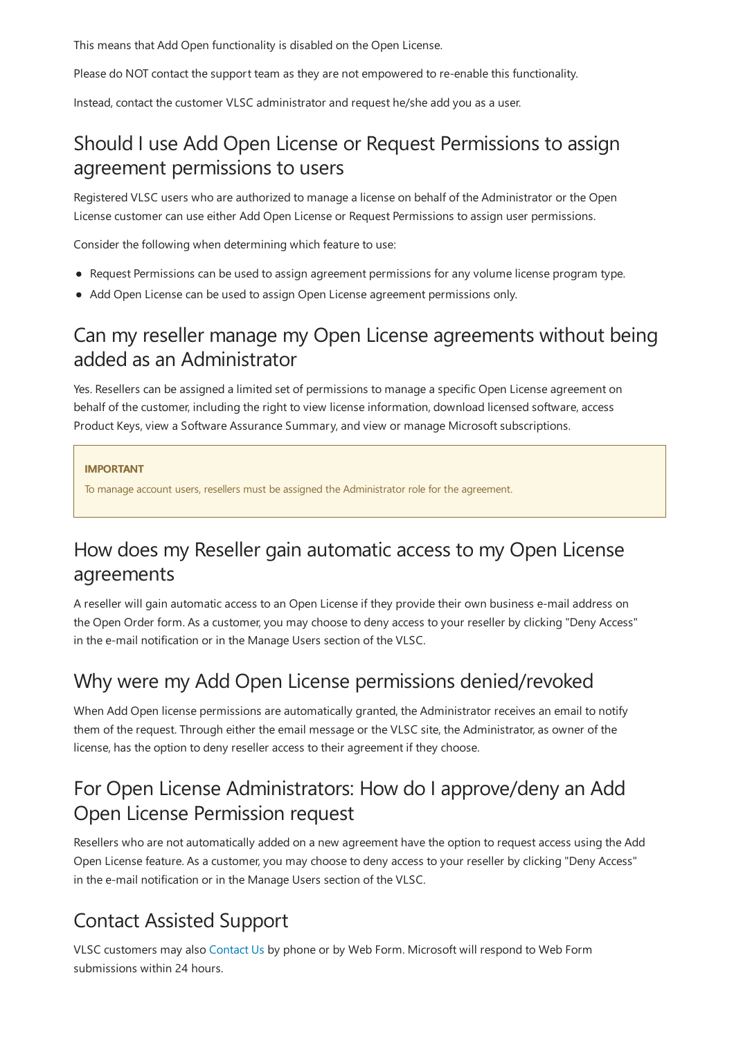This means that Add Open functionality is disabled on the Open License.

Please do NOT contact the support team as they are not empowered to re-enable this functionality.

Instead, contact the customer VLSC administrator and request he/she add you as a user.

## Should I use Add Open License or Request Permissions to assign agreement permissions to users

Registered VLSC users who are authorized to manage a license on behalf of the Administrator or the Open License customer can use either Add Open License or Request Permissions to assign user permissions.

Consider the following when determining which feature to use:

- Request Permissions can be used to assign agreement permissions for any volume license program type.
- Add Open License can be used to assign Open License agreement permissions only.

## Can my reseller manage my Open License agreements without being added as an Administrator

Yes. Resellers can be assigned a limited set of permissions to manage a specific Open License agreement on behalf of the customer, including the right to view license information, download licensed software, access Product Keys, view a Software Assurance Summary, and view or manage Microsoft subscriptions.

> **IMPORTANT**
>
> To manage account users, resellers must be assigned the Administrator role for the agreement.

## How does my Reseller gain automatic access to my Open License agreements

A reseller will gain automatic access to an Open License if they provide their own business e-mail address on the Open Order form. As a customer, you may choose to deny access to your reseller by clicking "Deny Access" in the e-mail notification or in the Manage Users section of the VLSC.

## Why were my Add Open License permissions denied/revoked

When Add Open license permissions are automatically granted, the Administrator receives an email to notify them of the request. Through either the email message or the VLSC site, the Administrator, as owner of the license, has the option to deny reseller access to their agreement if they choose.

## For Open License Administrators: How do I approve/deny an Add Open License Permission request

Resellers who are not automatically added on a new agreement have the option to request access using the Add Open License feature. As a customer, you may choose to deny access to your reseller by clicking "Deny Access" in the e-mail notification or in the Manage Users section of the VLSC.

## Contact Assisted Support

VLSC customers may also Contact Us by phone or by Web Form. Microsoft will respond to Web Form submissions within 24 hours.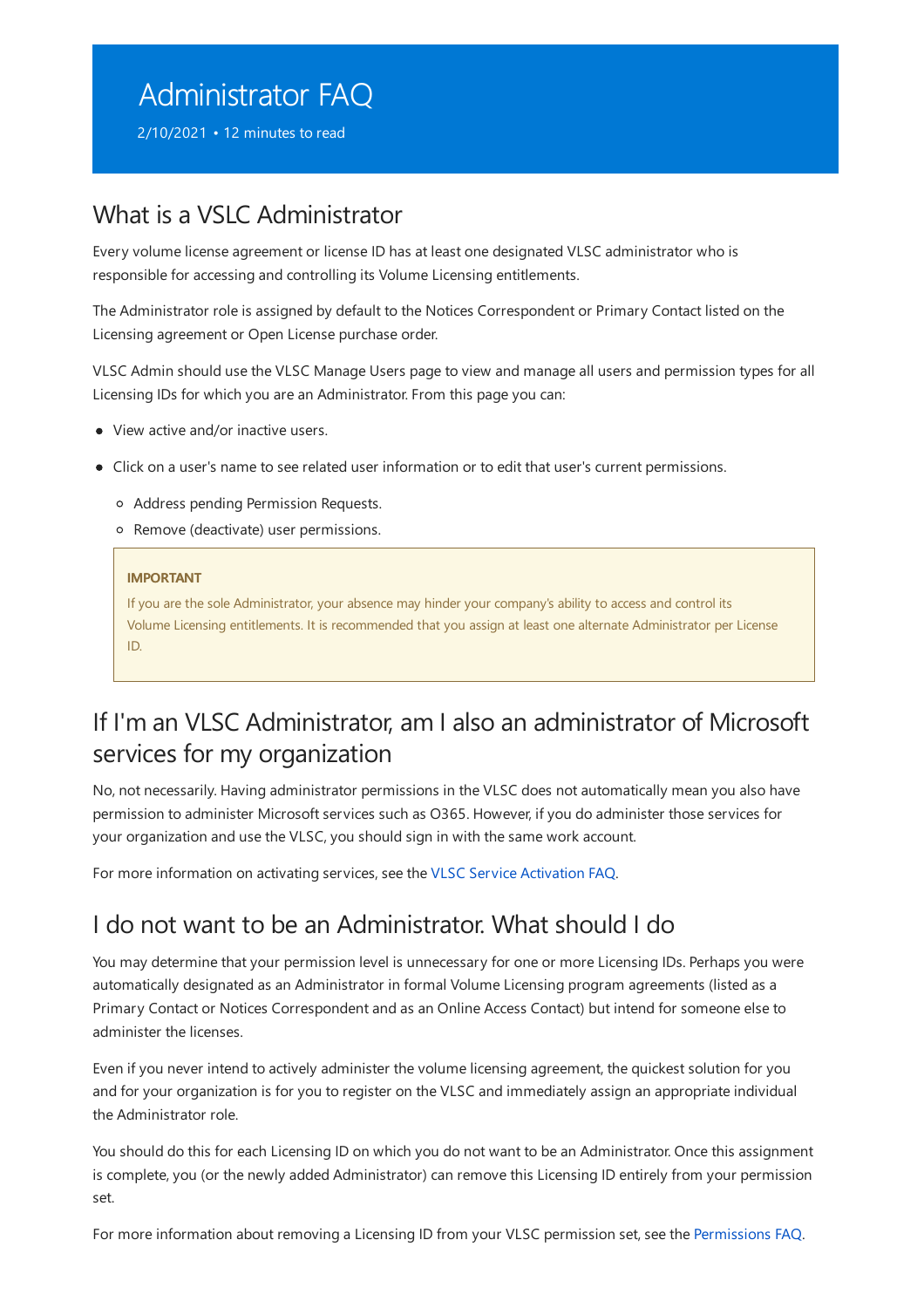# Administrator FAQ

2/10/2021 • 12 minutes to read

## What is a VSLC Administrator

Every volume license agreement or license ID has at least one designated VLSC administrator who is responsible for accessing and controlling its Volume Licensing entitlements.

The Administrator role is assigned by default to the Notices Correspondent or Primary Contact listed on the Licensing agreement or Open License purchase order.

VLSC Admin should use the VLSC Manage Users page to view and manage all users and permission types for all Licensing IDs for which you are an Administrator. From this page you can:

- View active and/or inactive users.
- Click on a user's name to see related user information or to edit that user's current permissions.
  - Address pending Permission Requests.
  - Remove (deactivate) user permissions.

> **IMPORTANT**
>
> If you are the sole Administrator, your absence may hinder your company's ability to access and control its Volume Licensing entitlements. It is recommended that you assign at least one alternate Administrator per License ID.

## If I'm an VLSC Administrator, am I also an administrator of Microsoft services for my organization

No, not necessarily. Having administrator permissions in the VLSC does not automatically mean you also have permission to administer Microsoft services such as O365. However, if you do administer those services for your organization and use the VLSC, you should sign in with the same work account.

For more information on activating services, see the VLSC Service Activation FAQ.

## I do not want to be an Administrator. What should I do

You may determine that your permission level is unnecessary for one or more Licensing IDs. Perhaps you were automatically designated as an Administrator in formal Volume Licensing program agreements (listed as a Primary Contact or Notices Correspondent and as an Online Access Contact) but intend for someone else to administer the licenses.

Even if you never intend to actively administer the volume licensing agreement, the quickest solution for you and for your organization is for you to register on the VLSC and immediately assign an appropriate individual the Administrator role.

You should do this for each Licensing ID on which you do not want to be an Administrator. Once this assignment is complete, you (or the newly added Administrator) can remove this Licensing ID entirely from your permission set.

For more information about removing a Licensing ID from your VLSC permission set, see the Permissions FAQ.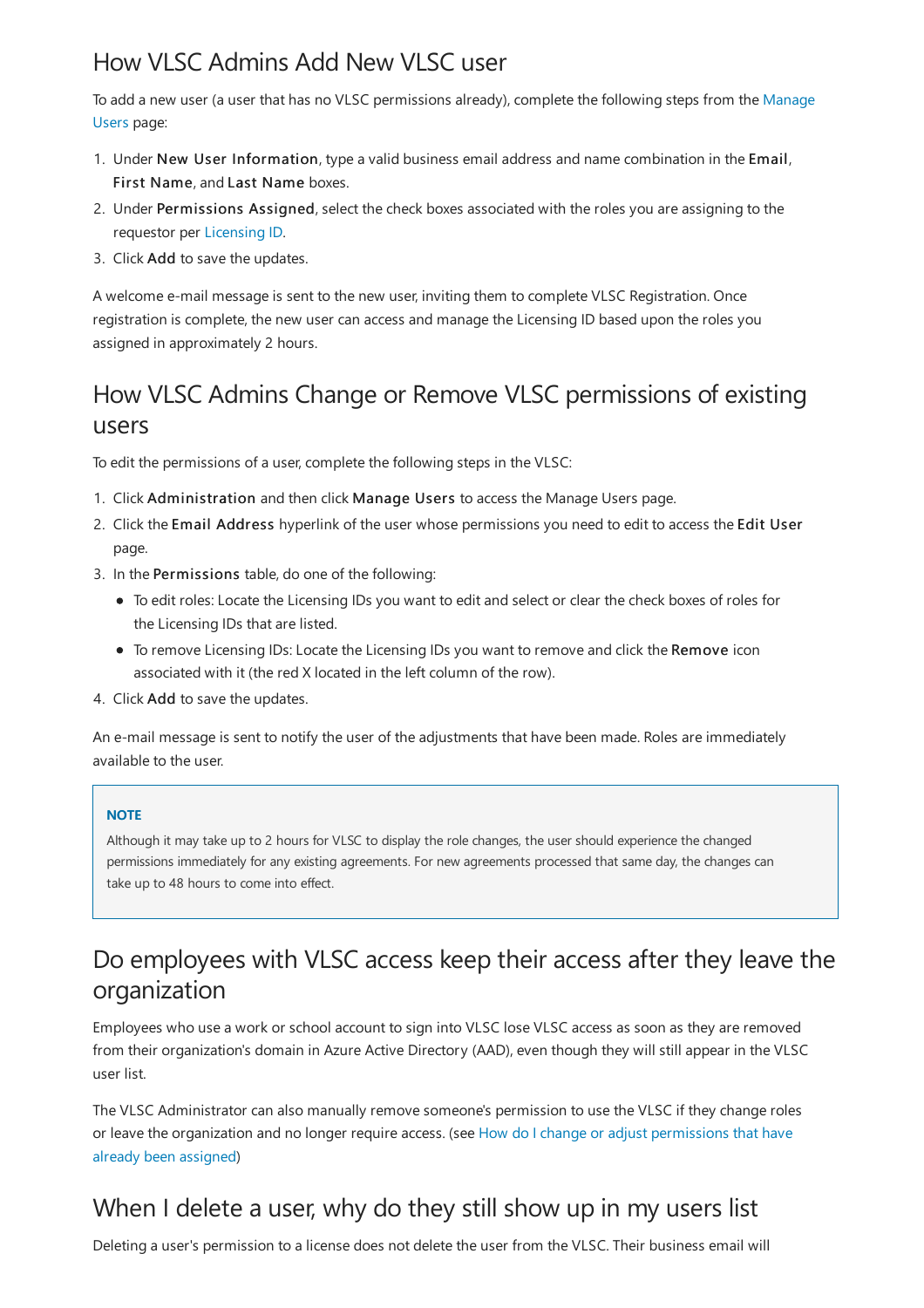## How VLSC Admins Add New VLSC user

To add a new user (a user that has no VLSC permissions already), complete the following steps from the Manage Users page:

1. Under **New User Information**, type a valid business email address and name combination in the **Email**, **First Name**, and **Last Name** boxes.
2. Under **Permissions Assigned**, select the check boxes associated with the roles you are assigning to the requestor per Licensing ID.
3. Click **Add** to save the updates.

A welcome e-mail message is sent to the new user, inviting them to complete VLSC Registration. Once registration is complete, the new user can access and manage the Licensing ID based upon the roles you assigned in approximately 2 hours.

## How VLSC Admins Change or Remove VLSC permissions of existing users

To edit the permissions of a user, complete the following steps in the VLSC:

1. Click **Administration** and then click **Manage Users** to access the Manage Users page.
2. Click the **Email Address** hyperlink of the user whose permissions you need to edit to access the **Edit User** page.
3. In the **Permissions** table, do one of the following:
   - To edit roles: Locate the Licensing IDs you want to edit and select or clear the check boxes of roles for the Licensing IDs that are listed.
   - To remove Licensing IDs: Locate the Licensing IDs you want to remove and click the **Remove** icon associated with it (the red X located in the left column of the row).
4. Click **Add** to save the updates.

An e-mail message is sent to notify the user of the adjustments that have been made. Roles are immediately available to the user.

> **NOTE**
>
> Although it may take up to 2 hours for VLSC to display the role changes, the user should experience the changed permissions immediately for any existing agreements. For new agreements processed that same day, the changes can take up to 48 hours to come into effect.

## Do employees with VLSC access keep their access after they leave the organization

Employees who use a work or school account to sign into VLSC lose VLSC access as soon as they are removed from their organization's domain in Azure Active Directory (AAD), even though they will still appear in the VLSC user list.

The VLSC Administrator can also manually remove someone's permission to use the VLSC if they change roles or leave the organization and no longer require access. (see How do I change or adjust permissions that have already been assigned)

## When I delete a user, why do they still show up in my users list

Deleting a user's permission to a license does not delete the user from the VLSC. Their business email will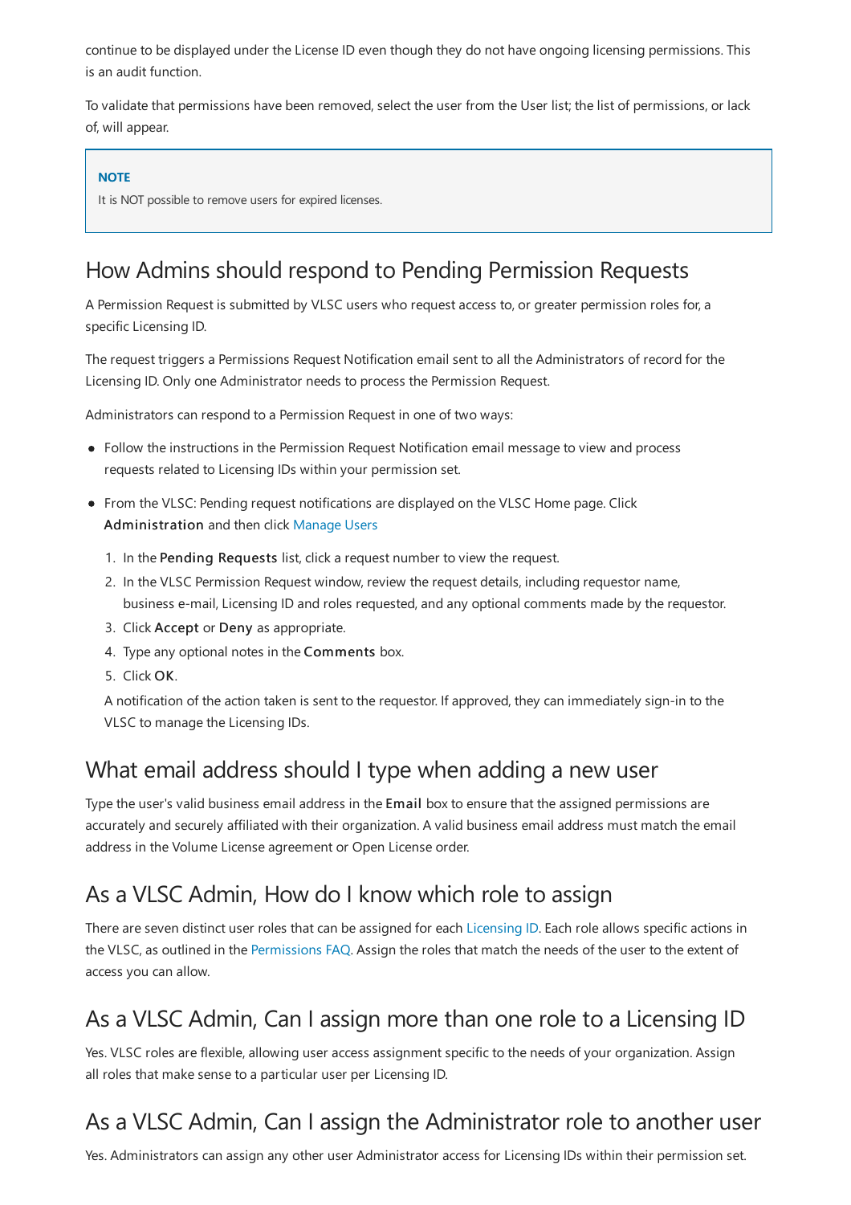continue to be displayed under the License ID even though they do not have ongoing licensing permissions. This is an audit function.

To validate that permissions have been removed, select the user from the User list; the list of permissions, or lack of, will appear.

> **NOTE**
>
> It is NOT possible to remove users for expired licenses.

## How Admins should respond to Pending Permission Requests

A Permission Request is submitted by VLSC users who request access to, or greater permission roles for, a specific Licensing ID.

The request triggers a Permissions Request Notification email sent to all the Administrators of record for the Licensing ID. Only one Administrator needs to process the Permission Request.

Administrators can respond to a Permission Request in one of two ways:

- Follow the instructions in the Permission Request Notification email message to view and process requests related to Licensing IDs within your permission set.
- From the VLSC: Pending request notifications are displayed on the VLSC Home page. Click **Administration** and then click Manage Users
  1. In the **Pending Requests** list, click a request number to view the request.
  2. In the VLSC Permission Request window, review the request details, including requestor name, business e-mail, Licensing ID and roles requested, and any optional comments made by the requestor.
  3. Click **Accept** or **Deny** as appropriate.
  4. Type any optional notes in the **Comments** box.
  5. Click **OK**.

  A notification of the action taken is sent to the requestor. If approved, they can immediately sign-in to the VLSC to manage the Licensing IDs.

## What email address should I type when adding a new user

Type the user's valid business email address in the **Email** box to ensure that the assigned permissions are accurately and securely affiliated with their organization. A valid business email address must match the email address in the Volume License agreement or Open License order.

## As a VLSC Admin, How do I know which role to assign

There are seven distinct user roles that can be assigned for each Licensing ID. Each role allows specific actions in the VLSC, as outlined in the Permissions FAQ. Assign the roles that match the needs of the user to the extent of access you can allow.

## As a VLSC Admin, Can I assign more than one role to a Licensing ID

Yes. VLSC roles are flexible, allowing user access assignment specific to the needs of your organization. Assign all roles that make sense to a particular user per Licensing ID.

## As a VLSC Admin, Can I assign the Administrator role to another user

Yes. Administrators can assign any other user Administrator access for Licensing IDs within their permission set.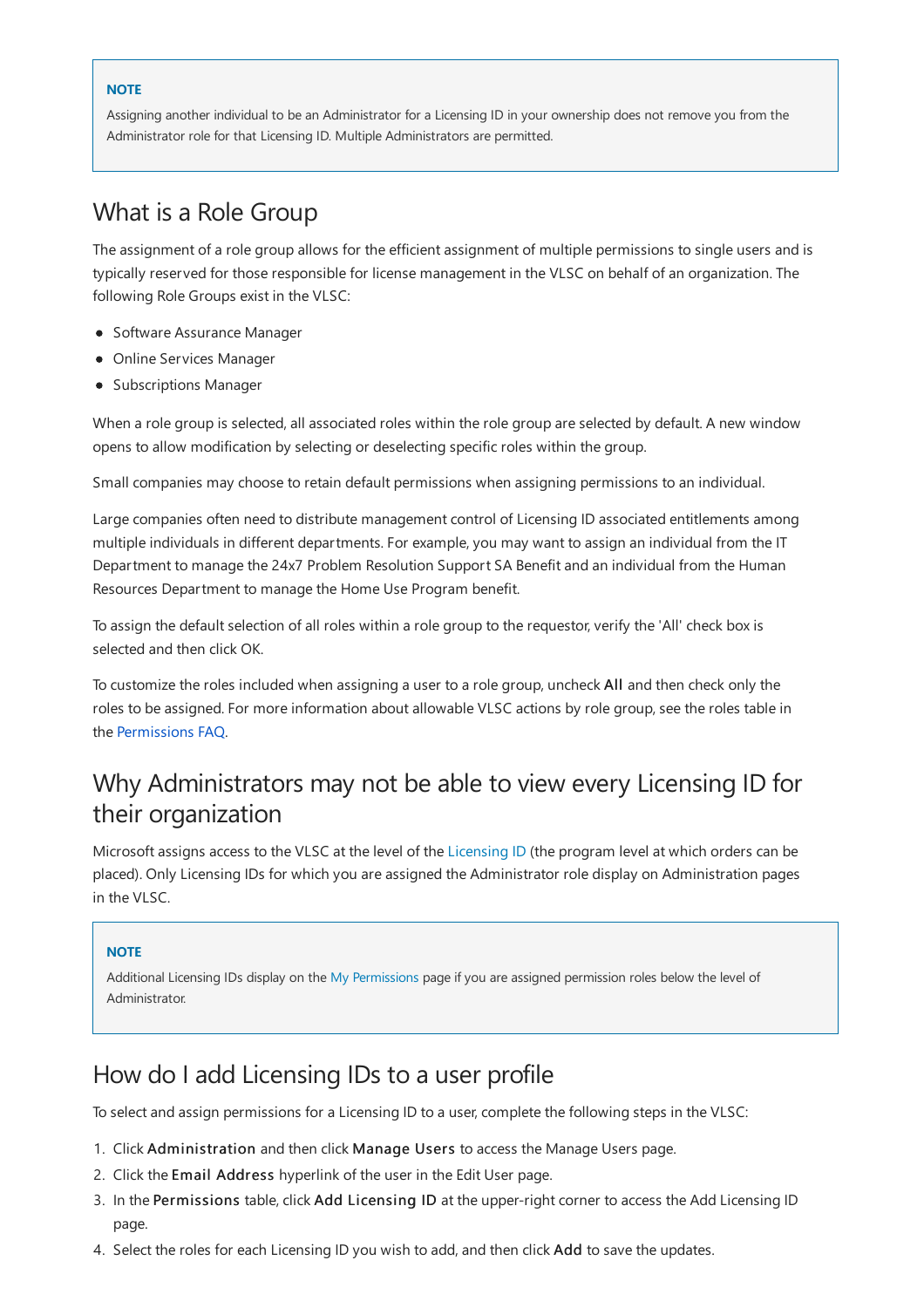> **NOTE**
>
> Assigning another individual to be an Administrator for a Licensing ID in your ownership does not remove you from the Administrator role for that Licensing ID. Multiple Administrators are permitted.

## What is a Role Group

The assignment of a role group allows for the efficient assignment of multiple permissions to single users and is typically reserved for those responsible for license management in the VLSC on behalf of an organization. The following Role Groups exist in the VLSC:

- Software Assurance Manager
- Online Services Manager
- Subscriptions Manager

When a role group is selected, all associated roles within the role group are selected by default. A new window opens to allow modification by selecting or deselecting specific roles within the group.

Small companies may choose to retain default permissions when assigning permissions to an individual.

Large companies often need to distribute management control of Licensing ID associated entitlements among multiple individuals in different departments. For example, you may want to assign an individual from the IT Department to manage the 24x7 Problem Resolution Support SA Benefit and an individual from the Human Resources Department to manage the Home Use Program benefit.

To assign the default selection of all roles within a role group to the requestor, verify the 'All' check box is selected and then click OK.

To customize the roles included when assigning a user to a role group, uncheck **All** and then check only the roles to be assigned. For more information about allowable VLSC actions by role group, see the roles table in the Permissions FAQ.

## Why Administrators may not be able to view every Licensing ID for their organization

Microsoft assigns access to the VLSC at the level of the Licensing ID (the program level at which orders can be placed). Only Licensing IDs for which you are assigned the Administrator role display on Administration pages in the VLSC.

> **NOTE**
>
> Additional Licensing IDs display on the My Permissions page if you are assigned permission roles below the level of Administrator.

## How do I add Licensing IDs to a user profile

To select and assign permissions for a Licensing ID to a user, complete the following steps in the VLSC:

1. Click **Administration** and then click **Manage Users** to access the Manage Users page.
2. Click the **Email Address** hyperlink of the user in the Edit User page.
3. In the **Permissions** table, click **Add Licensing ID** at the upper-right corner to access the Add Licensing ID page.
4. Select the roles for each Licensing ID you wish to add, and then click **Add** to save the updates.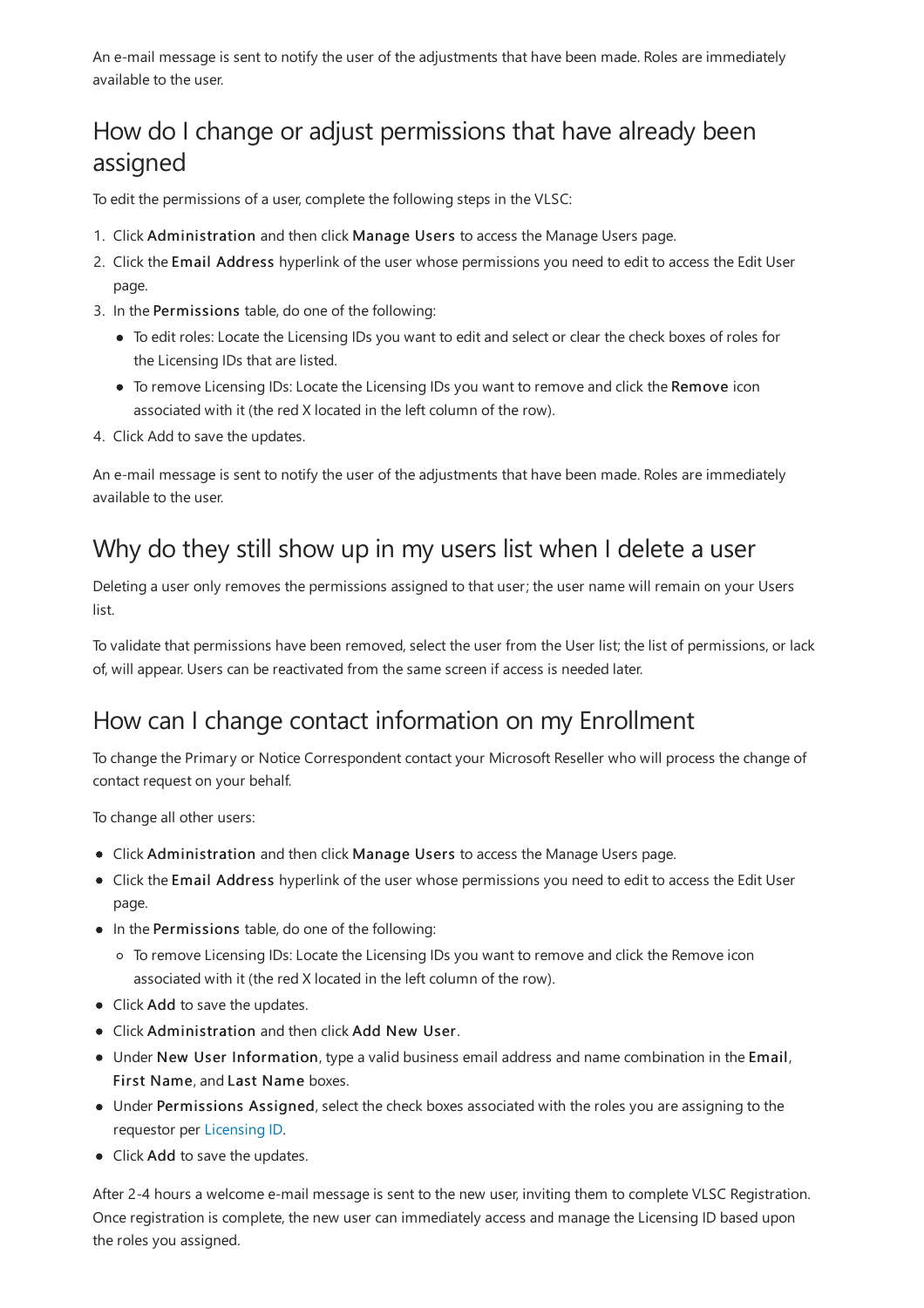An e-mail message is sent to notify the user of the adjustments that have been made. Roles are immediately available to the user.

## How do I change or adjust permissions that have already been assigned

To edit the permissions of a user, complete the following steps in the VLSC:

1. Click **Administration** and then click **Manage Users** to access the Manage Users page.
2. Click the **Email Address** hyperlink of the user whose permissions you need to edit to access the Edit User page.
3. In the **Permissions** table, do one of the following:
   - To edit roles: Locate the Licensing IDs you want to edit and select or clear the check boxes of roles for the Licensing IDs that are listed.
   - To remove Licensing IDs: Locate the Licensing IDs you want to remove and click the **Remove** icon associated with it (the red X located in the left column of the row).
4. Click Add to save the updates.

An e-mail message is sent to notify the user of the adjustments that have been made. Roles are immediately available to the user.

## Why do they still show up in my users list when I delete a user

Deleting a user only removes the permissions assigned to that user; the user name will remain on your Users list.

To validate that permissions have been removed, select the user from the User list; the list of permissions, or lack of, will appear. Users can be reactivated from the same screen if access is needed later.

## How can I change contact information on my Enrollment

To change the Primary or Notice Correspondent contact your Microsoft Reseller who will process the change of contact request on your behalf.

To change all other users:

- Click **Administration** and then click **Manage Users** to access the Manage Users page.
- Click the **Email Address** hyperlink of the user whose permissions you need to edit to access the Edit User page.
- In the **Permissions** table, do one of the following:
  - To remove Licensing IDs: Locate the Licensing IDs you want to remove and click the Remove icon associated with it (the red X located in the left column of the row).
- Click **Add** to save the updates.
- Click **Administration** and then click **Add New User**.
- Under **New User Information**, type a valid business email address and name combination in the **Email**, **First Name**, and **Last Name** boxes.
- Under **Permissions Assigned**, select the check boxes associated with the roles you are assigning to the requestor per Licensing ID.
- Click **Add** to save the updates.

After 2-4 hours a welcome e-mail message is sent to the new user, inviting them to complete VLSC Registration. Once registration is complete, the new user can immediately access and manage the Licensing ID based upon the roles you assigned.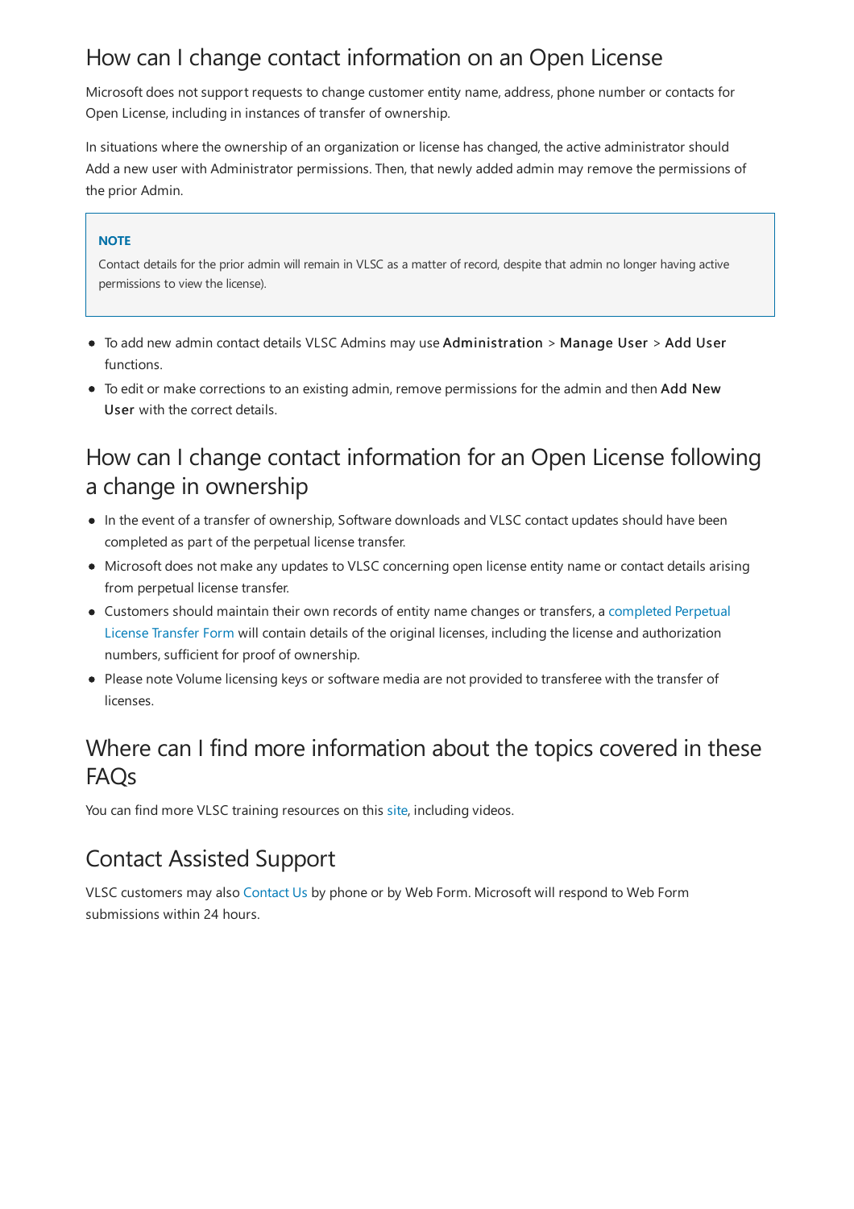## How can I change contact information on an Open License

Microsoft does not support requests to change customer entity name, address, phone number or contacts for Open License, including in instances of transfer of ownership.

In situations where the ownership of an organization or license has changed, the active administrator should Add a new user with Administrator permissions. Then, that newly added admin may remove the permissions of the prior Admin.

> **NOTE**
>
> Contact details for the prior admin will remain in VLSC as a matter of record, despite that admin no longer having active permissions to view the license).

- To add new admin contact details VLSC Admins may use **Administration** > **Manage User** > **Add User** functions.
- To edit or make corrections to an existing admin, remove permissions for the admin and then **Add New User** with the correct details.

## How can I change contact information for an Open License following a change in ownership

- In the event of a transfer of ownership, Software downloads and VLSC contact updates should have been completed as part of the perpetual license transfer.
- Microsoft does not make any updates to VLSC concerning open license entity name or contact details arising from perpetual license transfer.
- Customers should maintain their own records of entity name changes or transfers, a completed Perpetual License Transfer Form will contain details of the original licenses, including the license and authorization numbers, sufficient for proof of ownership.
- Please note Volume licensing keys or software media are not provided to transferee with the transfer of licenses.

## Where can I find more information about the topics covered in these FAQs

You can find more VLSC training resources on this site, including videos.

## Contact Assisted Support

VLSC customers may also Contact Us by phone or by Web Form. Microsoft will respond to Web Form submissions within 24 hours.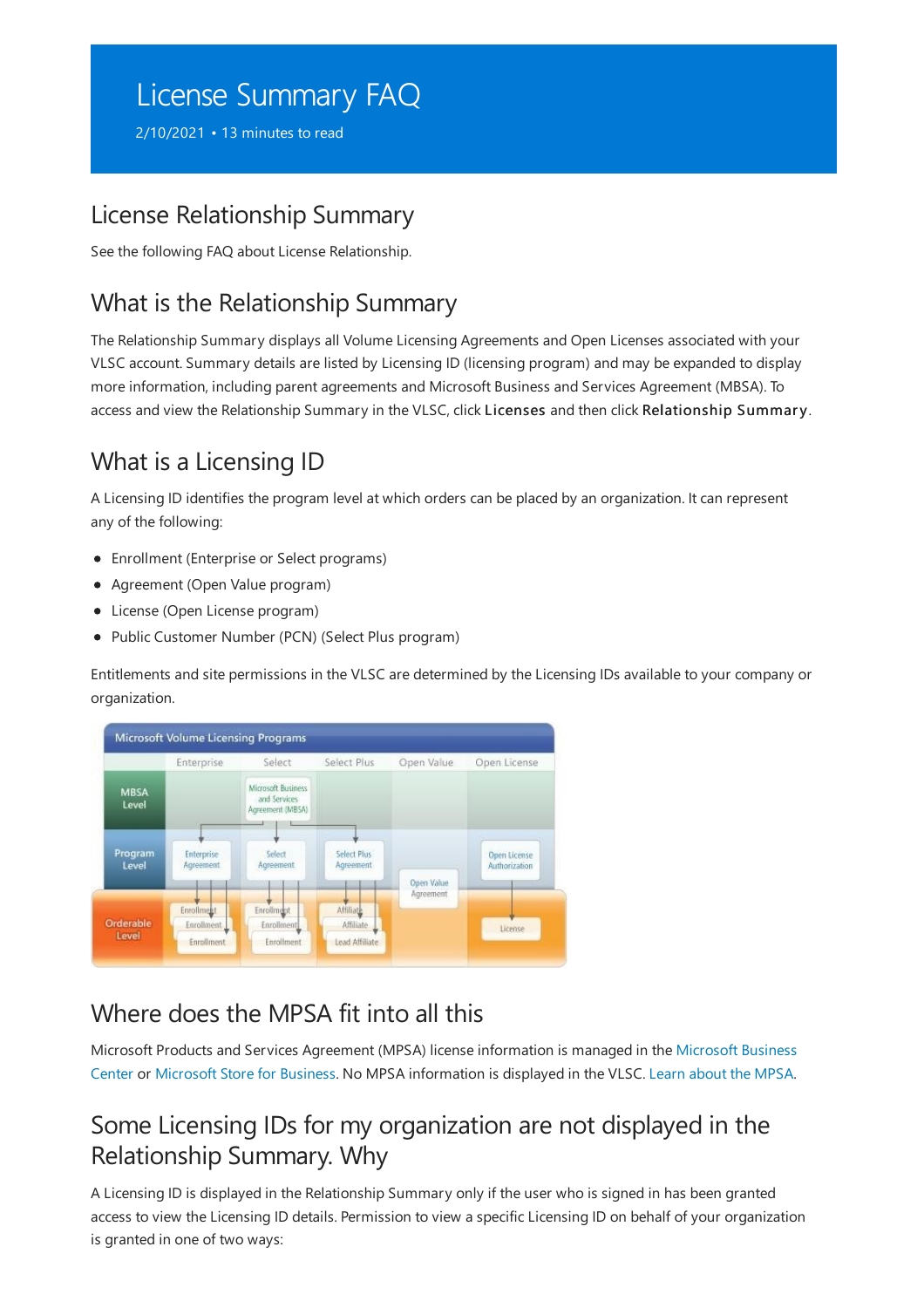# License Summary FAQ

2/10/2021 • 13 minutes to read

## License Relationship Summary

See the following FAQ about License Relationship.

## What is the Relationship Summary

The Relationship Summary displays all Volume Licensing Agreements and Open Licenses associated with your VLSC account. Summary details are listed by Licensing ID (licensing program) and may be expanded to display more information, including parent agreements and Microsoft Business and Services Agreement (MBSA). To access and view the Relationship Summary in the VLSC, click **Licenses** and then click **Relationship Summary**.

## What is a Licensing ID

A Licensing ID identifies the program level at which orders can be placed by an organization. It can represent any of the following:

- Enrollment (Enterprise or Select programs)
- Agreement (Open Value program)
- License (Open License program)
- Public Customer Number (PCN) (Select Plus program)

Entitlements and site permissions in the VLSC are determined by the Licensing IDs available to your company or organization.

## Where does the MPSA fit into all this

Microsoft Products and Services Agreement (MPSA) license information is managed in the Microsoft Business Center or Microsoft Store for Business. No MPSA information is displayed in the VLSC. Learn about the MPSA.

## Some Licensing IDs for my organization are not displayed in the Relationship Summary. Why

A Licensing ID is displayed in the Relationship Summary only if the user who is signed in has been granted access to view the Licensing ID details. Permission to view a specific Licensing ID on behalf of your organization is granted in one of two ways: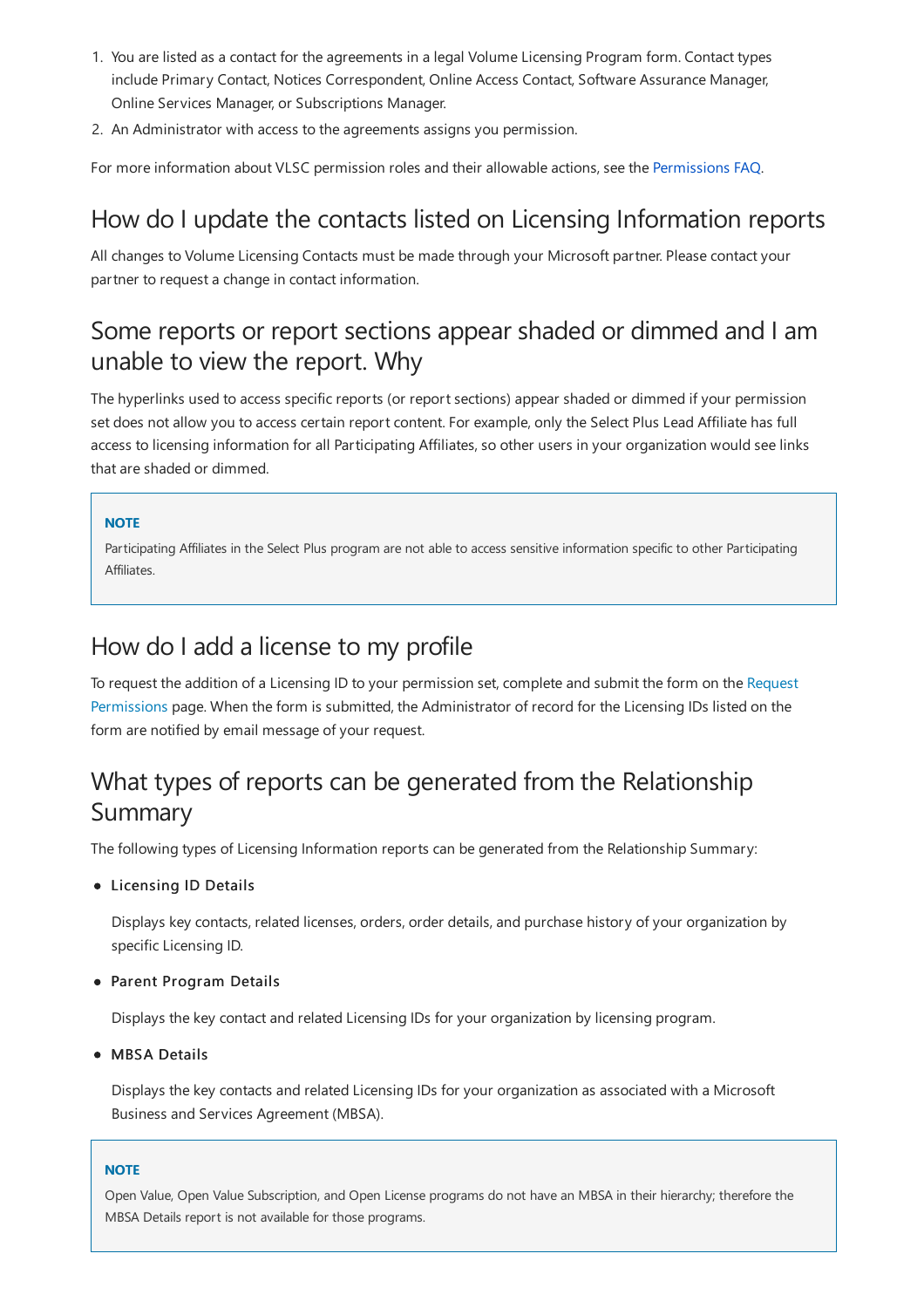1. You are listed as a contact for the agreements in a legal Volume Licensing Program form. Contact types include Primary Contact, Notices Correspondent, Online Access Contact, Software Assurance Manager, Online Services Manager, or Subscriptions Manager.
2. An Administrator with access to the agreements assigns you permission.

For more information about VLSC permission roles and their allowable actions, see the Permissions FAQ.

## How do I update the contacts listed on Licensing Information reports

All changes to Volume Licensing Contacts must be made through your Microsoft partner. Please contact your partner to request a change in contact information.

## Some reports or report sections appear shaded or dimmed and I am unable to view the report. Why

The hyperlinks used to access specific reports (or report sections) appear shaded or dimmed if your permission set does not allow you to access certain report content. For example, only the Select Plus Lead Affiliate has full access to licensing information for all Participating Affiliates, so other users in your organization would see links that are shaded or dimmed.

> **NOTE**
>
> Participating Affiliates in the Select Plus program are not able to access sensitive information specific to other Participating Affiliates.

## How do I add a license to my profile

To request the addition of a Licensing ID to your permission set, complete and submit the form on the Request Permissions page. When the form is submitted, the Administrator of record for the Licensing IDs listed on the form are notified by email message of your request.

## What types of reports can be generated from the Relationship Summary

The following types of Licensing Information reports can be generated from the Relationship Summary:

- **Licensing ID Details**

  Displays key contacts, related licenses, orders, order details, and purchase history of your organization by specific Licensing ID.

- **Parent Program Details**

  Displays the key contact and related Licensing IDs for your organization by licensing program.

- **MBSA Details**

  Displays the key contacts and related Licensing IDs for your organization as associated with a Microsoft Business and Services Agreement (MBSA).

> **NOTE**
>
> Open Value, Open Value Subscription, and Open License programs do not have an MBSA in their hierarchy; therefore the MBSA Details report is not available for those programs.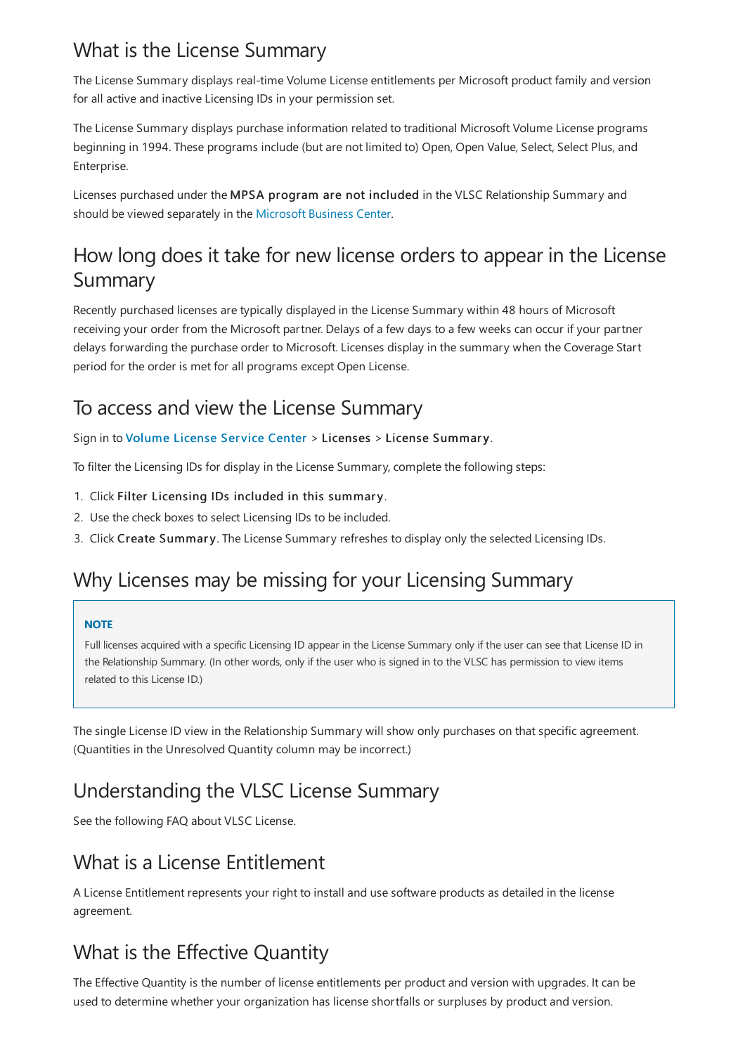## What is the License Summary

The License Summary displays real-time Volume License entitlements per Microsoft product family and version for all active and inactive Licensing IDs in your permission set.

The License Summary displays purchase information related to traditional Microsoft Volume License programs beginning in 1994. These programs include (but are not limited to) Open, Open Value, Select, Select Plus, and Enterprise.

Licenses purchased under the **MPSA program are not included** in the VLSC Relationship Summary and should be viewed separately in the Microsoft Business Center.

## How long does it take for new license orders to appear in the License Summary

Recently purchased licenses are typically displayed in the License Summary within 48 hours of Microsoft receiving your order from the Microsoft partner. Delays of a few days to a few weeks can occur if your partner delays forwarding the purchase order to Microsoft. Licenses display in the summary when the Coverage Start period for the order is met for all programs except Open License.

## To access and view the License Summary

Sign in to **Volume License Service Center** > **Licenses** > **License Summary**.

To filter the Licensing IDs for display in the License Summary, complete the following steps:

1. Click **Filter Licensing IDs included in this summary**.
2. Use the check boxes to select Licensing IDs to be included.
3. Click **Create Summary**. The License Summary refreshes to display only the selected Licensing IDs.

## Why Licenses may be missing for your Licensing Summary

> **NOTE**
>
> Full licenses acquired with a specific Licensing ID appear in the License Summary only if the user can see that License ID in the Relationship Summary. (In other words, only if the user who is signed in to the VLSC has permission to view items related to this License ID.)

The single License ID view in the Relationship Summary will show only purchases on that specific agreement. (Quantities in the Unresolved Quantity column may be incorrect.)

## Understanding the VLSC License Summary

See the following FAQ about VLSC License.

## What is a License Entitlement

A License Entitlement represents your right to install and use software products as detailed in the license agreement.

## What is the Effective Quantity

The Effective Quantity is the number of license entitlements per product and version with upgrades. It can be used to determine whether your organization has license shortfalls or surpluses by product and version.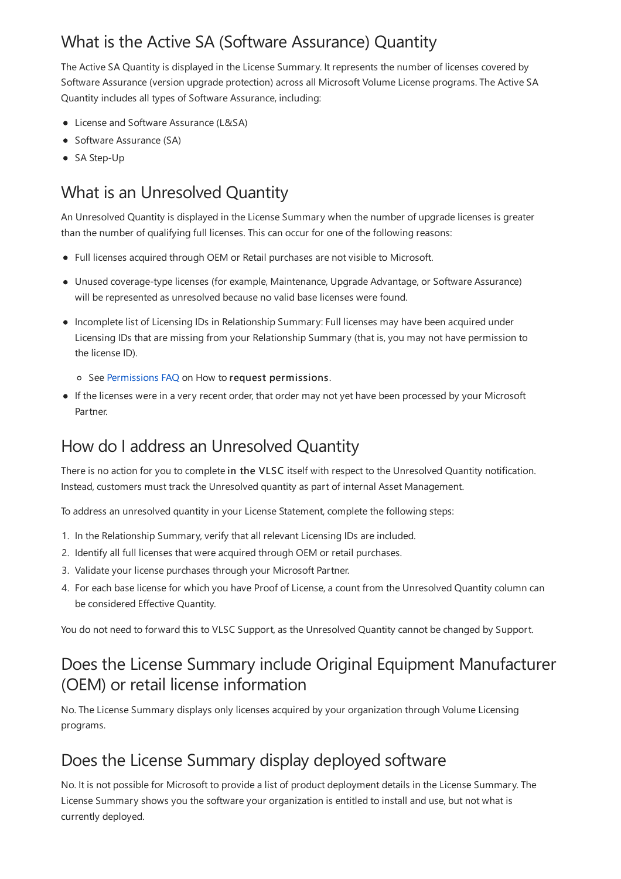## What is the Active SA (Software Assurance) Quantity

The Active SA Quantity is displayed in the License Summary. It represents the number of licenses covered by Software Assurance (version upgrade protection) across all Microsoft Volume License programs. The Active SA Quantity includes all types of Software Assurance, including:

- License and Software Assurance (L&SA)
- Software Assurance (SA)
- SA Step-Up

## What is an Unresolved Quantity

An Unresolved Quantity is displayed in the License Summary when the number of upgrade licenses is greater than the number of qualifying full licenses. This can occur for one of the following reasons:

- Full licenses acquired through OEM or Retail purchases are not visible to Microsoft.
- Unused coverage-type licenses (for example, Maintenance, Upgrade Advantage, or Software Assurance) will be represented as unresolved because no valid base licenses were found.
- Incomplete list of Licensing IDs in Relationship Summary: Full licenses may have been acquired under Licensing IDs that are missing from your Relationship Summary (that is, you may not have permission to the license ID).
  - See Permissions FAQ on How to **request permissions**.
- If the licenses were in a very recent order, that order may not yet have been processed by your Microsoft Partner.

## How do I address an Unresolved Quantity

There is no action for you to complete **in the VLSC** itself with respect to the Unresolved Quantity notification. Instead, customers must track the Unresolved quantity as part of internal Asset Management.

To address an unresolved quantity in your License Statement, complete the following steps:

1. In the Relationship Summary, verify that all relevant Licensing IDs are included.
2. Identify all full licenses that were acquired through OEM or retail purchases.
3. Validate your license purchases through your Microsoft Partner.
4. For each base license for which you have Proof of License, a count from the Unresolved Quantity column can be considered Effective Quantity.

You do not need to forward this to VLSC Support, as the Unresolved Quantity cannot be changed by Support.

## Does the License Summary include Original Equipment Manufacturer (OEM) or retail license information

No. The License Summary displays only licenses acquired by your organization through Volume Licensing programs.

## Does the License Summary display deployed software

No. It is not possible for Microsoft to provide a list of product deployment details in the License Summary. The License Summary shows you the software your organization is entitled to install and use, but not what is currently deployed.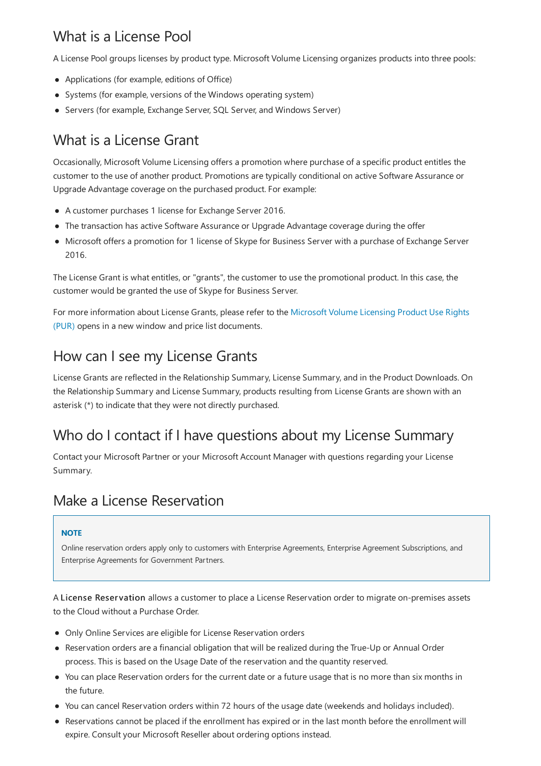## What is a License Pool

A License Pool groups licenses by product type. Microsoft Volume Licensing organizes products into three pools:

- Applications (for example, editions of Office)
- Systems (for example, versions of the Windows operating system)
- Servers (for example, Exchange Server, SQL Server, and Windows Server)

## What is a License Grant

Occasionally, Microsoft Volume Licensing offers a promotion where purchase of a specific product entitles the customer to the use of another product. Promotions are typically conditional on active Software Assurance or Upgrade Advantage coverage on the purchased product. For example:

- A customer purchases 1 license for Exchange Server 2016.
- The transaction has active Software Assurance or Upgrade Advantage coverage during the offer
- Microsoft offers a promotion for 1 license of Skype for Business Server with a purchase of Exchange Server 2016.

The License Grant is what entitles, or "grants", the customer to use the promotional product. In this case, the customer would be granted the use of Skype for Business Server.

For more information about License Grants, please refer to the Microsoft Volume Licensing Product Use Rights (PUR) opens in a new window and price list documents.

## How can I see my License Grants

License Grants are reflected in the Relationship Summary, License Summary, and in the Product Downloads. On the Relationship Summary and License Summary, products resulting from License Grants are shown with an asterisk (*) to indicate that they were not directly purchased.

## Who do I contact if I have questions about my License Summary

Contact your Microsoft Partner or your Microsoft Account Manager with questions regarding your License Summary.

## Make a License Reservation

> **NOTE**
>
> Online reservation orders apply only to customers with Enterprise Agreements, Enterprise Agreement Subscriptions, and Enterprise Agreements for Government Partners.

A **License Reservation** allows a customer to place a License Reservation order to migrate on-premises assets to the Cloud without a Purchase Order.

- Only Online Services are eligible for License Reservation orders
- Reservation orders are a financial obligation that will be realized during the True-Up or Annual Order process. This is based on the Usage Date of the reservation and the quantity reserved.
- You can place Reservation orders for the current date or a future usage that is no more than six months in the future.
- You can cancel Reservation orders within 72 hours of the usage date (weekends and holidays included).
- Reservations cannot be placed if the enrollment has expired or in the last month before the enrollment will expire. Consult your Microsoft Reseller about ordering options instead.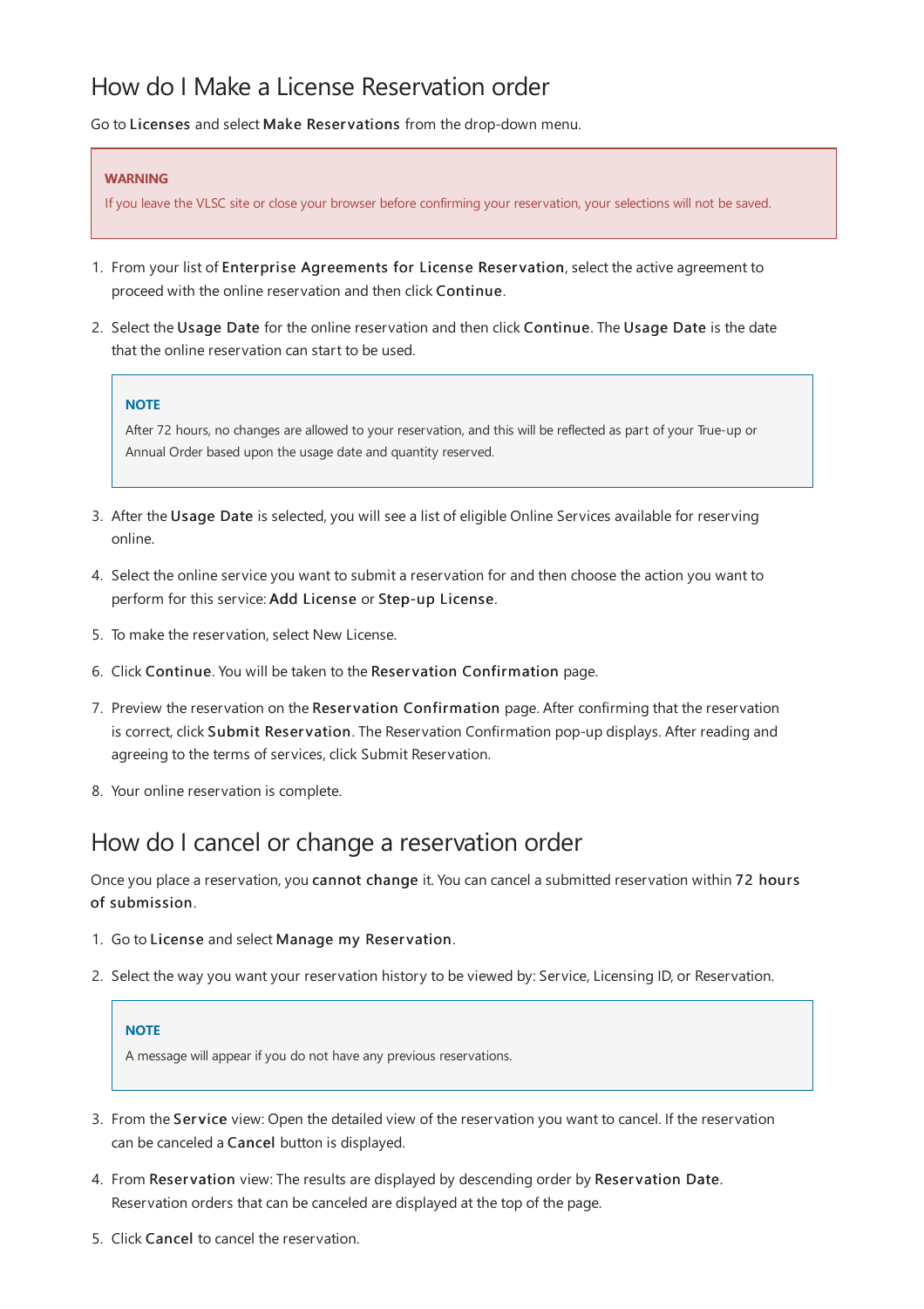## How do I Make a License Reservation order

Go to **Licenses** and select **Make Reservations** from the drop-down menu.

> **WARNING**
>
> If you leave the VLSC site or close your browser before confirming your reservation, your selections will not be saved.

1. From your list of **Enterprise Agreements for License Reservation**, select the active agreement to proceed with the online reservation and then click **Continue**.
2. Select the **Usage Date** for the online reservation and then click **Continue**. The **Usage Date** is the date that the online reservation can start to be used.

   > **NOTE**
   >
   > After 72 hours, no changes are allowed to your reservation, and this will be reflected as part of your True-up or Annual Order based upon the usage date and quantity reserved.

3. After the **Usage Date** is selected, you will see a list of eligible Online Services available for reserving online.
4. Select the online service you want to submit a reservation for and then choose the action you want to perform for this service: **Add License** or **Step-up License**.
5. To make the reservation, select New License.
6. Click **Continue**. You will be taken to the **Reservation Confirmation** page.
7. Preview the reservation on the **Reservation Confirmation** page. After confirming that the reservation is correct, click **Submit Reservation**. The Reservation Confirmation pop-up displays. After reading and agreeing to the terms of services, click Submit Reservation.
8. Your online reservation is complete.

## How do I cancel or change a reservation order

Once you place a reservation, you **cannot change** it. You can cancel a submitted reservation within **72 hours of submission**.

1. Go to **License** and select **Manage my Reservation**.
2. Select the way you want your reservation history to be viewed by: Service, Licensing ID, or Reservation.

   > **NOTE**
   >
   > A message will appear if you do not have any previous reservations.

3. From the **Service** view: Open the detailed view of the reservation you want to cancel. If the reservation can be canceled a **Cancel** button is displayed.
4. From **Reservation** view: The results are displayed by descending order by **Reservation Date**. Reservation orders that can be canceled are displayed at the top of the page.
5. Click **Cancel** to cancel the reservation.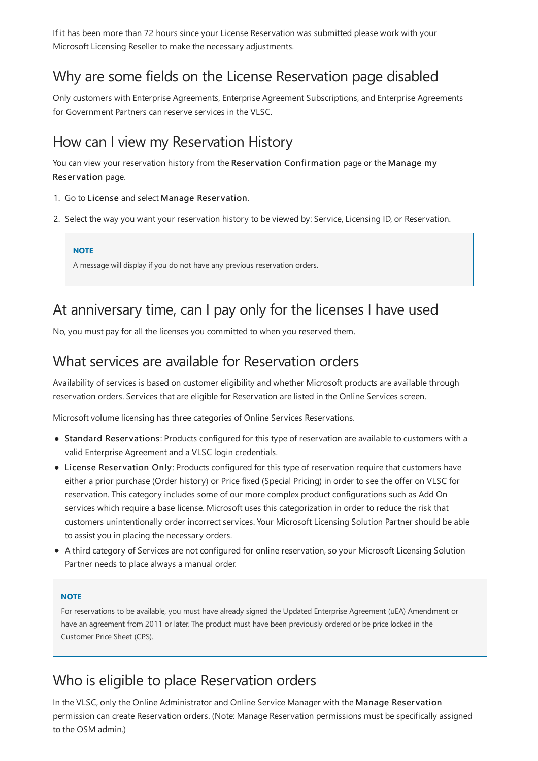If it has been more than 72 hours since your License Reservation was submitted please work with your Microsoft Licensing Reseller to make the necessary adjustments.

## Why are some fields on the License Reservation page disabled

Only customers with Enterprise Agreements, Enterprise Agreement Subscriptions, and Enterprise Agreements for Government Partners can reserve services in the VLSC.

## How can I view my Reservation History

You can view your reservation history from the **Reservation Confirmation** page or the **Manage my Reservation** page.

1. Go to **License** and select **Manage Reservation**.
2. Select the way you want your reservation history to be viewed by: Service, Licensing ID, or Reservation.

> **NOTE**
>
> A message will display if you do not have any previous reservation orders.

## At anniversary time, can I pay only for the licenses I have used

No, you must pay for all the licenses you committed to when you reserved them.

## What services are available for Reservation orders

Availability of services is based on customer eligibility and whether Microsoft products are available through reservation orders. Services that are eligible for Reservation are listed in the Online Services screen.

Microsoft volume licensing has three categories of Online Services Reservations.

- **Standard Reservations**: Products configured for this type of reservation are available to customers with a valid Enterprise Agreement and a VLSC login credentials.
- **License Reservation Only**: Products configured for this type of reservation require that customers have either a prior purchase (Order history) or Price fixed (Special Pricing) in order to see the offer on VLSC for reservation. This category includes some of our more complex product configurations such as Add On services which require a base license. Microsoft uses this categorization in order to reduce the risk that customers unintentionally order incorrect services. Your Microsoft Licensing Solution Partner should be able to assist you in placing the necessary orders.
- A third category of Services are not configured for online reservation, so your Microsoft Licensing Solution Partner needs to place always a manual order.

> **NOTE**
>
> For reservations to be available, you must have already signed the Updated Enterprise Agreement (uEA) Amendment or have an agreement from 2011 or later. The product must have been previously ordered or be price locked in the Customer Price Sheet (CPS).

## Who is eligible to place Reservation orders

In the VLSC, only the Online Administrator and Online Service Manager with the **Manage Reservation** permission can create Reservation orders. (Note: Manage Reservation permissions must be specifically assigned to the OSM admin.)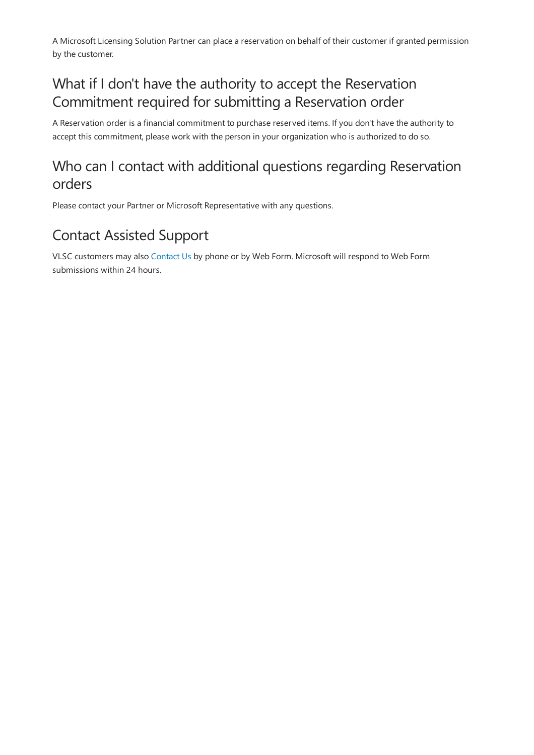A Microsoft Licensing Solution Partner can place a reservation on behalf of their customer if granted permission by the customer.

## What if I don't have the authority to accept the Reservation Commitment required for submitting a Reservation order

A Reservation order is a financial commitment to purchase reserved items. If you don't have the authority to accept this commitment, please work with the person in your organization who is authorized to do so.

## Who can I contact with additional questions regarding Reservation orders

Please contact your Partner or Microsoft Representative with any questions.

## Contact Assisted Support

VLSC customers may also Contact Us by phone or by Web Form. Microsoft will respond to Web Form submissions within 24 hours.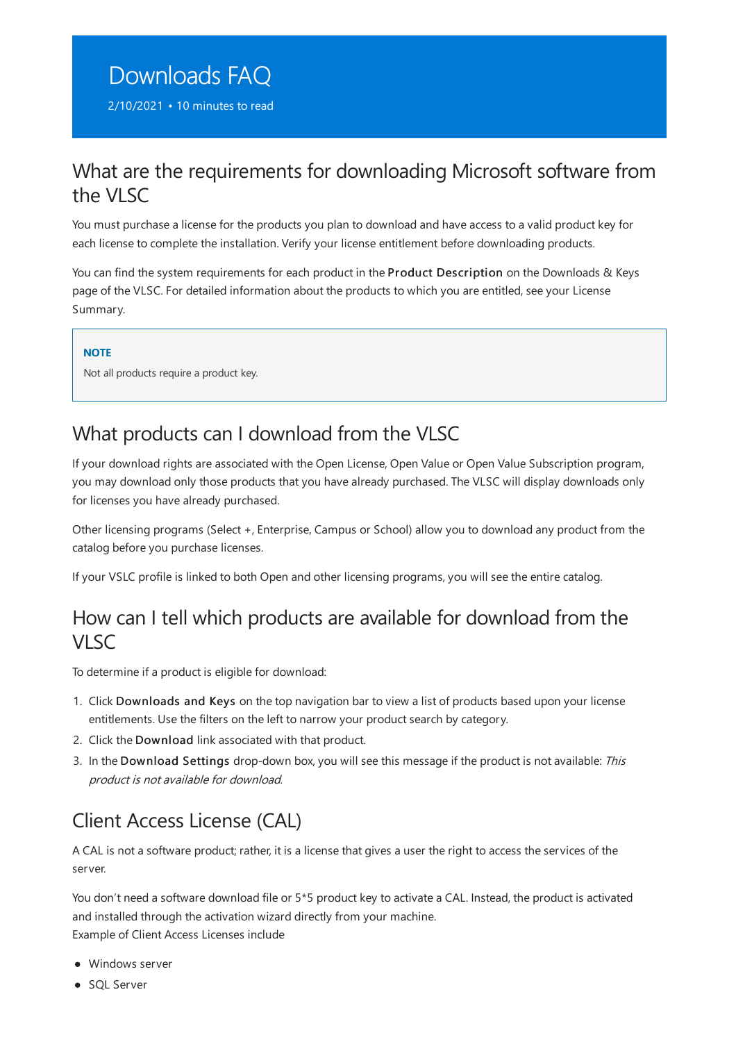# Downloads FAQ

2/10/2021 • 10 minutes to read

## What are the requirements for downloading Microsoft software from the VLSC

You must purchase a license for the products you plan to download and have access to a valid product key for each license to complete the installation. Verify your license entitlement before downloading products.

You can find the system requirements for each product in the **Product Description** on the Downloads & Keys page of the VLSC. For detailed information about the products to which you are entitled, see your License Summary.

> **NOTE**
>
> Not all products require a product key.

## What products can I download from the VLSC

If your download rights are associated with the Open License, Open Value or Open Value Subscription program, you may download only those products that you have already purchased. The VLSC will display downloads only for licenses you have already purchased.

Other licensing programs (Select +, Enterprise, Campus or School) allow you to download any product from the catalog before you purchase licenses.

If your VSLC profile is linked to both Open and other licensing programs, you will see the entire catalog.

## How can I tell which products are available for download from the VLSC

To determine if a product is eligible for download:

1. Click **Downloads and Keys** on the top navigation bar to view a list of products based upon your license entitlements. Use the filters on the left to narrow your product search by category.
2. Click the **Download** link associated with that product.
3. In the **Download Settings** drop-down box, you will see this message if the product is not available: *This product is not available for download.*

## Client Access License (CAL)

A CAL is not a software product; rather, it is a license that gives a user the right to access the services of the server.

You don't need a software download file or 5*5 product key to activate a CAL. Instead, the product is activated and installed through the activation wizard directly from your machine.
Example of Client Access Licenses include

- Windows server
- SQL Server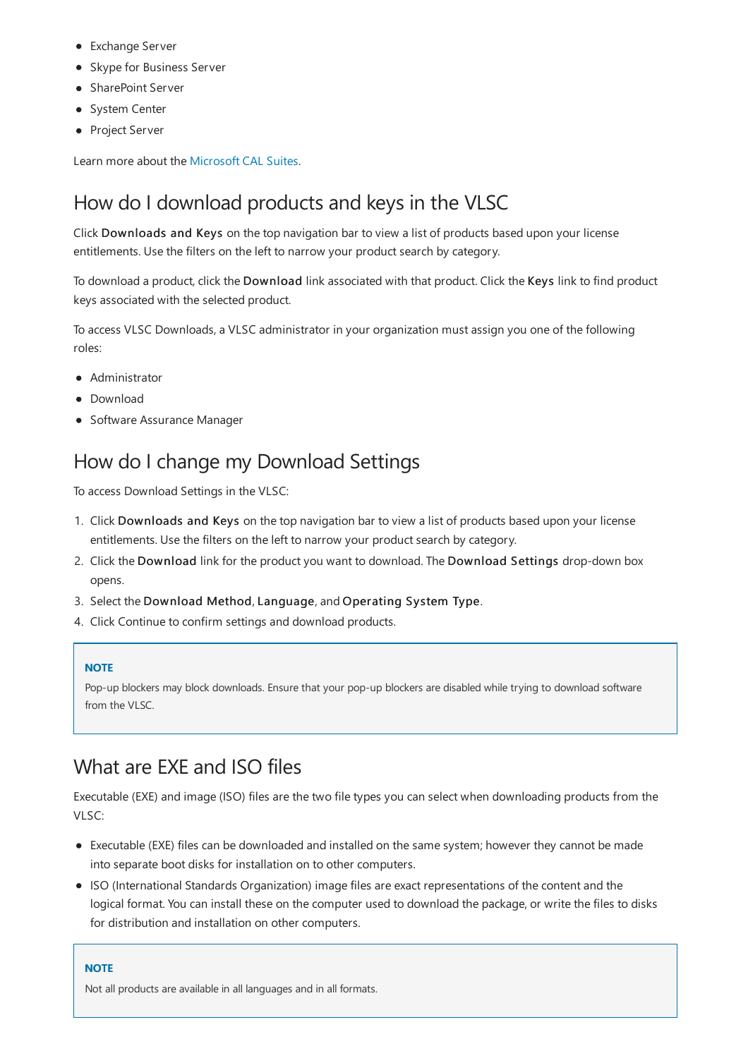- Exchange Server
- Skype for Business Server
- SharePoint Server
- System Center
- Project Server

Learn more about the Microsoft CAL Suites.

## How do I download products and keys in the VLSC

Click **Downloads and Keys** on the top navigation bar to view a list of products based upon your license entitlements. Use the filters on the left to narrow your product search by category.

To download a product, click the **Download** link associated with that product. Click the **Keys** link to find product keys associated with the selected product.

To access VLSC Downloads, a VLSC administrator in your organization must assign you one of the following roles:

- Administrator
- Download
- Software Assurance Manager

## How do I change my Download Settings

To access Download Settings in the VLSC:

1. Click **Downloads and Keys** on the top navigation bar to view a list of products based upon your license entitlements. Use the filters on the left to narrow your product search by category.
2. Click the **Download** link for the product you want to download. The **Download Settings** drop-down box opens.
3. Select the **Download Method**, **Language**, and **Operating System Type**.
4. Click Continue to confirm settings and download products.

> **NOTE**
>
> Pop-up blockers may block downloads. Ensure that your pop-up blockers are disabled while trying to download software from the VLSC.

## What are EXE and ISO files

Executable (EXE) and image (ISO) files are the two file types you can select when downloading products from the VLSC:

- Executable (EXE) files can be downloaded and installed on the same system; however they cannot be made into separate boot disks for installation on to other computers.
- ISO (International Standards Organization) image files are exact representations of the content and the logical format. You can install these on the computer used to download the package, or write the files to disks for distribution and installation on other computers.

> **NOTE**
>
> Not all products are available in all languages and in all formats.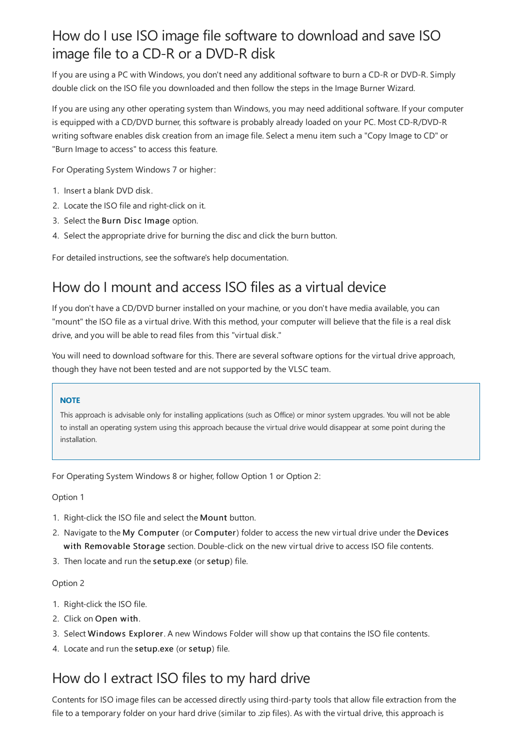## How do I use ISO image file software to download and save ISO image file to a CD-R or a DVD-R disk

If you are using a PC with Windows, you don't need any additional software to burn a CD-R or DVD-R. Simply double click on the ISO file you downloaded and then follow the steps in the Image Burner Wizard.

If you are using any other operating system than Windows, you may need additional software. If your computer is equipped with a CD/DVD burner, this software is probably already loaded on your PC. Most CD-R/DVD-R writing software enables disk creation from an image file. Select a menu item such a "Copy Image to CD" or "Burn Image to access" to access this feature.

For Operating System Windows 7 or higher:

1. Insert a blank DVD disk.
2. Locate the ISO file and right-click on it.
3. Select the **Burn Disc Image** option.
4. Select the appropriate drive for burning the disc and click the burn button.

For detailed instructions, see the software's help documentation.

## How do I mount and access ISO files as a virtual device

If you don't have a CD/DVD burner installed on your machine, or you don't have media available, you can "mount" the ISO file as a virtual drive. With this method, your computer will believe that the file is a real disk drive, and you will be able to read files from this "virtual disk."

You will need to download software for this. There are several software options for the virtual drive approach, though they have not been tested and are not supported by the VLSC team.

> **NOTE**
>
> This approach is advisable only for installing applications (such as Office) or minor system upgrades. You will not be able to install an operating system using this approach because the virtual drive would disappear at some point during the installation.

For Operating System Windows 8 or higher, follow Option 1 or Option 2:

Option 1

1. Right-click the ISO file and select the **Mount** button.
2. Navigate to the **My Computer** (or **Computer**) folder to access the new virtual drive under the **Devices with Removable Storage** section. Double-click on the new virtual drive to access ISO file contents.
3. Then locate and run the **setup.exe** (or **setup**) file.

Option 2

1. Right-click the ISO file.
2. Click on **Open with**.
3. Select **Windows Explorer**. A new Windows Folder will show up that contains the ISO file contents.
4. Locate and run the **setup.exe** (or **setup**) file.

## How do I extract ISO files to my hard drive

Contents for ISO image files can be accessed directly using third-party tools that allow file extraction from the file to a temporary folder on your hard drive (similar to .zip files). As with the virtual drive, this approach is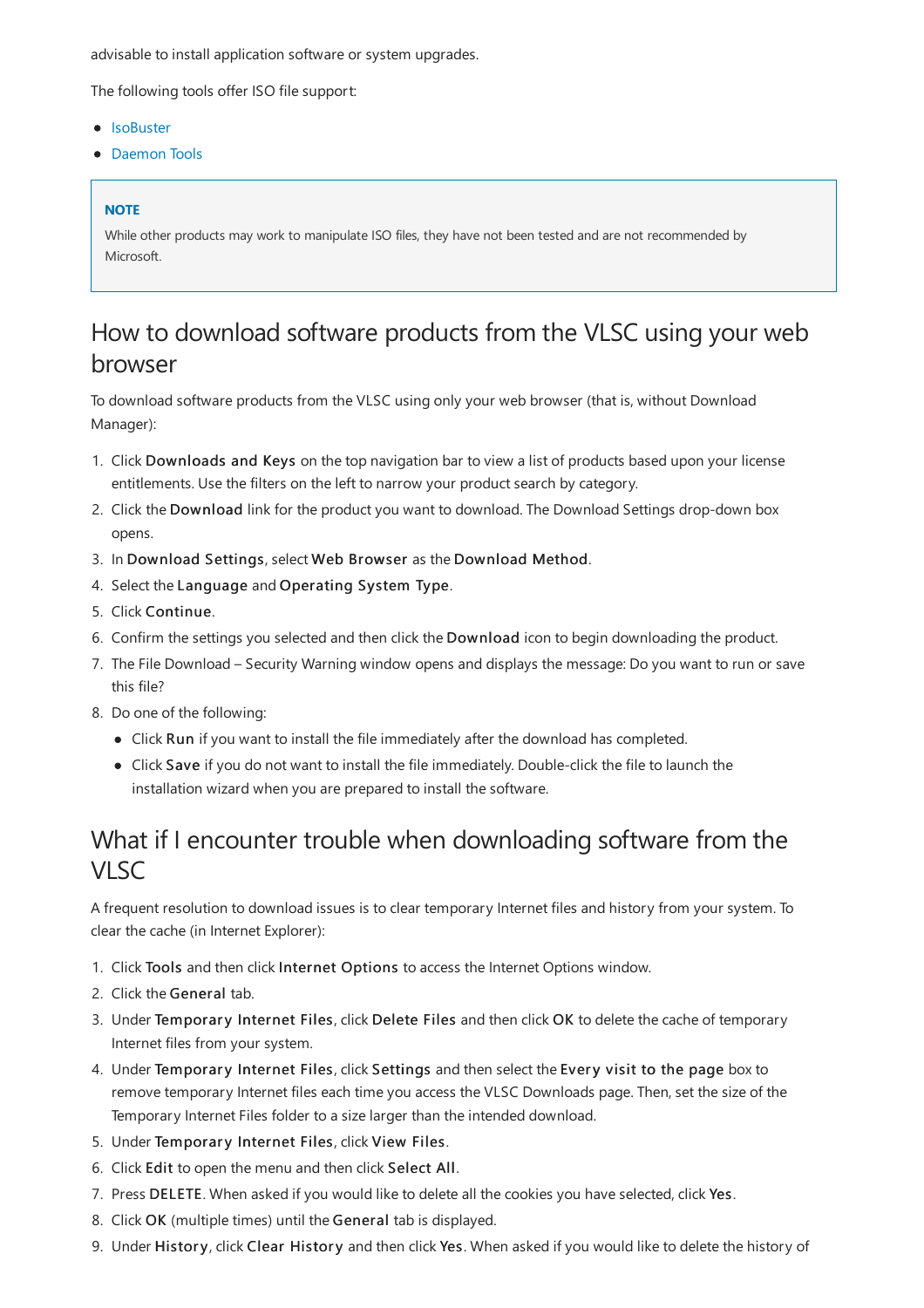advisable to install application software or system upgrades.

The following tools offer ISO file support:

- IsoBuster
- Daemon Tools

> **NOTE**
>
> While other products may work to manipulate ISO files, they have not been tested and are not recommended by Microsoft.

## How to download software products from the VLSC using your web browser

To download software products from the VLSC using only your web browser (that is, without Download Manager):

1. Click **Downloads and Keys** on the top navigation bar to view a list of products based upon your license entitlements. Use the filters on the left to narrow your product search by category.
2. Click the **Download** link for the product you want to download. The Download Settings drop-down box opens.
3. In **Download Settings**, select **Web Browser** as the **Download Method**.
4. Select the **Language** and **Operating System Type**.
5. Click **Continue**.
6. Confirm the settings you selected and then click the **Download** icon to begin downloading the product.
7. The File Download – Security Warning window opens and displays the message: Do you want to run or save this file?
8. Do one of the following:
   - Click **Run** if you want to install the file immediately after the download has completed.
   - Click **Save** if you do not want to install the file immediately. Double-click the file to launch the installation wizard when you are prepared to install the software.

## What if I encounter trouble when downloading software from the VLSC

A frequent resolution to download issues is to clear temporary Internet files and history from your system. To clear the cache (in Internet Explorer):

1. Click **Tools** and then click **Internet Options** to access the Internet Options window.
2. Click the **General** tab.
3. Under **Temporary Internet Files**, click **Delete Files** and then click **OK** to delete the cache of temporary Internet files from your system.
4. Under **Temporary Internet Files**, click **Settings** and then select the **Every visit to the page** box to remove temporary Internet files each time you access the VLSC Downloads page. Then, set the size of the Temporary Internet Files folder to a size larger than the intended download.
5. Under **Temporary Internet Files**, click **View Files**.
6. Click **Edit** to open the menu and then click **Select All**.
7. Press **DELETE**. When asked if you would like to delete all the cookies you have selected, click **Yes**.
8. Click **OK** (multiple times) until the **General** tab is displayed.
9. Under **History**, click **Clear History** and then click **Yes**. When asked if you would like to delete the history of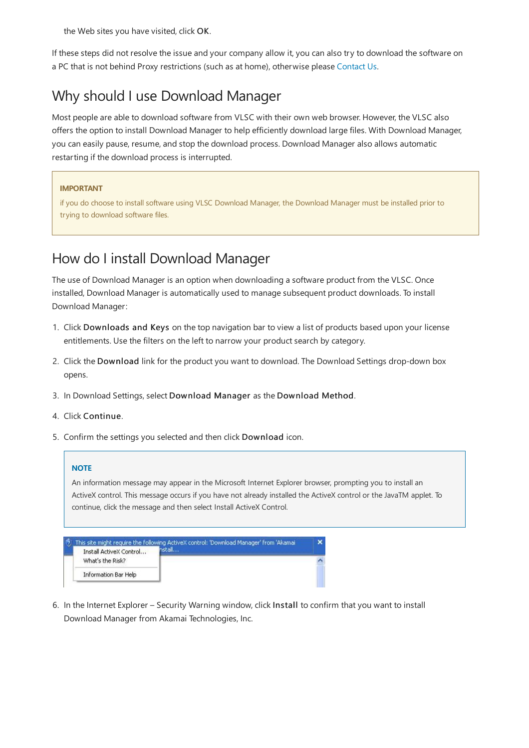the Web sites you have visited, click **OK**.

If these steps did not resolve the issue and your company allow it, you can also try to download the software on a PC that is not behind Proxy restrictions (such as at home), otherwise please Contact Us.

## Why should I use Download Manager

Most people are able to download software from VLSC with their own web browser. However, the VLSC also offers the option to install Download Manager to help efficiently download large files. With Download Manager, you can easily pause, resume, and stop the download process. Download Manager also allows automatic restarting if the download process is interrupted.

> **IMPORTANT**
>
> if you do choose to install software using VLSC Download Manager, the Download Manager must be installed prior to trying to download software files.

## How do I install Download Manager

The use of Download Manager is an option when downloading a software product from the VLSC. Once installed, Download Manager is automatically used to manage subsequent product downloads. To install Download Manager:

1. Click **Downloads and Keys** on the top navigation bar to view a list of products based upon your license entitlements. Use the filters on the left to narrow your product search by category.
2. Click the **Download** link for the product you want to download. The Download Settings drop-down box opens.
3. In Download Settings, select **Download Manager** as the **Download Method**.
4. Click **Continue**.
5. Confirm the settings you selected and then click **Download** icon.

   > **NOTE**
   >
   > An information message may appear in the Microsoft Internet Explorer browser, prompting you to install an ActiveX control. This message occurs if you have not already installed the ActiveX control or the JavaTM applet. To continue, click the message and then select Install ActiveX Control.

6. In the Internet Explorer – Security Warning window, click **Install** to confirm that you want to install Download Manager from Akamai Technologies, Inc.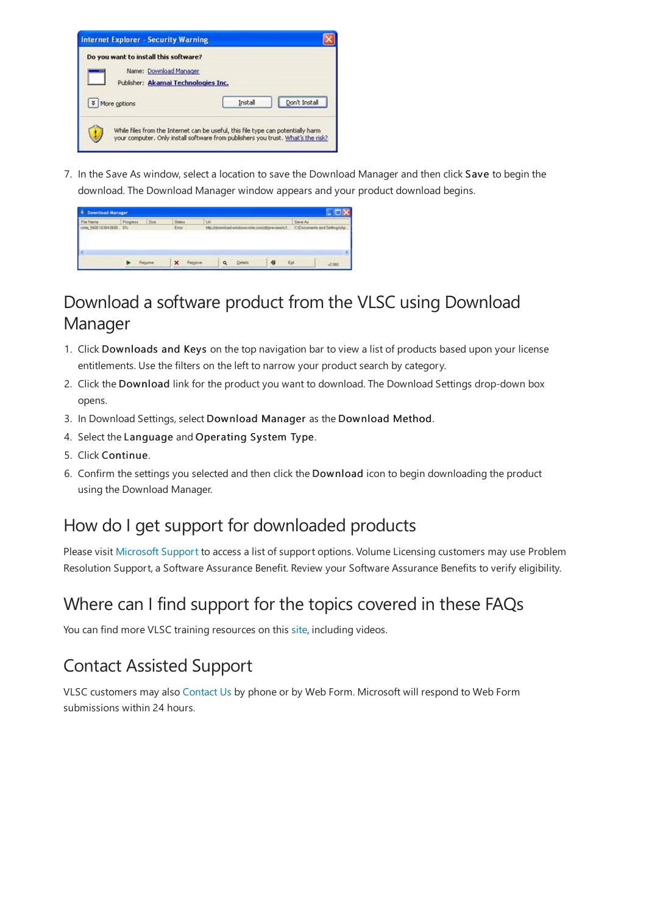7. In the Save As window, select a location to save the Download Manager and then click **Save** to begin the download. The Download Manager window appears and your product download begins.

## Download a software product from the VLSC using Download Manager

1. Click **Downloads and Keys** on the top navigation bar to view a list of products based upon your license entitlements. Use the filters on the left to narrow your product search by category.
2. Click the **Download** link for the product you want to download. The Download Settings drop-down box opens.
3. In Download Settings, select **Download Manager** as the **Download Method**.
4. Select the **Language** and **Operating System Type**.
5. Click **Continue**.
6. Confirm the settings you selected and then click the **Download** icon to begin downloading the product using the Download Manager.

## How do I get support for downloaded products

Please visit Microsoft Support to access a list of support options. Volume Licensing customers may use Problem Resolution Support, a Software Assurance Benefit. Review your Software Assurance Benefits to verify eligibility.

## Where can I find support for the topics covered in these FAQs

You can find more VLSC training resources on this site, including videos.

## Contact Assisted Support

VLSC customers may also Contact Us by phone or by Web Form. Microsoft will respond to Web Form submissions within 24 hours.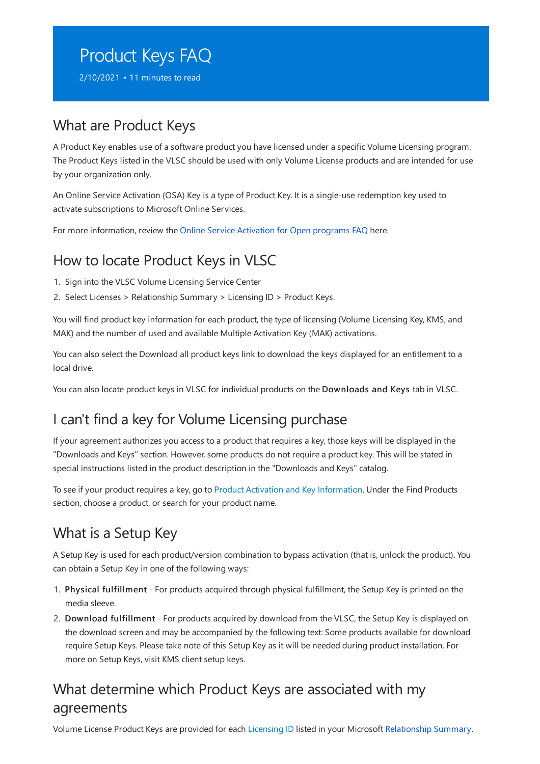# Product Keys FAQ

2/10/2021 • 11 minutes to read

## What are Product Keys

A Product Key enables use of a software product you have licensed under a specific Volume Licensing program. The Product Keys listed in the VLSC should be used with only Volume License products and are intended for use by your organization only.

An Online Service Activation (OSA) Key is a type of Product Key. It is a single-use redemption key used to activate subscriptions to Microsoft Online Services.

For more information, review the Online Service Activation for Open programs FAQ here.

## How to locate Product Keys in VLSC

1. Sign into the VLSC Volume Licensing Service Center
2. Select Licenses > Relationship Summary > Licensing ID > Product Keys.

You will find product key information for each product, the type of licensing (Volume Licensing Key, KMS, and MAK) and the number of used and available Multiple Activation Key (MAK) activations.

You can also select the Download all product keys link to download the keys displayed for an entitlement to a local drive.

You can also locate product keys in VLSC for individual products on the **Downloads and Keys** tab in VLSC.

## I can't find a key for Volume Licensing purchase

If your agreement authorizes you access to a product that requires a key, those keys will be displayed in the "Downloads and Keys" section. However, some products do not require a product key. This will be stated in special instructions listed in the product description in the "Downloads and Keys" catalog.

To see if your product requires a key, go to Product Activation and Key Information. Under the Find Products section, choose a product, or search for your product name.

## What is a Setup Key

A Setup Key is used for each product/version combination to bypass activation (that is, unlock the product). You can obtain a Setup Key in one of the following ways:

1. **Physical fulfillment** - For products acquired through physical fulfillment, the Setup Key is printed on the media sleeve.
2. **Download fulfillment** - For products acquired by download from the VLSC, the Setup Key is displayed on the download screen and may be accompanied by the following text: Some products available for download require Setup Keys. Please take note of this Setup Key as it will be needed during product installation. For more on Setup Keys, visit KMS client setup keys.

## What determine which Product Keys are associated with my agreements

Volume License Product Keys are provided for each Licensing ID listed in your Microsoft Relationship Summary.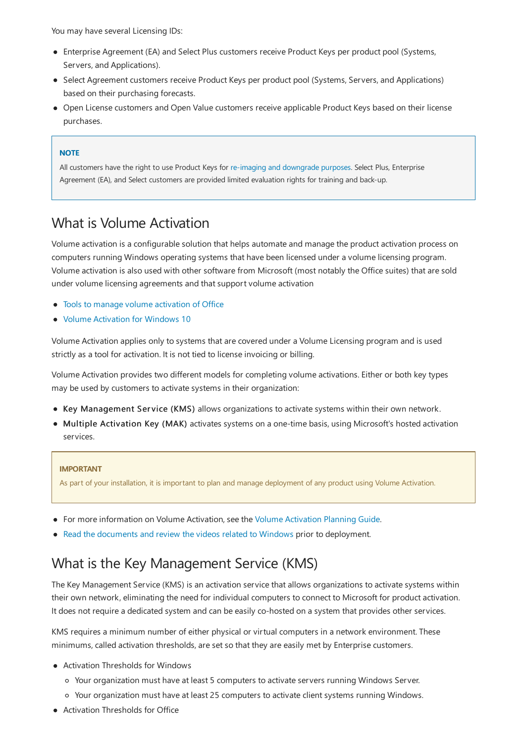You may have several Licensing IDs:

- Enterprise Agreement (EA) and Select Plus customers receive Product Keys per product pool (Systems, Servers, and Applications).
- Select Agreement customers receive Product Keys per product pool (Systems, Servers, and Applications) based on their purchasing forecasts.
- Open License customers and Open Value customers receive applicable Product Keys based on their license purchases.

> **NOTE**
>
> All customers have the right to use Product Keys for re-imaging and downgrade purposes. Select Plus, Enterprise Agreement (EA), and Select customers are provided limited evaluation rights for training and back-up.

## What is Volume Activation

Volume activation is a configurable solution that helps automate and manage the product activation process on computers running Windows operating systems that have been licensed under a volume licensing program. Volume activation is also used with other software from Microsoft (most notably the Office suites) that are sold under volume licensing agreements and that support volume activation

- Tools to manage volume activation of Office
- Volume Activation for Windows 10

Volume Activation applies only to systems that are covered under a Volume Licensing program and is used strictly as a tool for activation. It is not tied to license invoicing or billing.

Volume Activation provides two different models for completing volume activations. Either or both key types may be used by customers to activate systems in their organization:

- **Key Management Service (KMS)** allows organizations to activate systems within their own network.
- **Multiple Activation Key (MAK)** activates systems on a one-time basis, using Microsoft's hosted activation services.

> **IMPORTANT**
>
> As part of your installation, it is important to plan and manage deployment of any product using Volume Activation.

- For more information on Volume Activation, see the Volume Activation Planning Guide.
- Read the documents and review the videos related to Windows prior to deployment.

## What is the Key Management Service (KMS)

The Key Management Service (KMS) is an activation service that allows organizations to activate systems within their own network, eliminating the need for individual computers to connect to Microsoft for product activation. It does not require a dedicated system and can be easily co-hosted on a system that provides other services.

KMS requires a minimum number of either physical or virtual computers in a network environment. These minimums, called activation thresholds, are set so that they are easily met by Enterprise customers.

- Activation Thresholds for Windows
  - Your organization must have at least 5 computers to activate servers running Windows Server.
  - Your organization must have at least 25 computers to activate client systems running Windows.
- Activation Thresholds for Office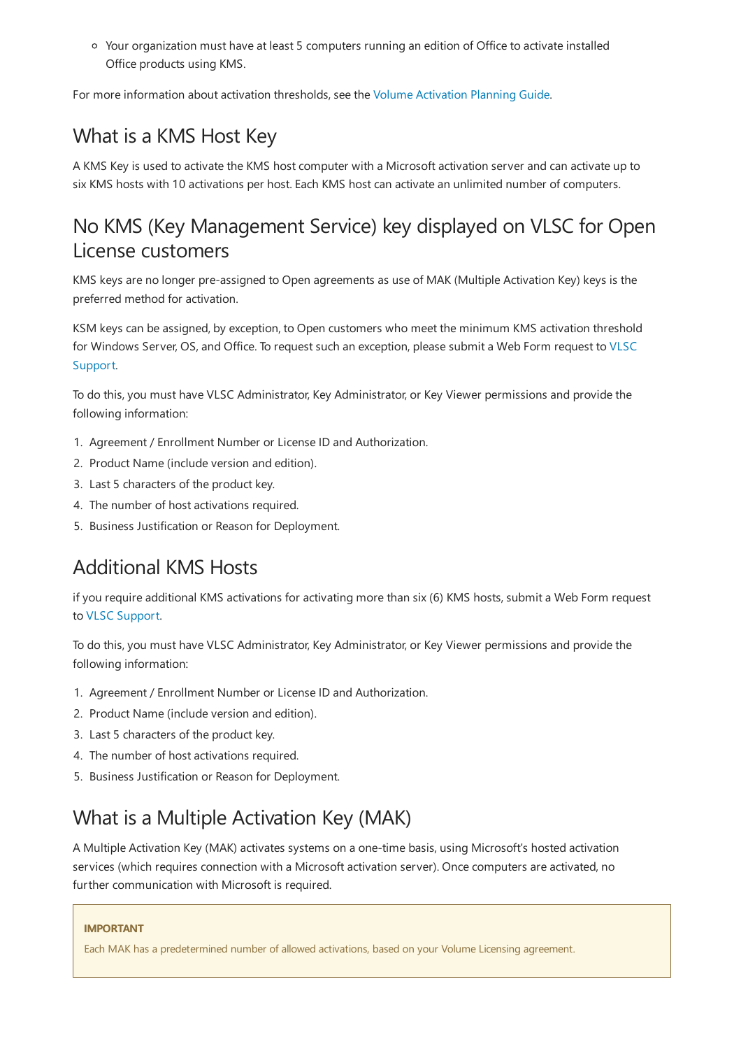- Your organization must have at least 5 computers running an edition of Office to activate installed Office products using KMS.

For more information about activation thresholds, see the Volume Activation Planning Guide.

## What is a KMS Host Key

A KMS Key is used to activate the KMS host computer with a Microsoft activation server and can activate up to six KMS hosts with 10 activations per host. Each KMS host can activate an unlimited number of computers.

## No KMS (Key Management Service) key displayed on VLSC for Open License customers

KMS keys are no longer pre-assigned to Open agreements as use of MAK (Multiple Activation Key) keys is the preferred method for activation.

KSM keys can be assigned, by exception, to Open customers who meet the minimum KMS activation threshold for Windows Server, OS, and Office. To request such an exception, please submit a Web Form request to VLSC Support.

To do this, you must have VLSC Administrator, Key Administrator, or Key Viewer permissions and provide the following information:

1. Agreement / Enrollment Number or License ID and Authorization.
2. Product Name (include version and edition).
3. Last 5 characters of the product key.
4. The number of host activations required.
5. Business Justification or Reason for Deployment.

## Additional KMS Hosts

if you require additional KMS activations for activating more than six (6) KMS hosts, submit a Web Form request to VLSC Support.

To do this, you must have VLSC Administrator, Key Administrator, or Key Viewer permissions and provide the following information:

1. Agreement / Enrollment Number or License ID and Authorization.
2. Product Name (include version and edition).
3. Last 5 characters of the product key.
4. The number of host activations required.
5. Business Justification or Reason for Deployment.

## What is a Multiple Activation Key (MAK)

A Multiple Activation Key (MAK) activates systems on a one-time basis, using Microsoft's hosted activation services (which requires connection with a Microsoft activation server). Once computers are activated, no further communication with Microsoft is required.

> **IMPORTANT**
>
> Each MAK has a predetermined number of allowed activations, based on your Volume Licensing agreement.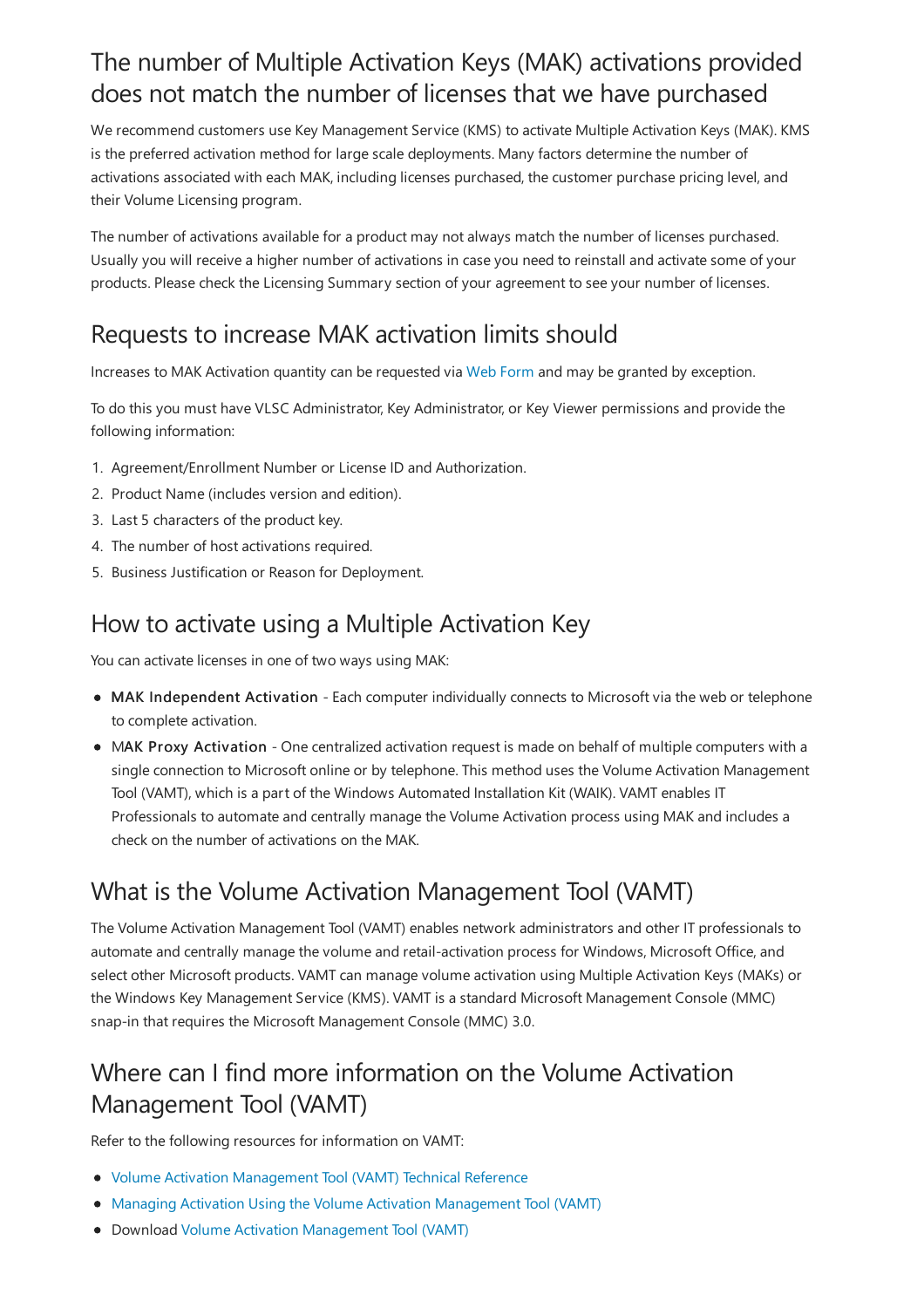## The number of Multiple Activation Keys (MAK) activations provided does not match the number of licenses that we have purchased

We recommend customers use Key Management Service (KMS) to activate Multiple Activation Keys (MAK). KMS is the preferred activation method for large scale deployments. Many factors determine the number of activations associated with each MAK, including licenses purchased, the customer purchase pricing level, and their Volume Licensing program.

The number of activations available for a product may not always match the number of licenses purchased. Usually you will receive a higher number of activations in case you need to reinstall and activate some of your products. Please check the Licensing Summary section of your agreement to see your number of licenses.

## Requests to increase MAK activation limits should

Increases to MAK Activation quantity can be requested via Web Form and may be granted by exception.

To do this you must have VLSC Administrator, Key Administrator, or Key Viewer permissions and provide the following information:

1. Agreement/Enrollment Number or License ID and Authorization.
2. Product Name (includes version and edition).
3. Last 5 characters of the product key.
4. The number of host activations required.
5. Business Justification or Reason for Deployment.

## How to activate using a Multiple Activation Key

You can activate licenses in one of two ways using MAK:

- **MAK Independent Activation** - Each computer individually connects to Microsoft via the web or telephone to complete activation.
- **MAK Proxy Activation** - One centralized activation request is made on behalf of multiple computers with a single connection to Microsoft online or by telephone. This method uses the Volume Activation Management Tool (VAMT), which is a part of the Windows Automated Installation Kit (WAIK). VAMT enables IT Professionals to automate and centrally manage the Volume Activation process using MAK and includes a check on the number of activations on the MAK.

## What is the Volume Activation Management Tool (VAMT)

The Volume Activation Management Tool (VAMT) enables network administrators and other IT professionals to automate and centrally manage the volume and retail-activation process for Windows, Microsoft Office, and select other Microsoft products. VAMT can manage volume activation using Multiple Activation Keys (MAKs) or the Windows Key Management Service (KMS). VAMT is a standard Microsoft Management Console (MMC) snap-in that requires the Microsoft Management Console (MMC) 3.0.

## Where can I find more information on the Volume Activation Management Tool (VAMT)

Refer to the following resources for information on VAMT:

- Volume Activation Management Tool (VAMT) Technical Reference
- Managing Activation Using the Volume Activation Management Tool (VAMT)
- Download Volume Activation Management Tool (VAMT)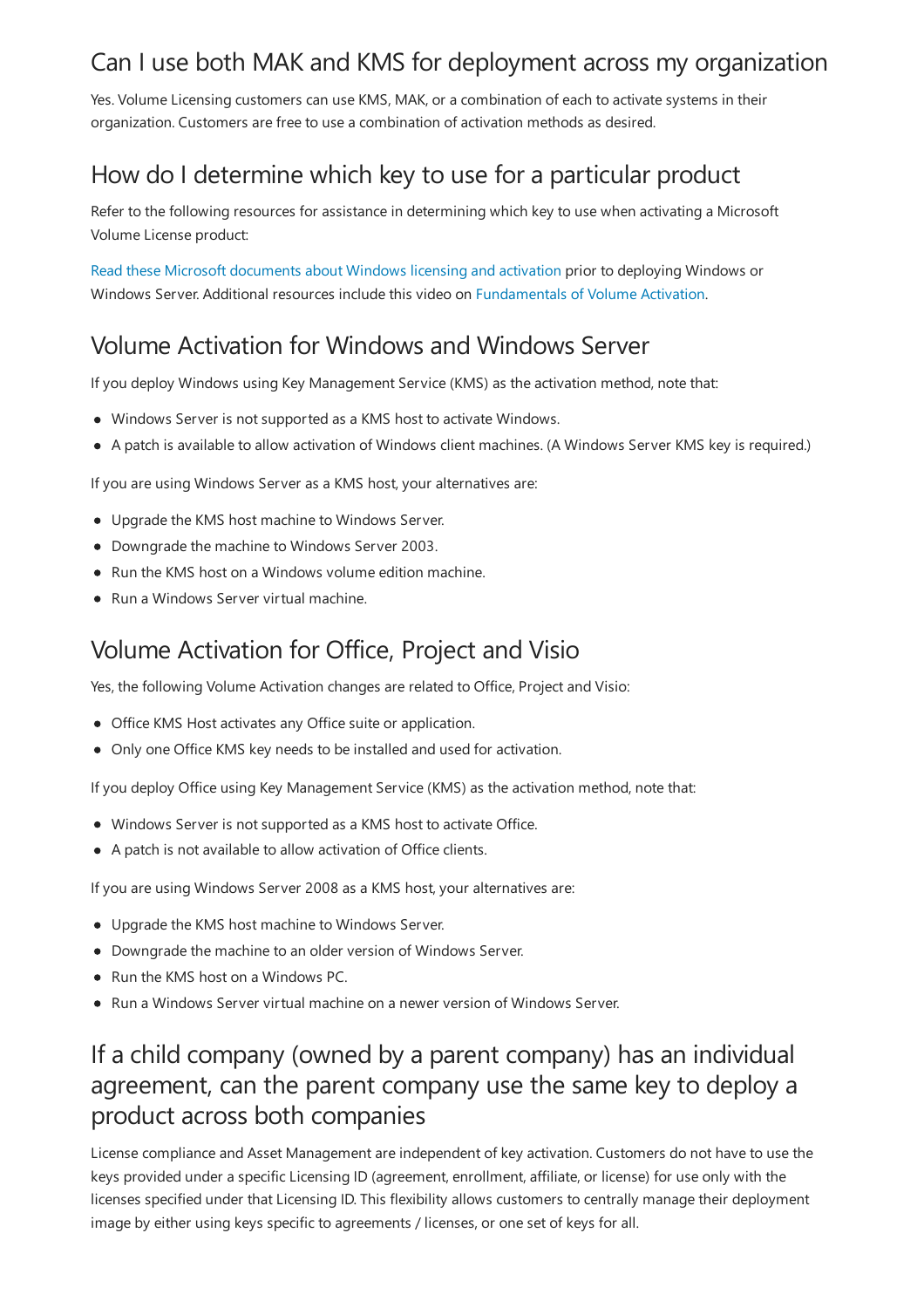## Can I use both MAK and KMS for deployment across my organization

Yes. Volume Licensing customers can use KMS, MAK, or a combination of each to activate systems in their organization. Customers are free to use a combination of activation methods as desired.

## How do I determine which key to use for a particular product

Refer to the following resources for assistance in determining which key to use when activating a Microsoft Volume License product:

Read these Microsoft documents about Windows licensing and activation prior to deploying Windows or Windows Server. Additional resources include this video on Fundamentals of Volume Activation.

## Volume Activation for Windows and Windows Server

If you deploy Windows using Key Management Service (KMS) as the activation method, note that:

- Windows Server is not supported as a KMS host to activate Windows.
- A patch is available to allow activation of Windows client machines. (A Windows Server KMS key is required.)

If you are using Windows Server as a KMS host, your alternatives are:

- Upgrade the KMS host machine to Windows Server.
- Downgrade the machine to Windows Server 2003.
- Run the KMS host on a Windows volume edition machine.
- Run a Windows Server virtual machine.

## Volume Activation for Office, Project and Visio

Yes, the following Volume Activation changes are related to Office, Project and Visio:

- Office KMS Host activates any Office suite or application.
- Only one Office KMS key needs to be installed and used for activation.

If you deploy Office using Key Management Service (KMS) as the activation method, note that:

- Windows Server is not supported as a KMS host to activate Office.
- A patch is not available to allow activation of Office clients.

If you are using Windows Server 2008 as a KMS host, your alternatives are:

- Upgrade the KMS host machine to Windows Server.
- Downgrade the machine to an older version of Windows Server.
- Run the KMS host on a Windows PC.
- Run a Windows Server virtual machine on a newer version of Windows Server.

## If a child company (owned by a parent company) has an individual agreement, can the parent company use the same key to deploy a product across both companies

License compliance and Asset Management are independent of key activation. Customers do not have to use the keys provided under a specific Licensing ID (agreement, enrollment, affiliate, or license) for use only with the licenses specified under that Licensing ID. This flexibility allows customers to centrally manage their deployment image by either using keys specific to agreements / licenses, or one set of keys for all.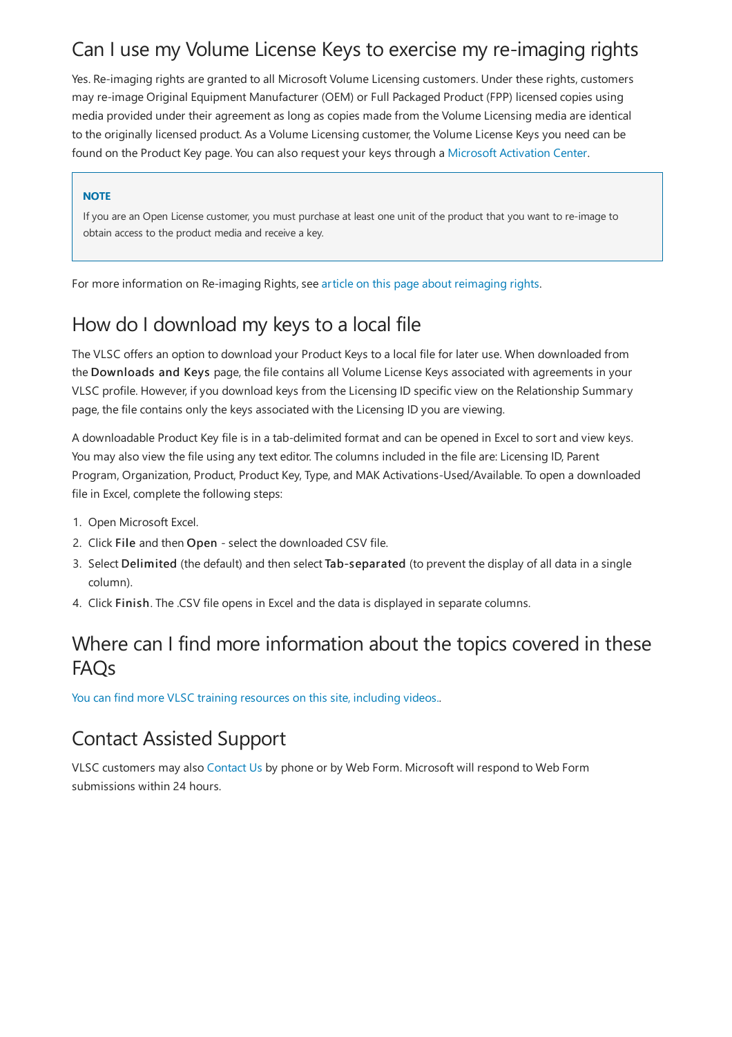## Can I use my Volume License Keys to exercise my re-imaging rights

Yes. Re-imaging rights are granted to all Microsoft Volume Licensing customers. Under these rights, customers may re-image Original Equipment Manufacturer (OEM) or Full Packaged Product (FPP) licensed copies using media provided under their agreement as long as copies made from the Volume Licensing media are identical to the originally licensed product. As a Volume Licensing customer, the Volume License Keys you need can be found on the Product Key page. You can also request your keys through a Microsoft Activation Center.

> **NOTE**
>
> If you are an Open License customer, you must purchase at least one unit of the product that you want to re-image to obtain access to the product media and receive a key.

For more information on Re-imaging Rights, see article on this page about reimaging rights.

## How do I download my keys to a local file

The VLSC offers an option to download your Product Keys to a local file for later use. When downloaded from the **Downloads and Keys** page, the file contains all Volume License Keys associated with agreements in your VLSC profile. However, if you download keys from the Licensing ID specific view on the Relationship Summary page, the file contains only the keys associated with the Licensing ID you are viewing.

A downloadable Product Key file is in a tab-delimited format and can be opened in Excel to sort and view keys. You may also view the file using any text editor. The columns included in the file are: Licensing ID, Parent Program, Organization, Product, Product Key, Type, and MAK Activations-Used/Available. To open a downloaded file in Excel, complete the following steps:

1. Open Microsoft Excel.
2. Click **File** and then **Open** - select the downloaded CSV file.
3. Select **Delimited** (the default) and then select **Tab-separated** (to prevent the display of all data in a single column).
4. Click **Finish**. The .CSV file opens in Excel and the data is displayed in separate columns.

## Where can I find more information about the topics covered in these FAQs

You can find more VLSC training resources on this site, including videos..

## Contact Assisted Support

VLSC customers may also Contact Us by phone or by Web Form. Microsoft will respond to Web Form submissions within 24 hours.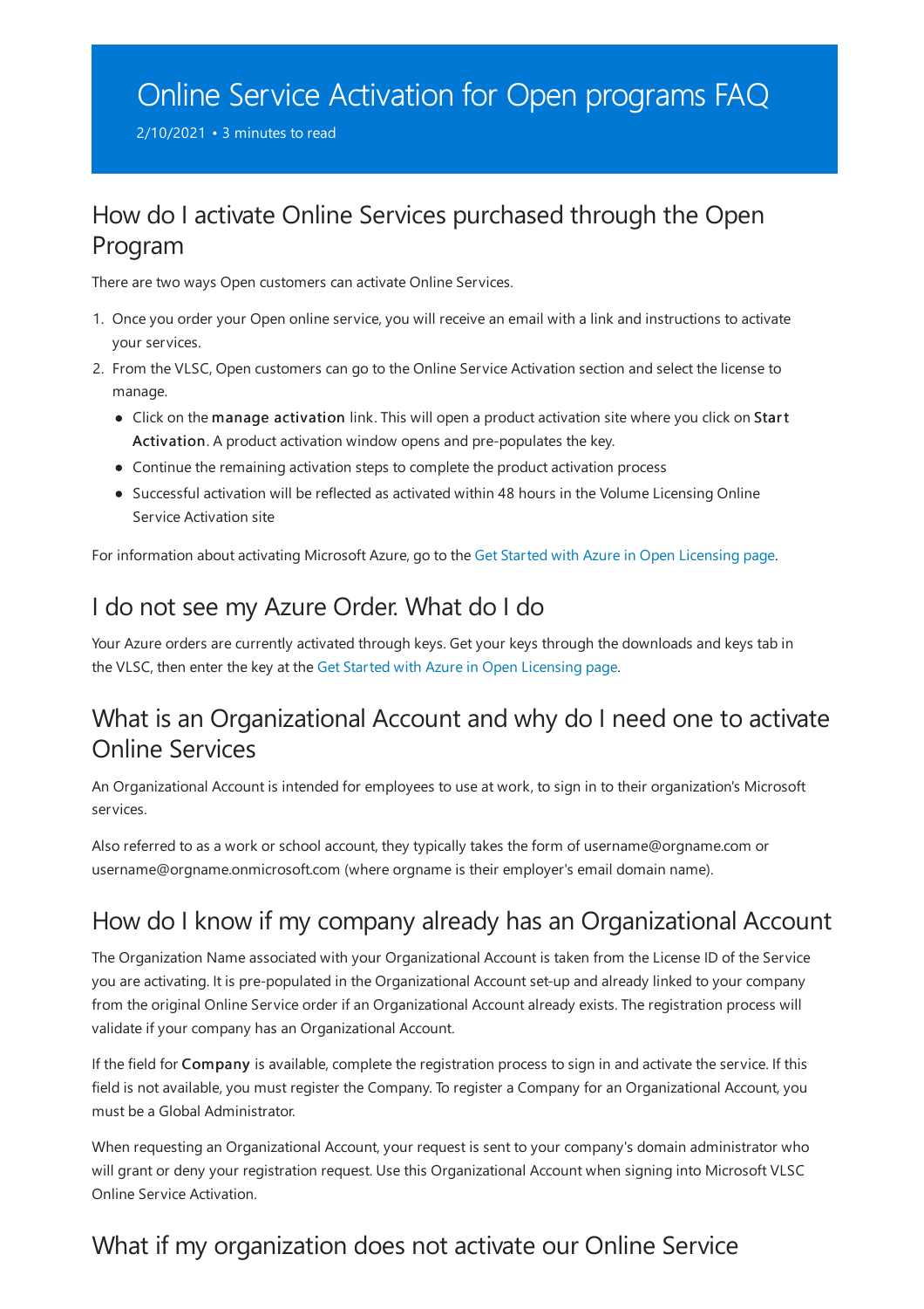# Online Service Activation for Open programs FAQ

2/10/2021 • 3 minutes to read

## How do I activate Online Services purchased through the Open Program

There are two ways Open customers can activate Online Services.

1. Once you order your Open online service, you will receive an email with a link and instructions to activate your services.
2. From the VLSC, Open customers can go to the Online Service Activation section and select the license to manage.
   - Click on the **manage activation** link. This will open a product activation site where you click on **Start Activation**. A product activation window opens and pre-populates the key.
   - Continue the remaining activation steps to complete the product activation process
   - Successful activation will be reflected as activated within 48 hours in the Volume Licensing Online Service Activation site

For information about activating Microsoft Azure, go to the Get Started with Azure in Open Licensing page.

## I do not see my Azure Order. What do I do

Your Azure orders are currently activated through keys. Get your keys through the downloads and keys tab in the VLSC, then enter the key at the Get Started with Azure in Open Licensing page.

## What is an Organizational Account and why do I need one to activate Online Services

An Organizational Account is intended for employees to use at work, to sign in to their organization's Microsoft services.

Also referred to as a work or school account, they typically takes the form of username@orgname.com or username@orgname.onmicrosoft.com (where orgname is their employer's email domain name).

## How do I know if my company already has an Organizational Account

The Organization Name associated with your Organizational Account is taken from the License ID of the Service you are activating. It is pre-populated in the Organizational Account set-up and already linked to your company from the original Online Service order if an Organizational Account already exists. The registration process will validate if your company has an Organizational Account.

If the field for **Company** is available, complete the registration process to sign in and activate the service. If this field is not available, you must register the Company. To register a Company for an Organizational Account, you must be a Global Administrator.

When requesting an Organizational Account, your request is sent to your company's domain administrator who will grant or deny your registration request. Use this Organizational Account when signing into Microsoft VLSC Online Service Activation.

## What if my organization does not activate our Online Service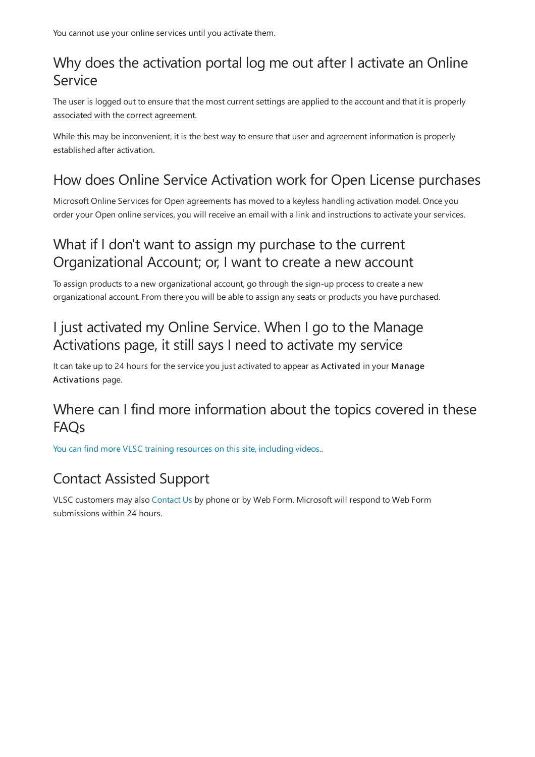You cannot use your online services until you activate them.

## Why does the activation portal log me out after I activate an Online Service

The user is logged out to ensure that the most current settings are applied to the account and that it is properly associated with the correct agreement.

While this may be inconvenient, it is the best way to ensure that user and agreement information is properly established after activation.

## How does Online Service Activation work for Open License purchases

Microsoft Online Services for Open agreements has moved to a keyless handling activation model. Once you order your Open online services, you will receive an email with a link and instructions to activate your services.

## What if I don't want to assign my purchase to the current Organizational Account; or, I want to create a new account

To assign products to a new organizational account, go through the sign-up process to create a new organizational account. From there you will be able to assign any seats or products you have purchased.

## I just activated my Online Service. When I go to the Manage Activations page, it still says I need to activate my service

It can take up to 24 hours for the service you just activated to appear as **Activated** in your **Manage Activations** page.

## Where can I find more information about the topics covered in these FAQs

You can find more VLSC training resources on this site, including videos..

## Contact Assisted Support

VLSC customers may also Contact Us by phone or by Web Form. Microsoft will respond to Web Form submissions within 24 hours.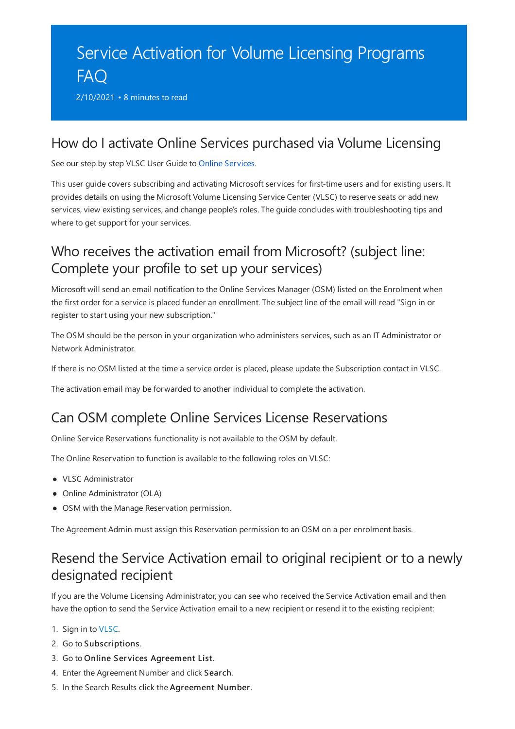# Service Activation for Volume Licensing Programs FAQ

2/10/2021 • 8 minutes to read

## How do I activate Online Services purchased via Volume Licensing

See our step by step VLSC User Guide to Online Services.

This user guide covers subscribing and activating Microsoft services for first-time users and for existing users. It provides details on using the Microsoft Volume Licensing Service Center (VLSC) to reserve seats or add new services, view existing services, and change people's roles. The guide concludes with troubleshooting tips and where to get support for your services.

## Who receives the activation email from Microsoft? (subject line: Complete your profile to set up your services)

Microsoft will send an email notification to the Online Services Manager (OSM) listed on the Enrolment when the first order for a service is placed funder an enrollment. The subject line of the email will read "Sign in or register to start using your new subscription."

The OSM should be the person in your organization who administers services, such as an IT Administrator or Network Administrator.

If there is no OSM listed at the time a service order is placed, please update the Subscription contact in VLSC.

The activation email may be forwarded to another individual to complete the activation.

## Can OSM complete Online Services License Reservations

Online Service Reservations functionality is not available to the OSM by default.

The Online Reservation to function is available to the following roles on VLSC:

- VLSC Administrator
- Online Administrator (OLA)
- OSM with the Manage Reservation permission.

The Agreement Admin must assign this Reservation permission to an OSM on a per enrolment basis.

## Resend the Service Activation email to original recipient or to a newly designated recipient

If you are the Volume Licensing Administrator, you can see who received the Service Activation email and then have the option to send the Service Activation email to a new recipient or resend it to the existing recipient:

1. Sign in to VLSC.
2. Go to **Subscriptions**.
3. Go to **Online Services Agreement List**.
4. Enter the Agreement Number and click **Search**.
5. In the Search Results click the **Agreement Number**.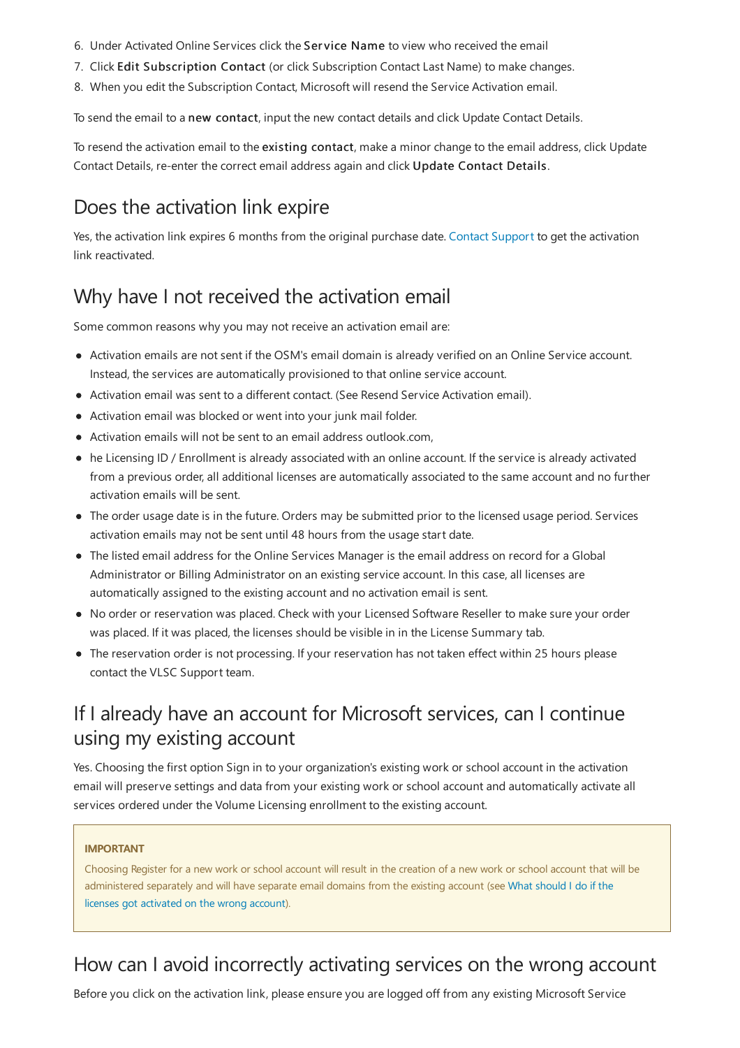6. Under Activated Online Services click the **Service Name** to view who received the email
7. Click **Edit Subscription Contact** (or click Subscription Contact Last Name) to make changes.
8. When you edit the Subscription Contact, Microsoft will resend the Service Activation email.

To send the email to a **new contact**, input the new contact details and click Update Contact Details.

To resend the activation email to the **existing contact**, make a minor change to the email address, click Update Contact Details, re-enter the correct email address again and click **Update Contact Details**.

## Does the activation link expire

Yes, the activation link expires 6 months from the original purchase date. [Contact Support](#) to get the activation link reactivated.

## Why have I not received the activation email

Some common reasons why you may not receive an activation email are:

- Activation emails are not sent if the OSM's email domain is already verified on an Online Service account. Instead, the services are automatically provisioned to that online service account.
- Activation email was sent to a different contact. (See Resend Service Activation email).
- Activation email was blocked or went into your junk mail folder.
- Activation emails will not be sent to an email address outlook.com,
- he Licensing ID / Enrollment is already associated with an online account. If the service is already activated from a previous order, all additional licenses are automatically associated to the same account and no further activation emails will be sent.
- The order usage date is in the future. Orders may be submitted prior to the licensed usage period. Services activation emails may not be sent until 48 hours from the usage start date.
- The listed email address for the Online Services Manager is the email address on record for a Global Administrator or Billing Administrator on an existing service account. In this case, all licenses are automatically assigned to the existing account and no activation email is sent.
- No order or reservation was placed. Check with your Licensed Software Reseller to make sure your order was placed. If it was placed, the licenses should be visible in in the License Summary tab.
- The reservation order is not processing. If your reservation has not taken effect within 25 hours please contact the VLSC Support team.

## If I already have an account for Microsoft services, can I continue using my existing account

Yes. Choosing the first option Sign in to your organization's existing work or school account in the activation email will preserve settings and data from your existing work or school account and automatically activate all services ordered under the Volume Licensing enrollment to the existing account.

> **IMPORTANT**
>
> Choosing Register for a new work or school account will result in the creation of a new work or school account that will be administered separately and will have separate email domains from the existing account (see [What should I do if the licenses got activated on the wrong account](#)).

## How can I avoid incorrectly activating services on the wrong account

Before you click on the activation link, please ensure you are logged off from any existing Microsoft Service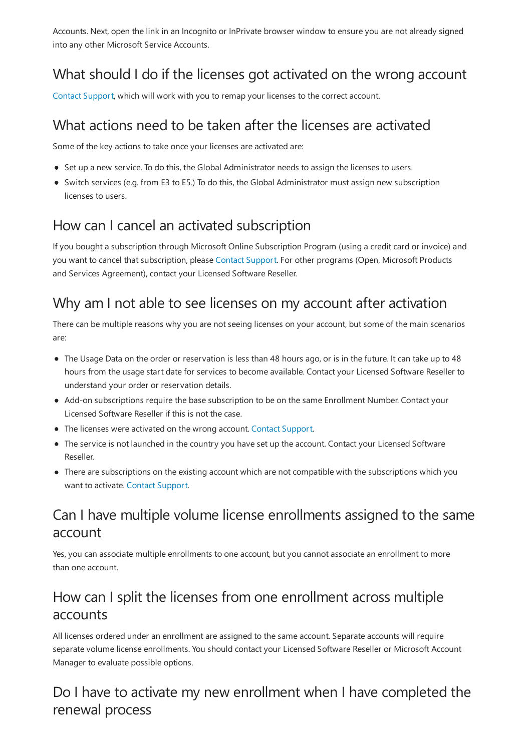Accounts. Next, open the link in an Incognito or InPrivate browser window to ensure you are not already signed into any other Microsoft Service Accounts.

## What should I do if the licenses got activated on the wrong account

Contact Support, which will work with you to remap your licenses to the correct account.

## What actions need to be taken after the licenses are activated

Some of the key actions to take once your licenses are activated are:

- Set up a new service. To do this, the Global Administrator needs to assign the licenses to users.
- Switch services (e.g. from E3 to E5.) To do this, the Global Administrator must assign new subscription licenses to users.

## How can I cancel an activated subscription

If you bought a subscription through Microsoft Online Subscription Program (using a credit card or invoice) and you want to cancel that subscription, please Contact Support. For other programs (Open, Microsoft Products and Services Agreement), contact your Licensed Software Reseller.

## Why am I not able to see licenses on my account after activation

There can be multiple reasons why you are not seeing licenses on your account, but some of the main scenarios are:

- The Usage Data on the order or reservation is less than 48 hours ago, or is in the future. It can take up to 48 hours from the usage start date for services to become available. Contact your Licensed Software Reseller to understand your order or reservation details.
- Add-on subscriptions require the base subscription to be on the same Enrollment Number. Contact your Licensed Software Reseller if this is not the case.
- The licenses were activated on the wrong account. Contact Support.
- The service is not launched in the country you have set up the account. Contact your Licensed Software Reseller.
- There are subscriptions on the existing account which are not compatible with the subscriptions which you want to activate. Contact Support.

## Can I have multiple volume license enrollments assigned to the same account

Yes, you can associate multiple enrollments to one account, but you cannot associate an enrollment to more than one account.

## How can I split the licenses from one enrollment across multiple accounts

All licenses ordered under an enrollment are assigned to the same account. Separate accounts will require separate volume license enrollments. You should contact your Licensed Software Reseller or Microsoft Account Manager to evaluate possible options.

## Do I have to activate my new enrollment when I have completed the renewal process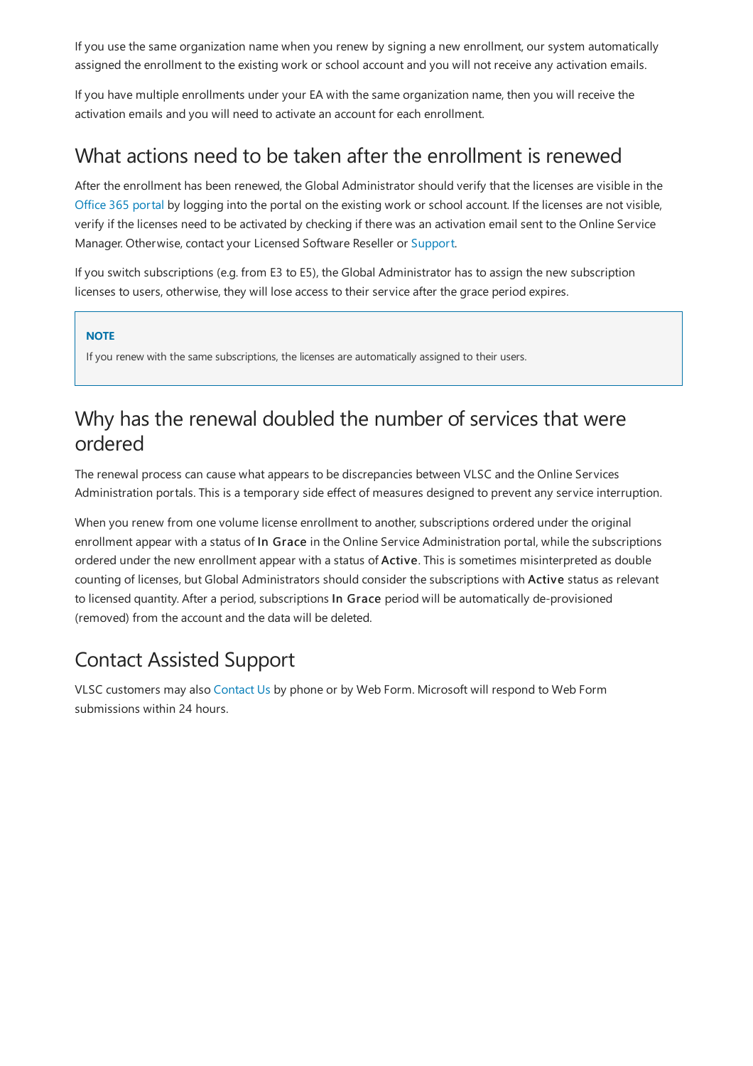If you use the same organization name when you renew by signing a new enrollment, our system automatically assigned the enrollment to the existing work or school account and you will not receive any activation emails.

If you have multiple enrollments under your EA with the same organization name, then you will receive the activation emails and you will need to activate an account for each enrollment.

## What actions need to be taken after the enrollment is renewed

After the enrollment has been renewed, the Global Administrator should verify that the licenses are visible in the Office 365 portal by logging into the portal on the existing work or school account. If the licenses are not visible, verify if the licenses need to be activated by checking if there was an activation email sent to the Online Service Manager. Otherwise, contact your Licensed Software Reseller or Support.

If you switch subscriptions (e.g. from E3 to E5), the Global Administrator has to assign the new subscription licenses to users, otherwise, they will lose access to their service after the grace period expires.

> **NOTE**
>
> If you renew with the same subscriptions, the licenses are automatically assigned to their users.

## Why has the renewal doubled the number of services that were ordered

The renewal process can cause what appears to be discrepancies between VLSC and the Online Services Administration portals. This is a temporary side effect of measures designed to prevent any service interruption.

When you renew from one volume license enrollment to another, subscriptions ordered under the original enrollment appear with a status of **In Grace** in the Online Service Administration portal, while the subscriptions ordered under the new enrollment appear with a status of **Active**. This is sometimes misinterpreted as double counting of licenses, but Global Administrators should consider the subscriptions with **Active** status as relevant to licensed quantity. After a period, subscriptions **In Grace** period will be automatically de-provisioned (removed) from the account and the data will be deleted.

## Contact Assisted Support

VLSC customers may also Contact Us by phone or by Web Form. Microsoft will respond to Web Form submissions within 24 hours.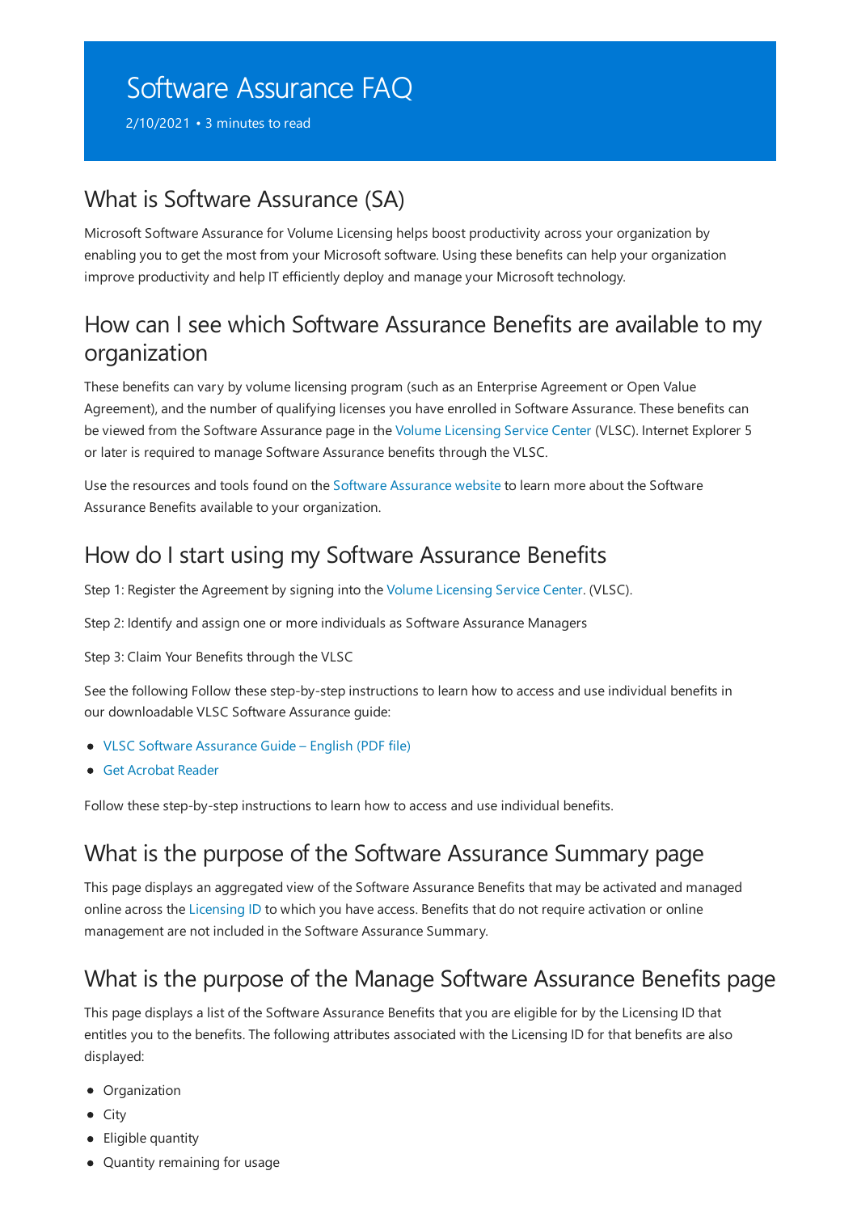# Software Assurance FAQ

2/10/2021 • 3 minutes to read

## What is Software Assurance (SA)

Microsoft Software Assurance for Volume Licensing helps boost productivity across your organization by enabling you to get the most from your Microsoft software. Using these benefits can help your organization improve productivity and help IT efficiently deploy and manage your Microsoft technology.

## How can I see which Software Assurance Benefits are available to my organization

These benefits can vary by volume licensing program (such as an Enterprise Agreement or Open Value Agreement), and the number of qualifying licenses you have enrolled in Software Assurance. These benefits can be viewed from the Software Assurance page in the Volume Licensing Service Center (VLSC). Internet Explorer 5 or later is required to manage Software Assurance benefits through the VLSC.

Use the resources and tools found on the Software Assurance website to learn more about the Software Assurance Benefits available to your organization.

## How do I start using my Software Assurance Benefits

Step 1: Register the Agreement by signing into the Volume Licensing Service Center. (VLSC).

Step 2: Identify and assign one or more individuals as Software Assurance Managers

Step 3: Claim Your Benefits through the VLSC

See the following Follow these step-by-step instructions to learn how to access and use individual benefits in our downloadable VLSC Software Assurance guide:

- VLSC Software Assurance Guide – English (PDF file)
- Get Acrobat Reader

Follow these step-by-step instructions to learn how to access and use individual benefits.

## What is the purpose of the Software Assurance Summary page

This page displays an aggregated view of the Software Assurance Benefits that may be activated and managed online across the Licensing ID to which you have access. Benefits that do not require activation or online management are not included in the Software Assurance Summary.

## What is the purpose of the Manage Software Assurance Benefits page

This page displays a list of the Software Assurance Benefits that you are eligible for by the Licensing ID that entitles you to the benefits. The following attributes associated with the Licensing ID for that benefits are also displayed:

- Organization
- City
- Eligible quantity
- Quantity remaining for usage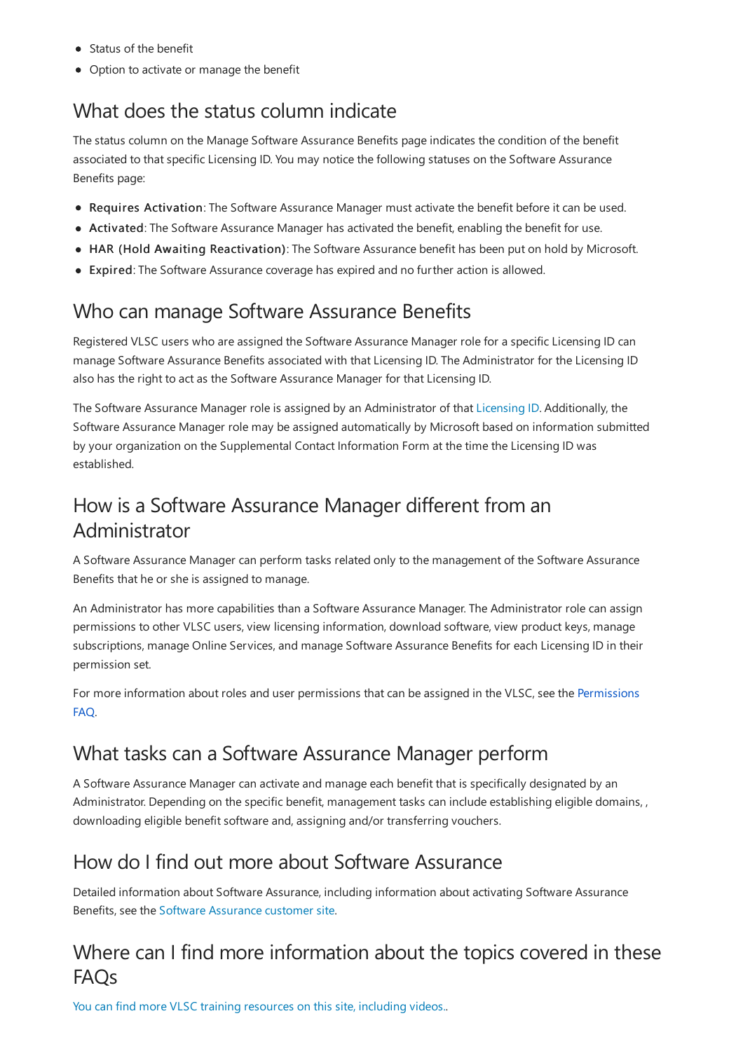- Status of the benefit
- Option to activate or manage the benefit

## What does the status column indicate

The status column on the Manage Software Assurance Benefits page indicates the condition of the benefit associated to that specific Licensing ID. You may notice the following statuses on the Software Assurance Benefits page:

- **Requires Activation**: The Software Assurance Manager must activate the benefit before it can be used.
- **Activated**: The Software Assurance Manager has activated the benefit, enabling the benefit for use.
- **HAR (Hold Awaiting Reactivation)**: The Software Assurance benefit has been put on hold by Microsoft.
- **Expired**: The Software Assurance coverage has expired and no further action is allowed.

## Who can manage Software Assurance Benefits

Registered VLSC users who are assigned the Software Assurance Manager role for a specific Licensing ID can manage Software Assurance Benefits associated with that Licensing ID. The Administrator for the Licensing ID also has the right to act as the Software Assurance Manager for that Licensing ID.

The Software Assurance Manager role is assigned by an Administrator of that Licensing ID. Additionally, the Software Assurance Manager role may be assigned automatically by Microsoft based on information submitted by your organization on the Supplemental Contact Information Form at the time the Licensing ID was established.

## How is a Software Assurance Manager different from an Administrator

A Software Assurance Manager can perform tasks related only to the management of the Software Assurance Benefits that he or she is assigned to manage.

An Administrator has more capabilities than a Software Assurance Manager. The Administrator role can assign permissions to other VLSC users, view licensing information, download software, view product keys, manage subscriptions, manage Online Services, and manage Software Assurance Benefits for each Licensing ID in their permission set.

For more information about roles and user permissions that can be assigned in the VLSC, see the Permissions FAQ.

## What tasks can a Software Assurance Manager perform

A Software Assurance Manager can activate and manage each benefit that is specifically designated by an Administrator. Depending on the specific benefit, management tasks can include establishing eligible domains, , downloading eligible benefit software and, assigning and/or transferring vouchers.

## How do I find out more about Software Assurance

Detailed information about Software Assurance, including information about activating Software Assurance Benefits, see the Software Assurance customer site.

## Where can I find more information about the topics covered in these FAQs

You can find more VLSC training resources on this site, including videos..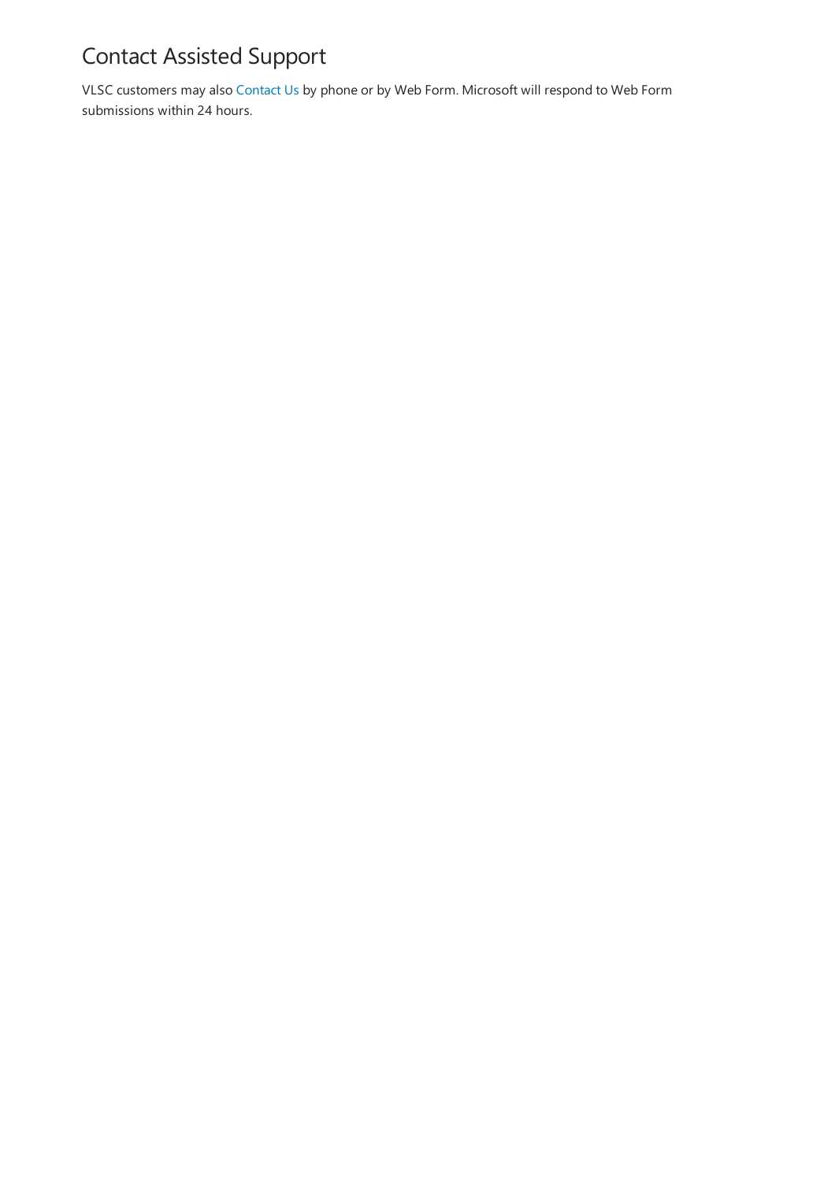## Contact Assisted Support

VLSC customers may also Contact Us by phone or by Web Form. Microsoft will respond to Web Form submissions within 24 hours.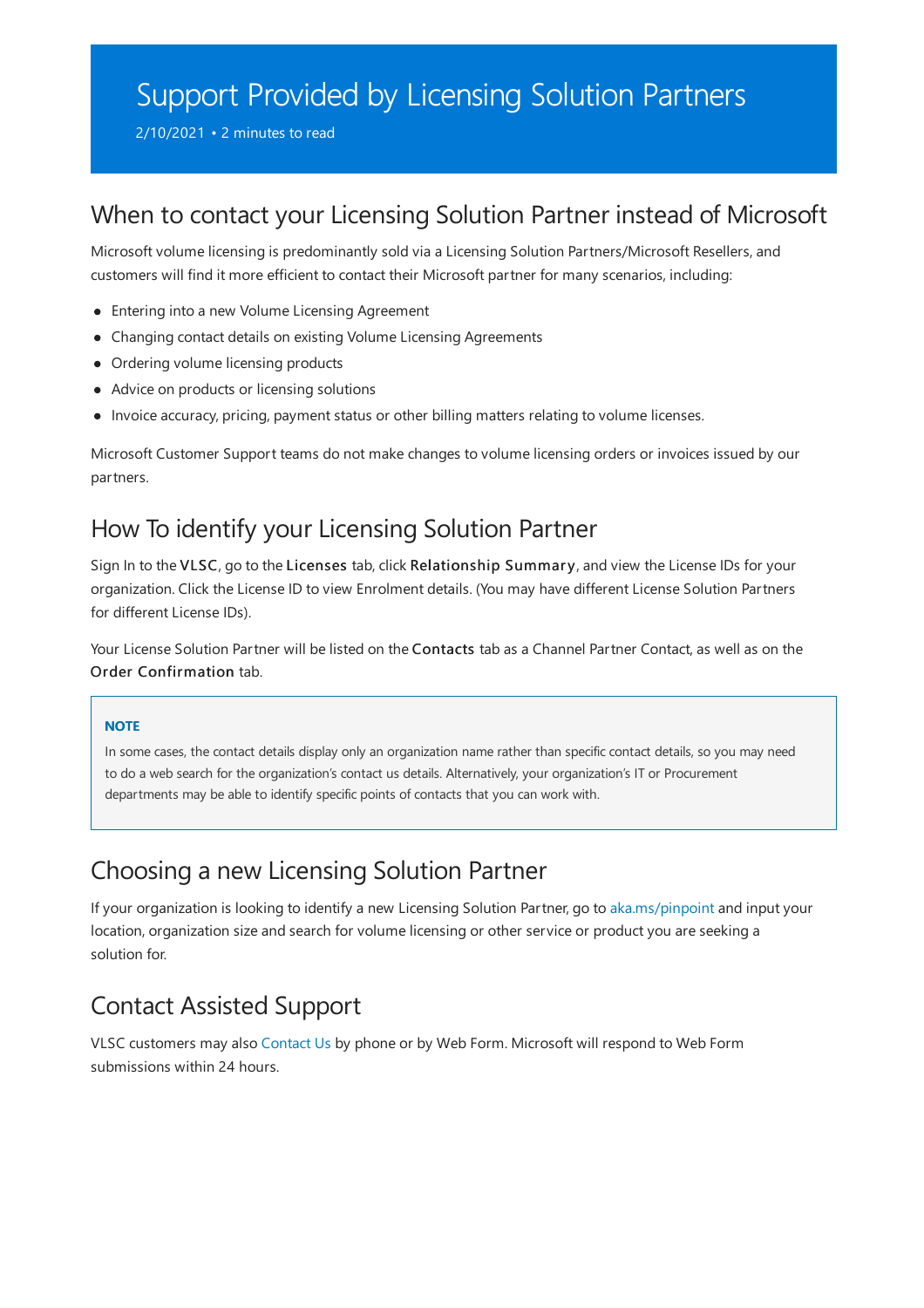# Support Provided by Licensing Solution Partners

2/10/2021 • 2 minutes to read

## When to contact your Licensing Solution Partner instead of Microsoft

Microsoft volume licensing is predominantly sold via a Licensing Solution Partners/Microsoft Resellers, and customers will find it more efficient to contact their Microsoft partner for many scenarios, including:

- Entering into a new Volume Licensing Agreement
- Changing contact details on existing Volume Licensing Agreements
- Ordering volume licensing products
- Advice on products or licensing solutions
- Invoice accuracy, pricing, payment status or other billing matters relating to volume licenses.

Microsoft Customer Support teams do not make changes to volume licensing orders or invoices issued by our partners.

## How To identify your Licensing Solution Partner

Sign In to the **VLSC**, go to the **Licenses** tab, click **Relationship Summary**, and view the License IDs for your organization. Click the License ID to view Enrolment details. (You may have different License Solution Partners for different License IDs).

Your License Solution Partner will be listed on the **Contacts** tab as a Channel Partner Contact, as well as on the **Order Confirmation** tab.

> **NOTE**
>
> In some cases, the contact details display only an organization name rather than specific contact details, so you may need to do a web search for the organization's contact us details. Alternatively, your organization's IT or Procurement departments may be able to identify specific points of contacts that you can work with.

## Choosing a new Licensing Solution Partner

If your organization is looking to identify a new Licensing Solution Partner, go to aka.ms/pinpoint and input your location, organization size and search for volume licensing or other service or product you are seeking a solution for.

## Contact Assisted Support

VLSC customers may also Contact Us by phone or by Web Form. Microsoft will respond to Web Form submissions within 24 hours.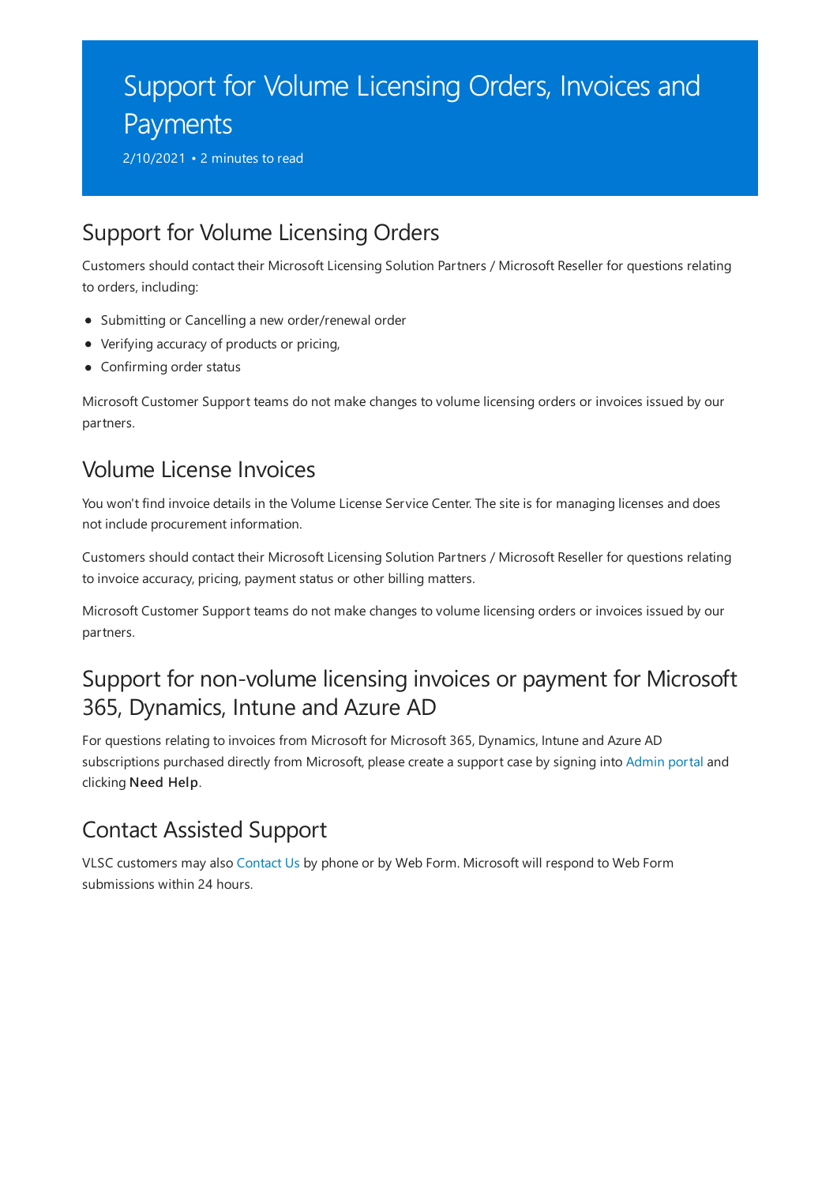# Support for Volume Licensing Orders, Invoices and Payments

2/10/2021 • 2 minutes to read

## Support for Volume Licensing Orders

Customers should contact their Microsoft Licensing Solution Partners / Microsoft Reseller for questions relating to orders, including:

- Submitting or Cancelling a new order/renewal order
- Verifying accuracy of products or pricing,
- Confirming order status

Microsoft Customer Support teams do not make changes to volume licensing orders or invoices issued by our partners.

## Volume License Invoices

You won't find invoice details in the Volume License Service Center. The site is for managing licenses and does not include procurement information.

Customers should contact their Microsoft Licensing Solution Partners / Microsoft Reseller for questions relating to invoice accuracy, pricing, payment status or other billing matters.

Microsoft Customer Support teams do not make changes to volume licensing orders or invoices issued by our partners.

## Support for non-volume licensing invoices or payment for Microsoft 365, Dynamics, Intune and Azure AD

For questions relating to invoices from Microsoft for Microsoft 365, Dynamics, Intune and Azure AD subscriptions purchased directly from Microsoft, please create a support case by signing into Admin portal and clicking **Need Help**.

## Contact Assisted Support

VLSC customers may also Contact Us by phone or by Web Form. Microsoft will respond to Web Form submissions within 24 hours.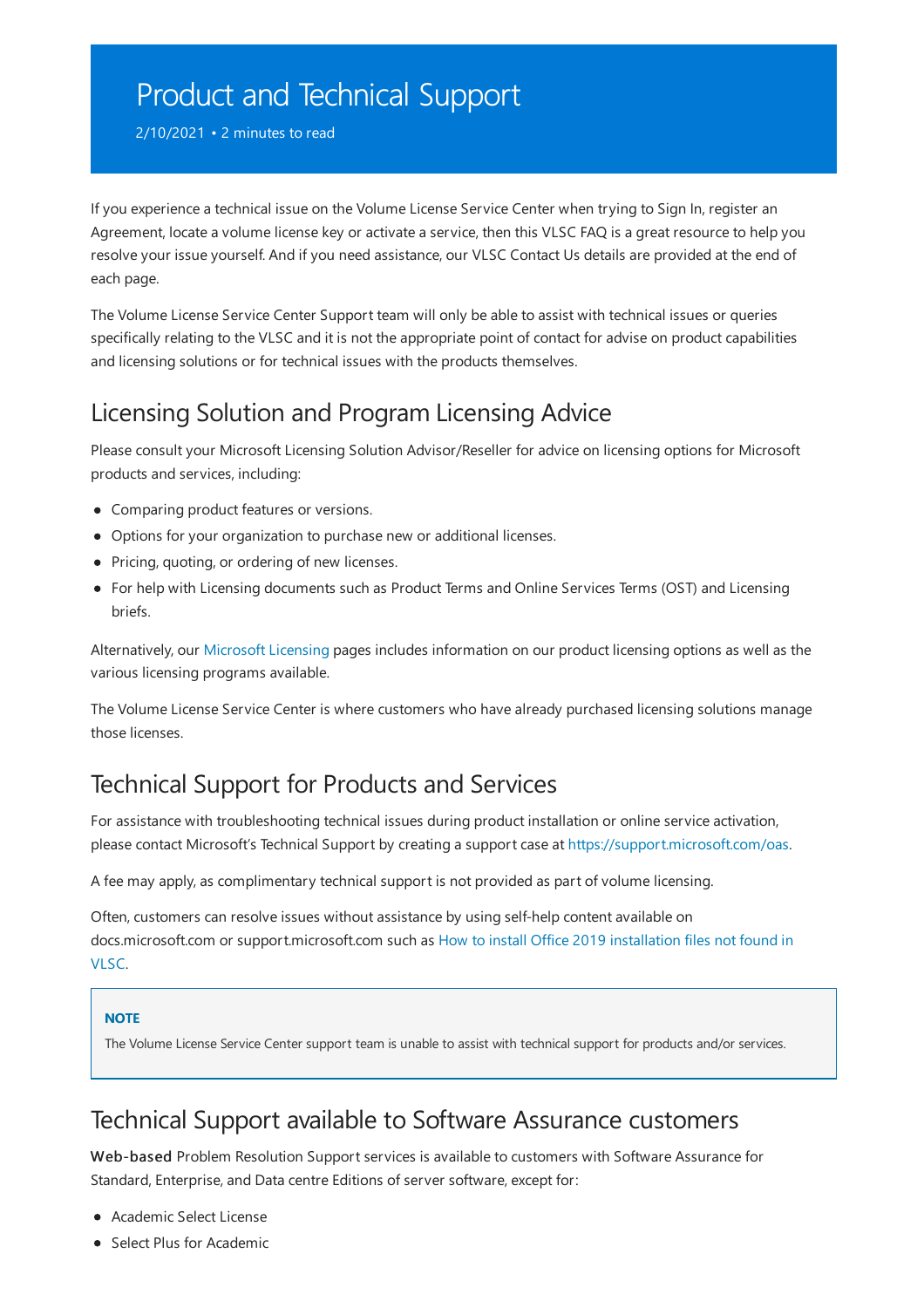# Product and Technical Support

2/10/2021 • 2 minutes to read

If you experience a technical issue on the Volume License Service Center when trying to Sign In, register an Agreement, locate a volume license key or activate a service, then this VLSC FAQ is a great resource to help you resolve your issue yourself. And if you need assistance, our VLSC Contact Us details are provided at the end of each page.

The Volume License Service Center Support team will only be able to assist with technical issues or queries specifically relating to the VLSC and it is not the appropriate point of contact for advise on product capabilities and licensing solutions or for technical issues with the products themselves.

## Licensing Solution and Program Licensing Advice

Please consult your Microsoft Licensing Solution Advisor/Reseller for advice on licensing options for Microsoft products and services, including:

- Comparing product features or versions.
- Options for your organization to purchase new or additional licenses.
- Pricing, quoting, or ordering of new licenses.
- For help with Licensing documents such as Product Terms and Online Services Terms (OST) and Licensing briefs.

Alternatively, our Microsoft Licensing pages includes information on our product licensing options as well as the various licensing programs available.

The Volume License Service Center is where customers who have already purchased licensing solutions manage those licenses.

## Technical Support for Products and Services

For assistance with troubleshooting technical issues during product installation or online service activation, please contact Microsoft's Technical Support by creating a support case at https://support.microsoft.com/oas.

A fee may apply, as complimentary technical support is not provided as part of volume licensing.

Often, customers can resolve issues without assistance by using self-help content available on docs.microsoft.com or support.microsoft.com such as How to install Office 2019 installation files not found in VLSC.

> **NOTE**
>
> The Volume License Service Center support team is unable to assist with technical support for products and/or services.

## Technical Support available to Software Assurance customers

**Web-based** Problem Resolution Support services is available to customers with Software Assurance for Standard, Enterprise, and Data centre Editions of server software, except for:

- Academic Select License
- Select Plus for Academic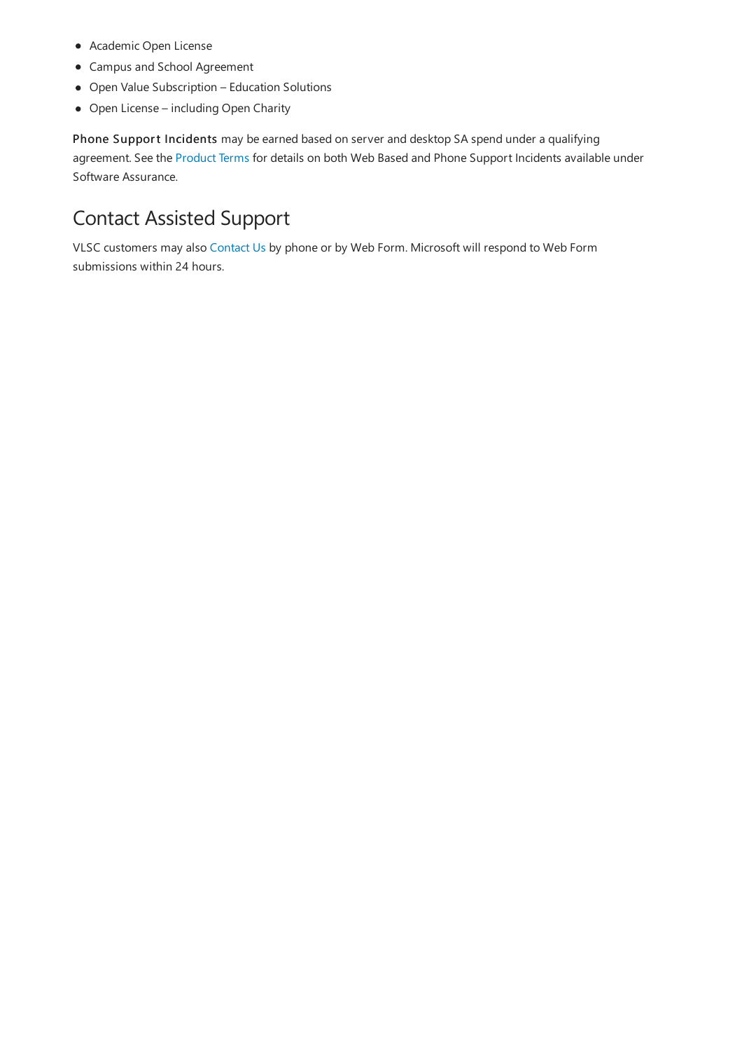- Academic Open License
- Campus and School Agreement
- Open Value Subscription – Education Solutions
- Open License – including Open Charity

**Phone Support Incidents** may be earned based on server and desktop SA spend under a qualifying agreement. See the Product Terms for details on both Web Based and Phone Support Incidents available under Software Assurance.

## Contact Assisted Support

VLSC customers may also Contact Us by phone or by Web Form. Microsoft will respond to Web Form submissions within 24 hours.